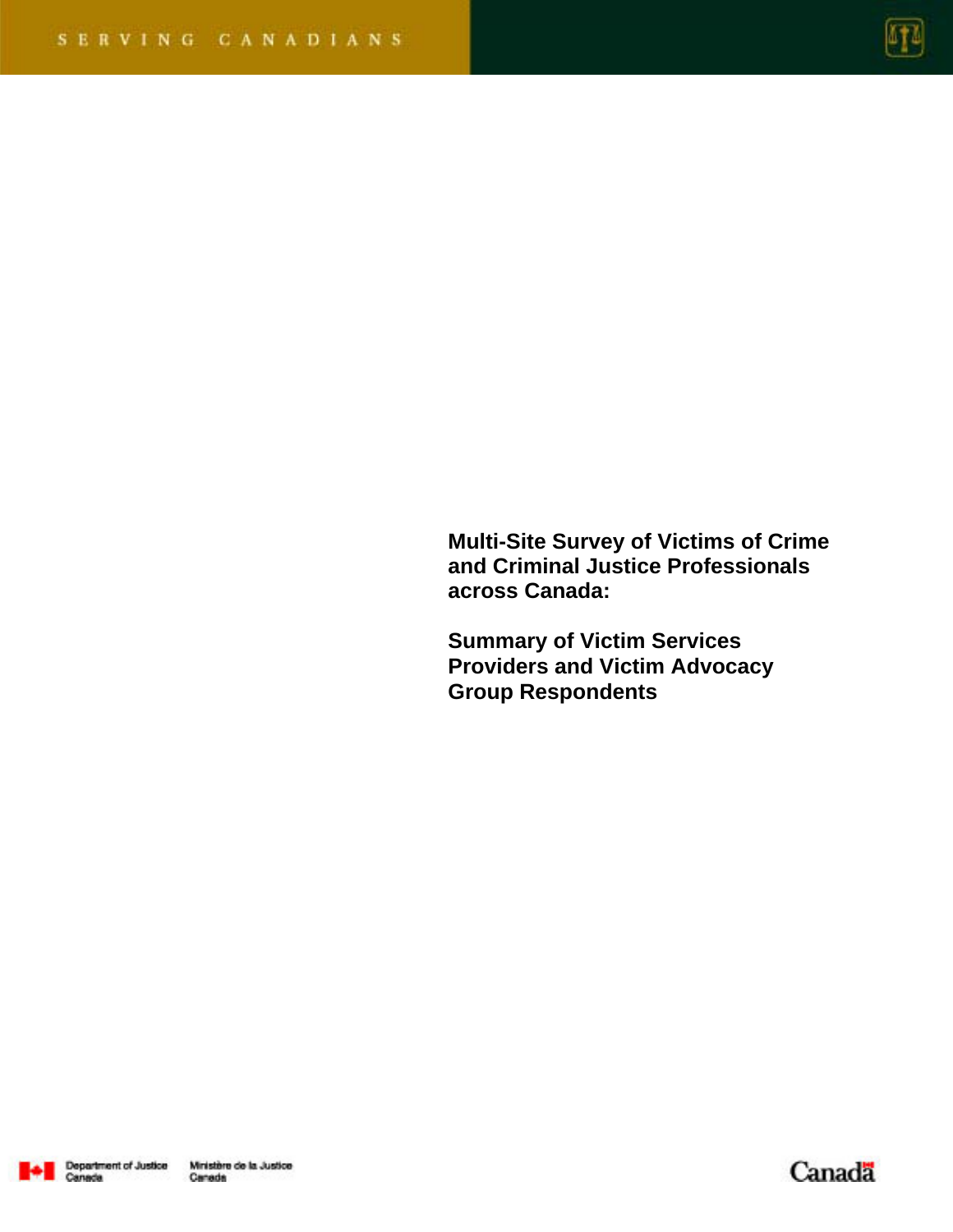SERVING CANADIANS

# Multi-Site Survey of Victims of Crime and Criminal Justice Professionals across Canada:

## Summary of Victim Services Providers and Victim Advocacy Group Respondents

Department of Justice Canada | Ministère de la Justice Canada

Canada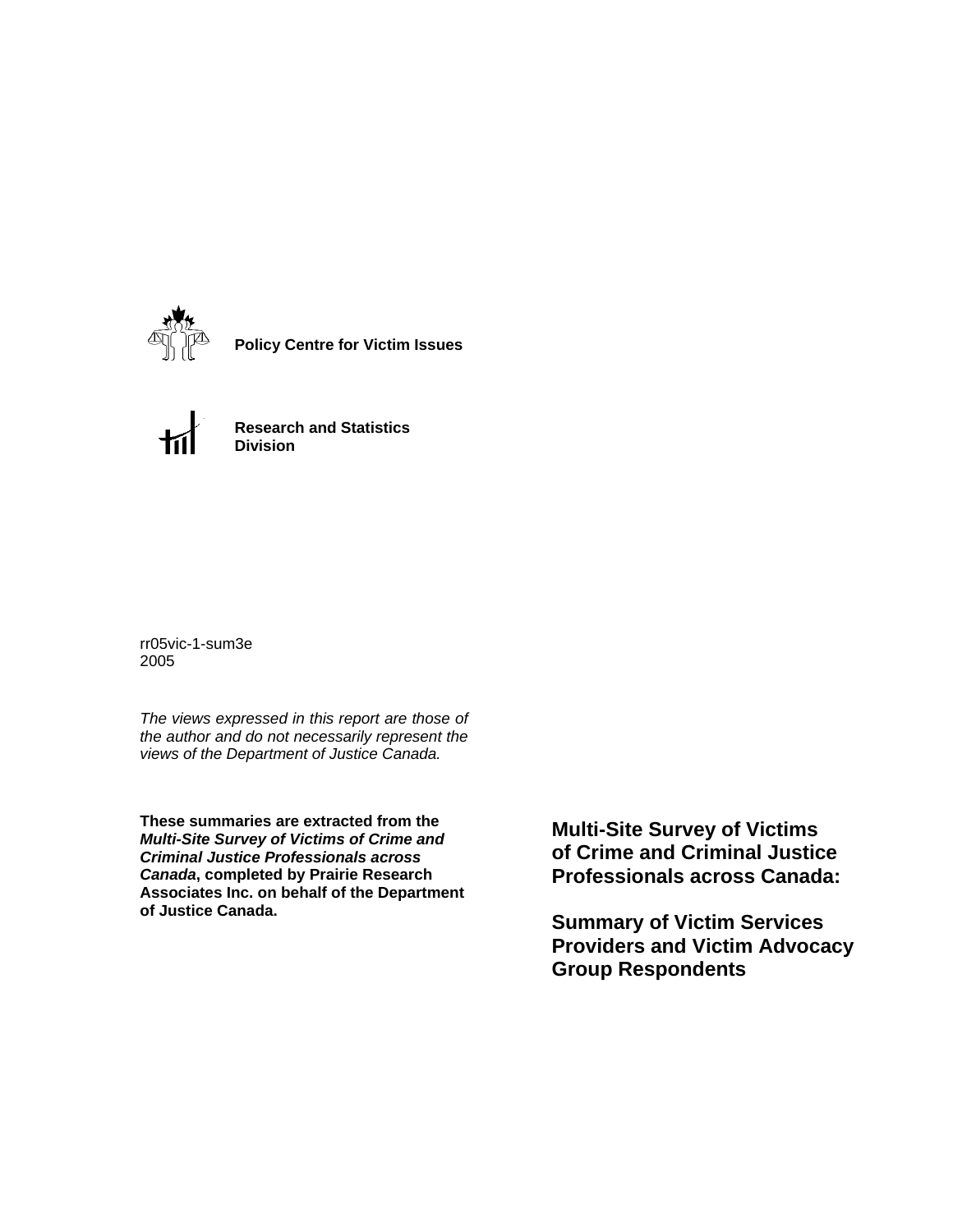**Policy Centre for Victim Issues**

**Research and Statistics Division**

rr05vic-1-sum3e
2005

*The views expressed in this report are those of the author and do not necessarily represent the views of the Department of Justice Canada.*

**These summaries are extracted from the *Multi-Site Survey of Victims of Crime and Criminal Justice Professionals across Canada*, completed by Prairie Research Associates Inc. on behalf of the Department of Justice Canada.**

# Multi-Site Survey of Victims of Crime and Criminal Justice Professionals across Canada:

# Summary of Victim Services Providers and Victim Advocacy Group Respondents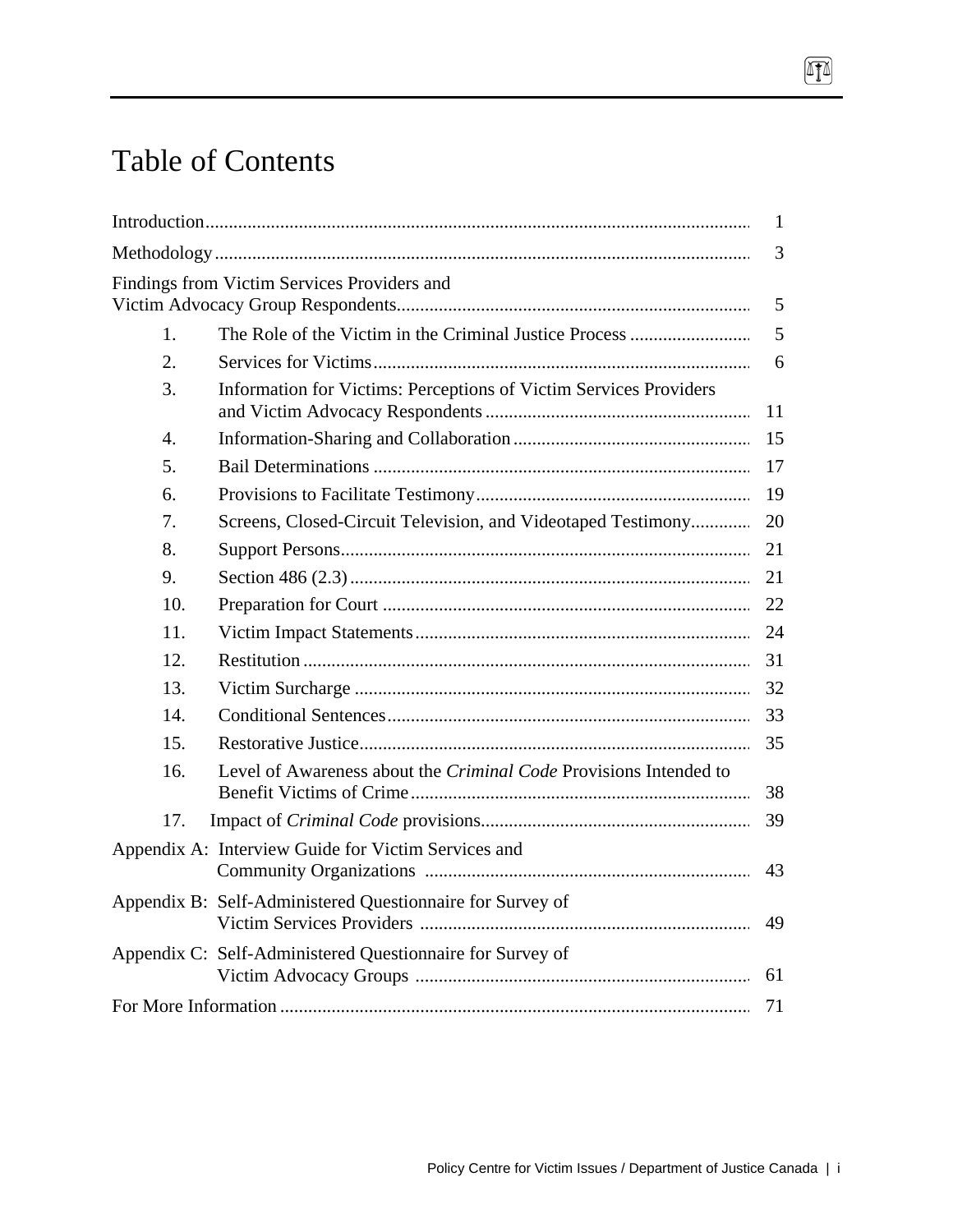# Table of Contents

| | |
|---|---|
| Introduction | 1 |
| Methodology | 3 |
| Findings from Victim Services Providers and Victim Advocacy Group Respondents | 5 |
| 1. The Role of the Victim in the Criminal Justice Process | 5 |
| 2. Services for Victims | 6 |
| 3. Information for Victims: Perceptions of Victim Services Providers and Victim Advocacy Respondents | 11 |
| 4. Information-Sharing and Collaboration | 15 |
| 5. Bail Determinations | 17 |
| 6. Provisions to Facilitate Testimony | 19 |
| 7. Screens, Closed-Circuit Television, and Videotaped Testimony | 20 |
| 8. Support Persons | 21 |
| 9. Section 486 (2.3) | 21 |
| 10. Preparation for Court | 22 |
| 11. Victim Impact Statements | 24 |
| 12. Restitution | 31 |
| 13. Victim Surcharge | 32 |
| 14. Conditional Sentences | 33 |
| 15. Restorative Justice | 35 |
| 16. Level of Awareness about the *Criminal Code* Provisions Intended to Benefit Victims of Crime | 38 |
| 17. Impact of *Criminal Code* provisions | 39 |
| Appendix A: Interview Guide for Victim Services and Community Organizations | 43 |
| Appendix B: Self-Administered Questionnaire for Survey of Victim Services Providers | 49 |
| Appendix C: Self-Administered Questionnaire for Survey of Victim Advocacy Groups | 61 |
| For More Information | 71 |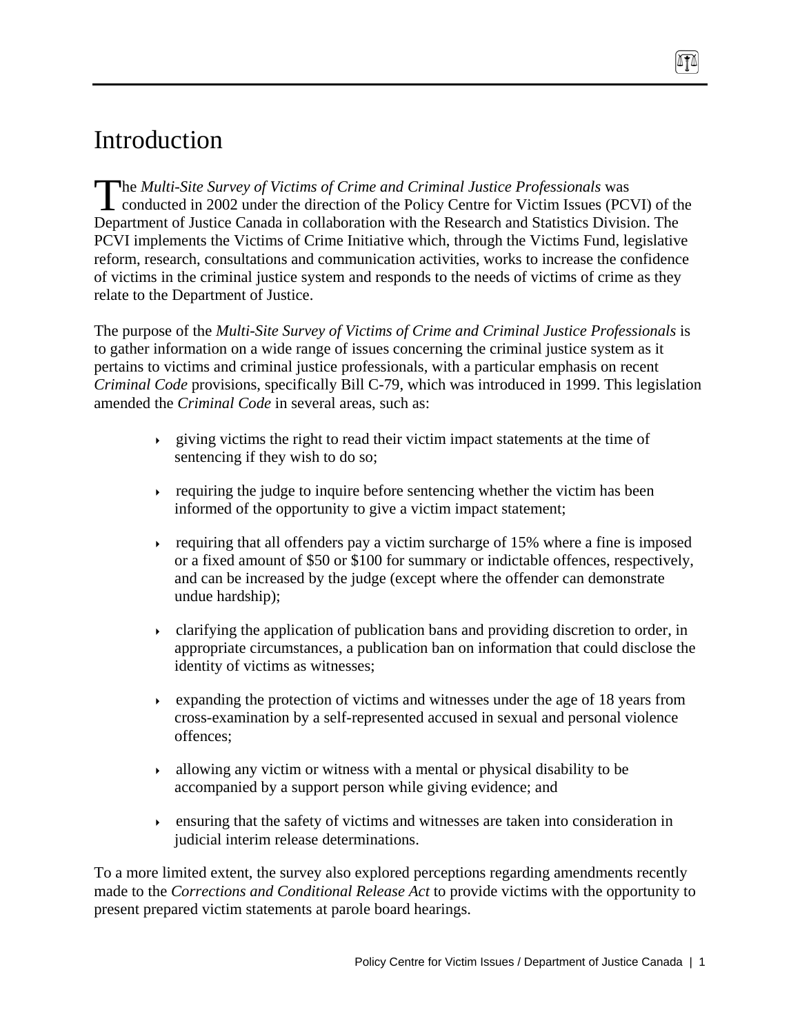# Introduction

The *Multi-Site Survey of Victims of Crime and Criminal Justice Professionals* was conducted in 2002 under the direction of the Policy Centre for Victim Issues (PCVI) of the Department of Justice Canada in collaboration with the Research and Statistics Division. The PCVI implements the Victims of Crime Initiative which, through the Victims Fund, legislative reform, research, consultations and communication activities, works to increase the confidence of victims in the criminal justice system and responds to the needs of victims of crime as they relate to the Department of Justice.

The purpose of the *Multi-Site Survey of Victims of Crime and Criminal Justice Professionals* is to gather information on a wide range of issues concerning the criminal justice system as it pertains to victims and criminal justice professionals, with a particular emphasis on recent *Criminal Code* provisions, specifically Bill C-79, which was introduced in 1999. This legislation amended the *Criminal Code* in several areas, such as:

- giving victims the right to read their victim impact statements at the time of sentencing if they wish to do so;
- requiring the judge to inquire before sentencing whether the victim has been informed of the opportunity to give a victim impact statement;
- requiring that all offenders pay a victim surcharge of 15% where a fine is imposed or a fixed amount of $50 or $100 for summary or indictable offences, respectively, and can be increased by the judge (except where the offender can demonstrate undue hardship);
- clarifying the application of publication bans and providing discretion to order, in appropriate circumstances, a publication ban on information that could disclose the identity of victims as witnesses;
- expanding the protection of victims and witnesses under the age of 18 years from cross-examination by a self-represented accused in sexual and personal violence offences;
- allowing any victim or witness with a mental or physical disability to be accompanied by a support person while giving evidence; and
- ensuring that the safety of victims and witnesses are taken into consideration in judicial interim release determinations.

To a more limited extent, the survey also explored perceptions regarding amendments recently made to the *Corrections and Conditional Release Act* to provide victims with the opportunity to present prepared victim statements at parole board hearings.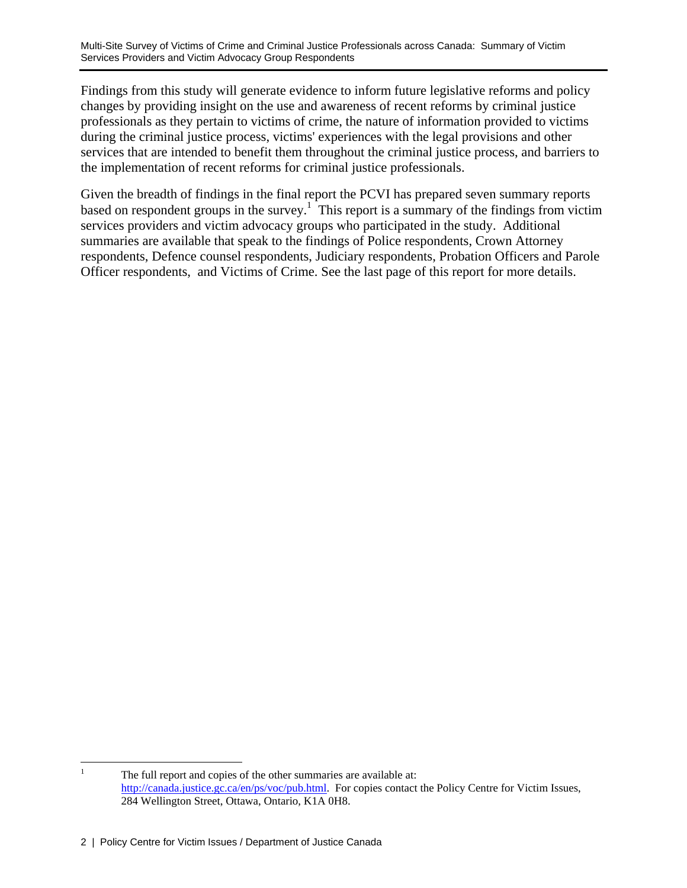Findings from this study will generate evidence to inform future legislative reforms and policy changes by providing insight on the use and awareness of recent reforms by criminal justice professionals as they pertain to victims of crime, the nature of information provided to victims during the criminal justice process, victims' experiences with the legal provisions and other services that are intended to benefit them throughout the criminal justice process, and barriers to the implementation of recent reforms for criminal justice professionals.

Given the breadth of findings in the final report the PCVI has prepared seven summary reports based on respondent groups in the survey.[1] This report is a summary of the findings from victim services providers and victim advocacy groups who participated in the study. Additional summaries are available that speak to the findings of Police respondents, Crown Attorney respondents, Defence counsel respondents, Judiciary respondents, Probation Officers and Parole Officer respondents, and Victims of Crime. See the last page of this report for more details.

[1] The full report and copies of the other summaries are available at: http://canada.justice.gc.ca/en/ps/voc/pub.html. For copies contact the Policy Centre for Victim Issues, 284 Wellington Street, Ottawa, Ontario, K1A 0H8.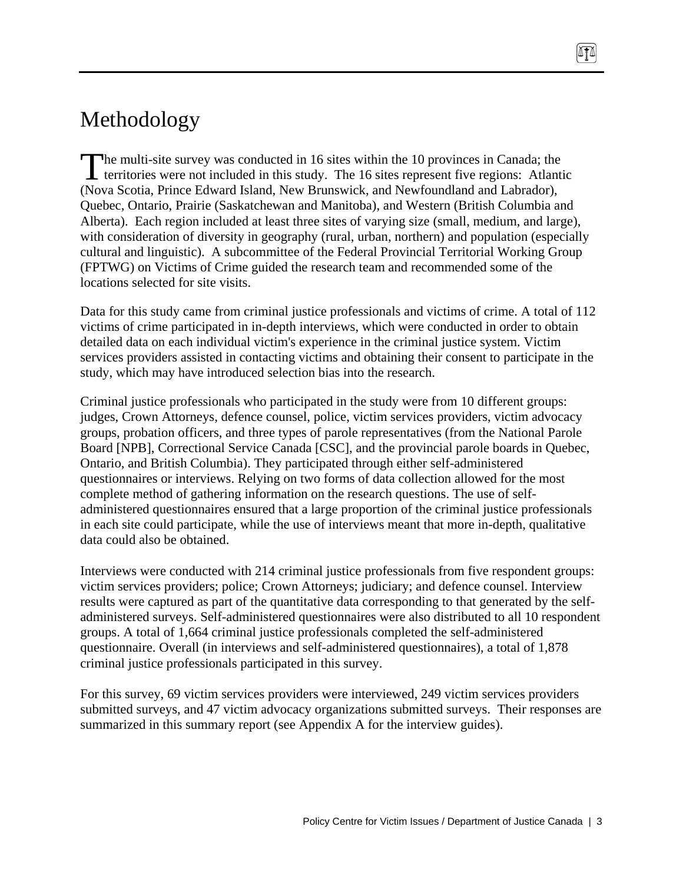# Methodology

The multi-site survey was conducted in 16 sites within the 10 provinces in Canada; the territories were not included in this study. The 16 sites represent five regions: Atlantic (Nova Scotia, Prince Edward Island, New Brunswick, and Newfoundland and Labrador), Quebec, Ontario, Prairie (Saskatchewan and Manitoba), and Western (British Columbia and Alberta). Each region included at least three sites of varying size (small, medium, and large), with consideration of diversity in geography (rural, urban, northern) and population (especially cultural and linguistic). A subcommittee of the Federal Provincial Territorial Working Group (FPTWG) on Victims of Crime guided the research team and recommended some of the locations selected for site visits.

Data for this study came from criminal justice professionals and victims of crime. A total of 112 victims of crime participated in in-depth interviews, which were conducted in order to obtain detailed data on each individual victim's experience in the criminal justice system. Victim services providers assisted in contacting victims and obtaining their consent to participate in the study, which may have introduced selection bias into the research.

Criminal justice professionals who participated in the study were from 10 different groups: judges, Crown Attorneys, defence counsel, police, victim services providers, victim advocacy groups, probation officers, and three types of parole representatives (from the National Parole Board [NPB], Correctional Service Canada [CSC], and the provincial parole boards in Quebec, Ontario, and British Columbia). They participated through either self-administered questionnaires or interviews. Relying on two forms of data collection allowed for the most complete method of gathering information on the research questions. The use of self-administered questionnaires ensured that a large proportion of the criminal justice professionals in each site could participate, while the use of interviews meant that more in-depth, qualitative data could also be obtained.

Interviews were conducted with 214 criminal justice professionals from five respondent groups: victim services providers; police; Crown Attorneys; judiciary; and defence counsel. Interview results were captured as part of the quantitative data corresponding to that generated by the self-administered surveys. Self-administered questionnaires were also distributed to all 10 respondent groups. A total of 1,664 criminal justice professionals completed the self-administered questionnaire. Overall (in interviews and self-administered questionnaires), a total of 1,878 criminal justice professionals participated in this survey.

For this survey, 69 victim services providers were interviewed, 249 victim services providers submitted surveys, and 47 victim advocacy organizations submitted surveys. Their responses are summarized in this summary report (see Appendix A for the interview guides).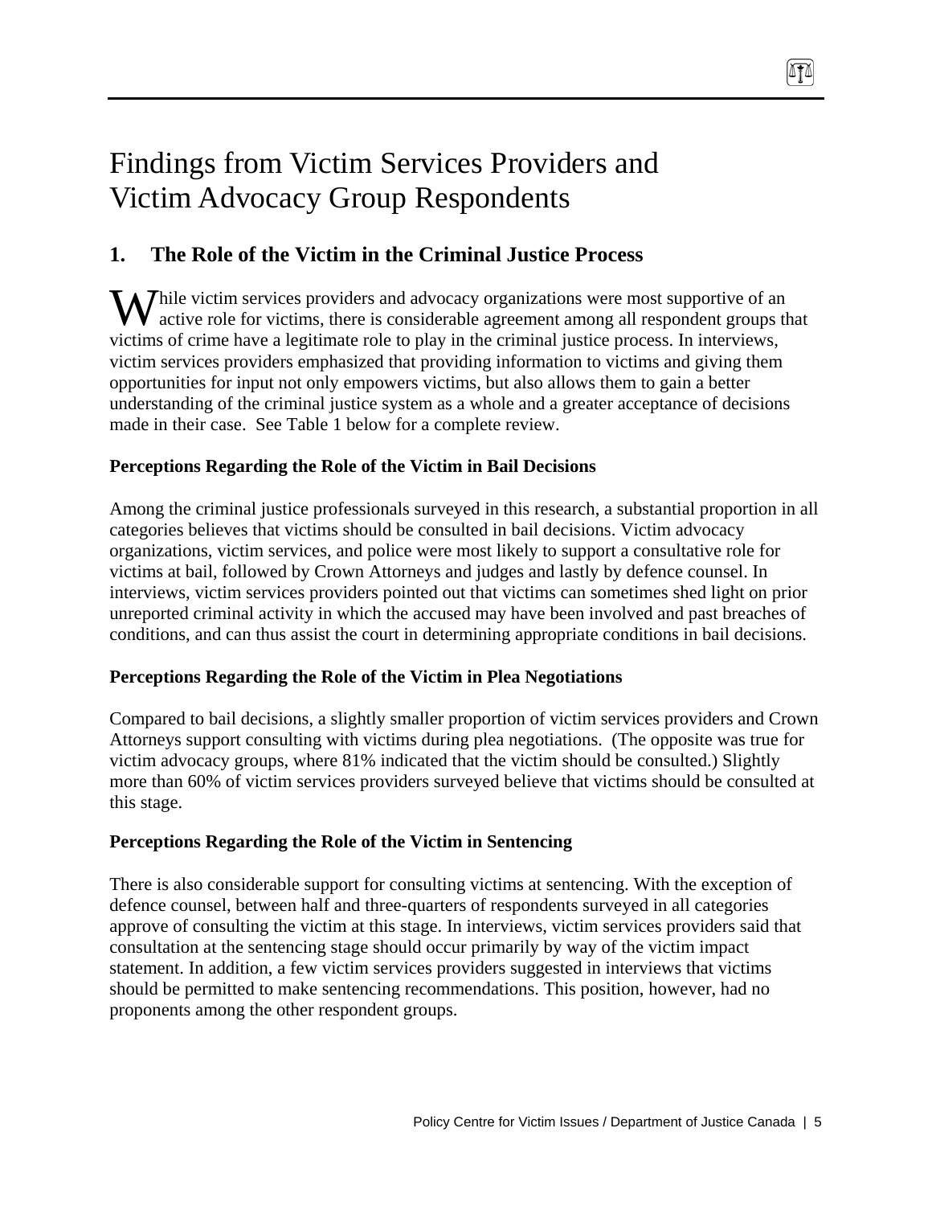# Findings from Victim Services Providers and Victim Advocacy Group Respondents

## 1. The Role of the Victim in the Criminal Justice Process

While victim services providers and advocacy organizations were most supportive of an active role for victims, there is considerable agreement among all respondent groups that victims of crime have a legitimate role to play in the criminal justice process. In interviews, victim services providers emphasized that providing information to victims and giving them opportunities for input not only empowers victims, but also allows them to gain a better understanding of the criminal justice system as a whole and a greater acceptance of decisions made in their case. See Table 1 below for a complete review.

### Perceptions Regarding the Role of the Victim in Bail Decisions

Among the criminal justice professionals surveyed in this research, a substantial proportion in all categories believes that victims should be consulted in bail decisions. Victim advocacy organizations, victim services, and police were most likely to support a consultative role for victims at bail, followed by Crown Attorneys and judges and lastly by defence counsel. In interviews, victim services providers pointed out that victims can sometimes shed light on prior unreported criminal activity in which the accused may have been involved and past breaches of conditions, and can thus assist the court in determining appropriate conditions in bail decisions.

### Perceptions Regarding the Role of the Victim in Plea Negotiations

Compared to bail decisions, a slightly smaller proportion of victim services providers and Crown Attorneys support consulting with victims during plea negotiations. (The opposite was true for victim advocacy groups, where 81% indicated that the victim should be consulted.) Slightly more than 60% of victim services providers surveyed believe that victims should be consulted at this stage.

### Perceptions Regarding the Role of the Victim in Sentencing

There is also considerable support for consulting victims at sentencing. With the exception of defence counsel, between half and three-quarters of respondents surveyed in all categories approve of consulting the victim at this stage. In interviews, victim services providers said that consultation at the sentencing stage should occur primarily by way of the victim impact statement. In addition, a few victim services providers suggested in interviews that victims should be permitted to make sentencing recommendations. This position, however, had no proponents among the other respondent groups.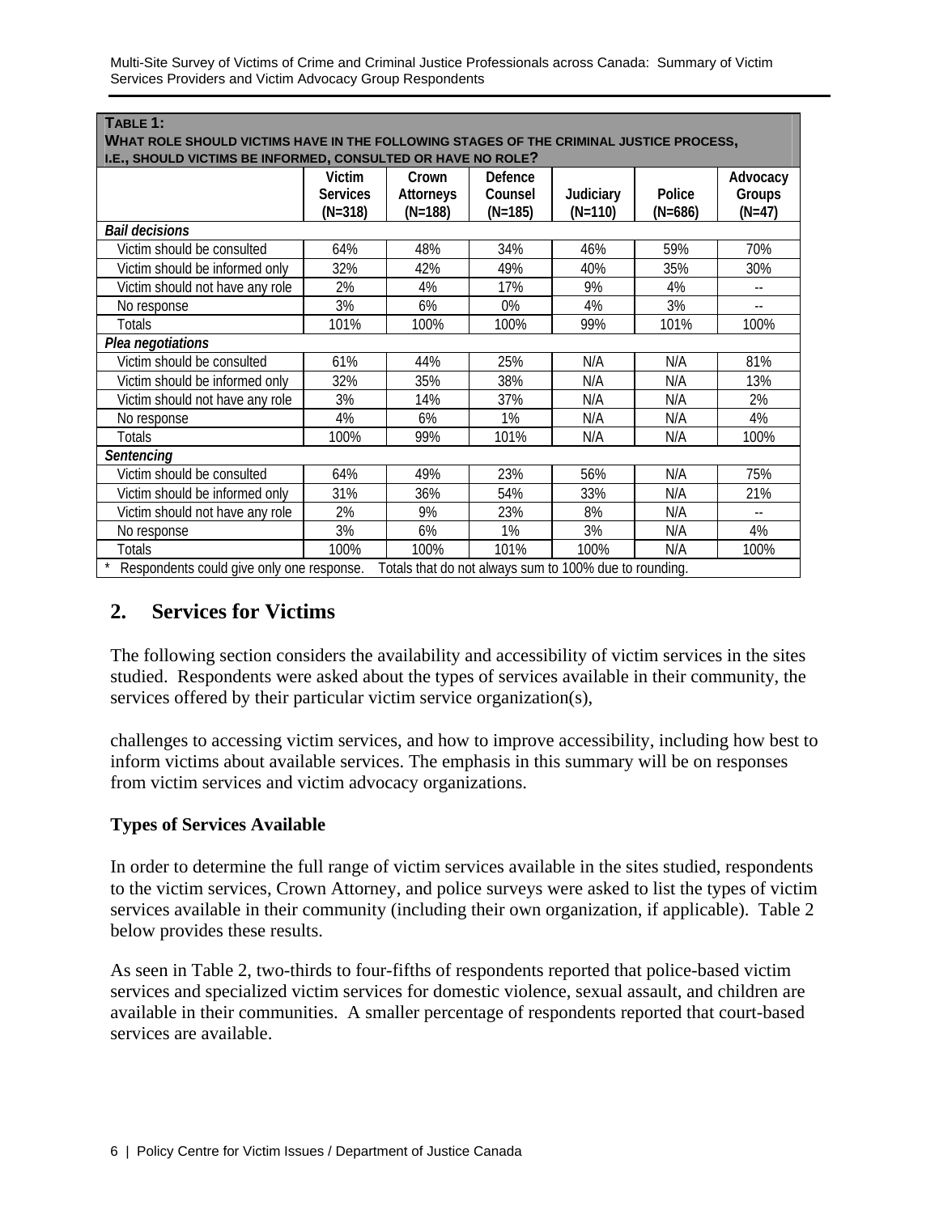**TABLE 1:**
**WHAT ROLE SHOULD VICTIMS HAVE IN THE FOLLOWING STAGES OF THE CRIMINAL JUSTICE PROCESS, I.E., SHOULD VICTIMS BE INFORMED, CONSULTED OR HAVE NO ROLE?**

| | Victim Services (N=318) | Crown Attorneys (N=188) | Defence Counsel (N=185) | Judiciary (N=110) | Police (N=686) | Advocacy Groups (N=47) |
|---|---|---|---|---|---|---|
| ***Bail decisions*** | | | | | | |
| Victim should be consulted | 64% | 48% | 34% | 46% | 59% | 70% |
| Victim should be informed only | 32% | 42% | 49% | 40% | 35% | 30% |
| Victim should not have any role | 2% | 4% | 17% | 9% | 4% | -- |
| No response | 3% | 6% | 0% | 4% | 3% | -- |
| Totals | 101% | 100% | 100% | 99% | 101% | 100% |
| ***Plea negotiations*** | | | | | | |
| Victim should be consulted | 61% | 44% | 25% | N/A | N/A | 81% |
| Victim should be informed only | 32% | 35% | 38% | N/A | N/A | 13% |
| Victim should not have any role | 3% | 14% | 37% | N/A | N/A | 2% |
| No response | 4% | 6% | 1% | N/A | N/A | 4% |
| Totals | 100% | 99% | 101% | N/A | N/A | 100% |
| ***Sentencing*** | | | | | | |
| Victim should be consulted | 64% | 49% | 23% | 56% | N/A | 75% |
| Victim should be informed only | 31% | 36% | 54% | 33% | N/A | 21% |
| Victim should not have any role | 2% | 9% | 23% | 8% | N/A | -- |
| No response | 3% | 6% | 1% | 3% | N/A | 4% |
| Totals | 100% | 100% | 101% | 100% | N/A | 100% |

* Respondents could give only one response. Totals that do not always sum to 100% due to rounding.

## 2. Services for Victims

The following section considers the availability and accessibility of victim services in the sites studied. Respondents were asked about the types of services available in their community, the services offered by their particular victim service organization(s),

challenges to accessing victim services, and how to improve accessibility, including how best to inform victims about available services. The emphasis in this summary will be on responses from victim services and victim advocacy organizations.

### Types of Services Available

In order to determine the full range of victim services available in the sites studied, respondents to the victim services, Crown Attorney, and police surveys were asked to list the types of victim services available in their community (including their own organization, if applicable). Table 2 below provides these results.

As seen in Table 2, two-thirds to four-fifths of respondents reported that police-based victim services and specialized victim services for domestic violence, sexual assault, and children are available in their communities. A smaller percentage of respondents reported that court-based services are available.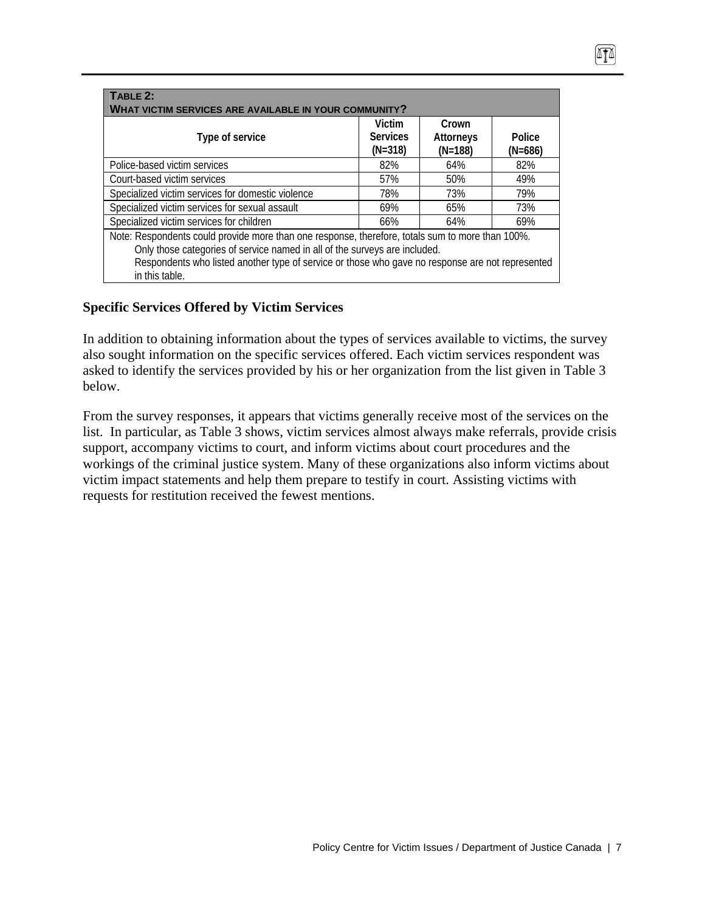**TABLE 2:**
**WHAT VICTIM SERVICES ARE AVAILABLE IN YOUR COMMUNITY?**

| Type of service | Victim Services (N=318) | Crown Attorneys (N=188) | Police (N=686) |
|---|---|---|---|
| Police-based victim services | 82% | 64% | 82% |
| Court-based victim services | 57% | 50% | 49% |
| Specialized victim services for domestic violence | 78% | 73% | 79% |
| Specialized victim services for sexual assault | 69% | 65% | 73% |
| Specialized victim services for children | 66% | 64% | 69% |

Note: Respondents could provide more than one response, therefore, totals sum to more than 100%.
Only those categories of service named in all of the surveys are included.
Respondents who listed another type of service or those who gave no response are not represented in this table.

### Specific Services Offered by Victim Services

In addition to obtaining information about the types of services available to victims, the survey also sought information on the specific services offered. Each victim services respondent was asked to identify the services provided by his or her organization from the list given in Table 3 below.

From the survey responses, it appears that victims generally receive most of the services on the list. In particular, as Table 3 shows, victim services almost always make referrals, provide crisis support, accompany victims to court, and inform victims about court procedures and the workings of the criminal justice system. Many of these organizations also inform victims about victim impact statements and help them prepare to testify in court. Assisting victims with requests for restitution received the fewest mentions.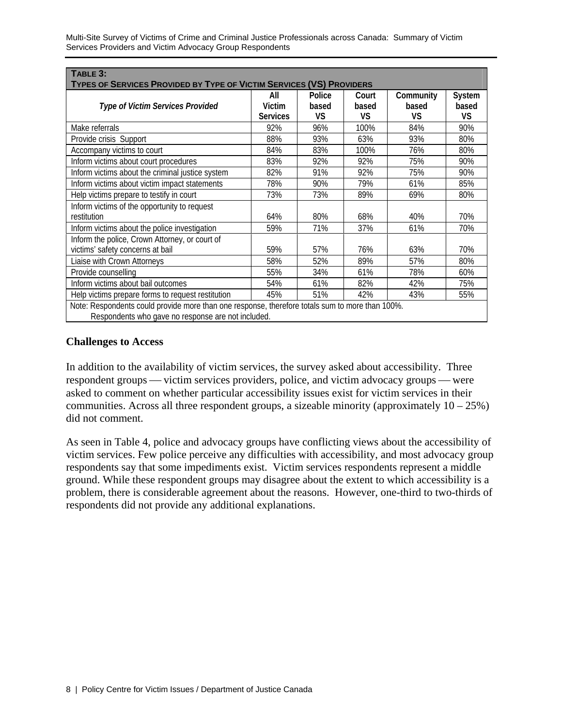**TABLE 3:**
**TYPES OF SERVICES PROVIDED BY TYPE OF VICTIM SERVICES (VS) PROVIDERS**

| *Type of Victim Services Provided* | All Victim Services | Police based VS | Court based VS | Community based VS | System based VS |
|---|---|---|---|---|---|
| Make referrals | 92% | 96% | 100% | 84% | 90% |
| Provide crisis Support | 88% | 93% | 63% | 93% | 80% |
| Accompany victims to court | 84% | 83% | 100% | 76% | 80% |
| Inform victims about court procedures | 83% | 92% | 92% | 75% | 90% |
| Inform victims about the criminal justice system | 82% | 91% | 92% | 75% | 90% |
| Inform victims about victim impact statements | 78% | 90% | 79% | 61% | 85% |
| Help victims prepare to testify in court | 73% | 73% | 89% | 69% | 80% |
| Inform victims of the opportunity to request restitution | 64% | 80% | 68% | 40% | 70% |
| Inform victims about the police investigation | 59% | 71% | 37% | 61% | 70% |
| Inform the police, Crown Attorney, or court of victims' safety concerns at bail | 59% | 57% | 76% | 63% | 70% |
| Liaise with Crown Attorneys | 58% | 52% | 89% | 57% | 80% |
| Provide counselling | 55% | 34% | 61% | 78% | 60% |
| Inform victims about bail outcomes | 54% | 61% | 82% | 42% | 75% |
| Help victims prepare forms to request restitution | 45% | 51% | 42% | 43% | 55% |

Note: Respondents could provide more than one response, therefore totals sum to more than 100%. Respondents who gave no response are not included.

### Challenges to Access

In addition to the availability of victim services, the survey asked about accessibility. Three respondent groups — victim services providers, police, and victim advocacy groups — were asked to comment on whether particular accessibility issues exist for victim services in their communities. Across all three respondent groups, a sizeable minority (approximately 10 – 25%) did not comment.

As seen in Table 4, police and advocacy groups have conflicting views about the accessibility of victim services. Few police perceive any difficulties with accessibility, and most advocacy group respondents say that some impediments exist. Victim services respondents represent a middle ground. While these respondent groups may disagree about the extent to which accessibility is a problem, there is considerable agreement about the reasons. However, one-third to two-thirds of respondents did not provide any additional explanations.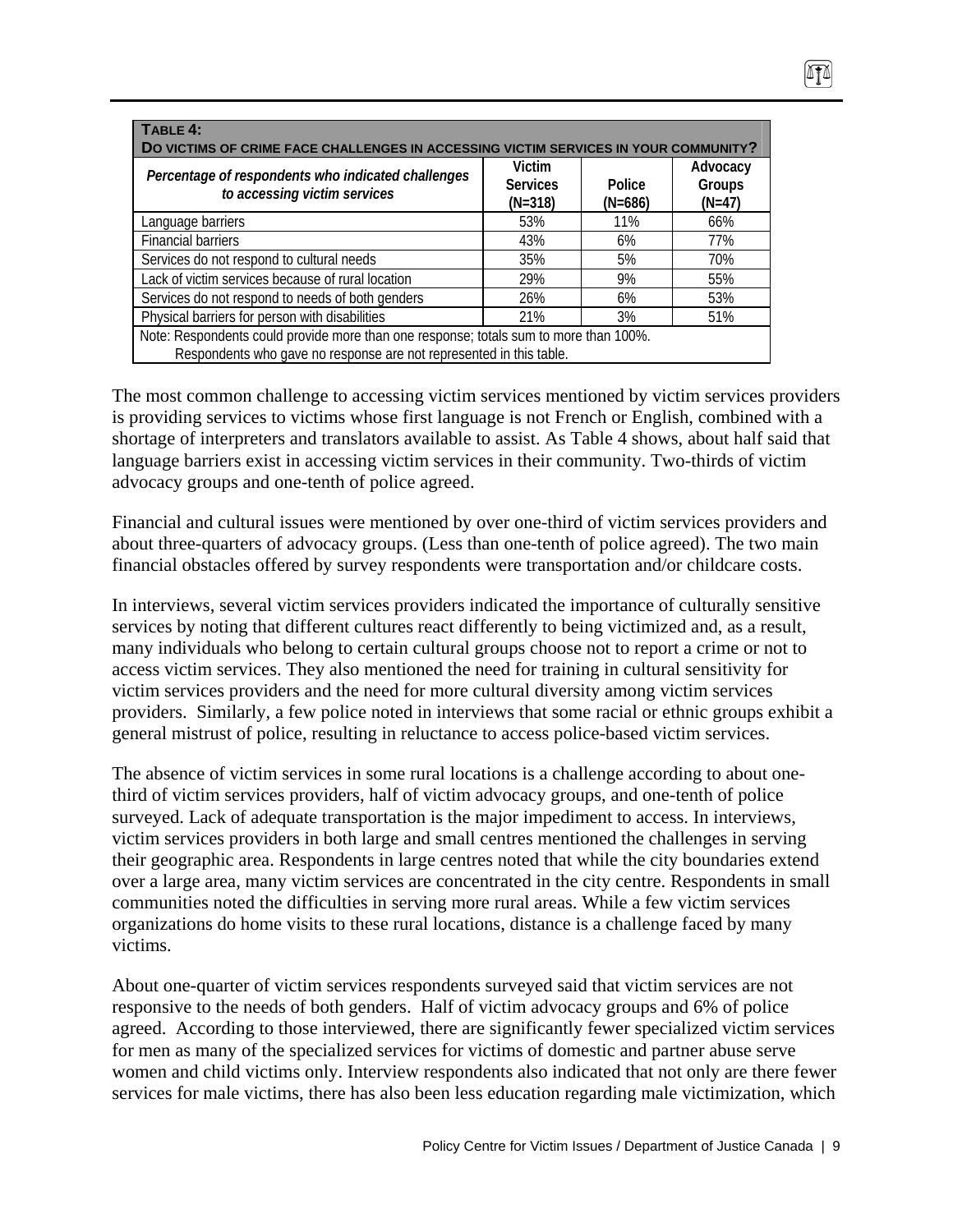**TABLE 4:**
**DO VICTIMS OF CRIME FACE CHALLENGES IN ACCESSING VICTIM SERVICES IN YOUR COMMUNITY?**

| *Percentage of respondents who indicated challenges to accessing victim services* | Victim Services (N=318) | Police (N=686) | Advocacy Groups (N=47) |
|---|---|---|---|
| Language barriers | 53% | 11% | 66% |
| Financial barriers | 43% | 6% | 77% |
| Services do not respond to cultural needs | 35% | 5% | 70% |
| Lack of victim services because of rural location | 29% | 9% | 55% |
| Services do not respond to needs of both genders | 26% | 6% | 53% |
| Physical barriers for person with disabilities | 21% | 3% | 51% |

Note: Respondents could provide more than one response; totals sum to more than 100%.
Respondents who gave no response are not represented in this table.

The most common challenge to accessing victim services mentioned by victim services providers is providing services to victims whose first language is not French or English, combined with a shortage of interpreters and translators available to assist. As Table 4 shows, about half said that language barriers exist in accessing victim services in their community. Two-thirds of victim advocacy groups and one-tenth of police agreed.

Financial and cultural issues were mentioned by over one-third of victim services providers and about three-quarters of advocacy groups. (Less than one-tenth of police agreed). The two main financial obstacles offered by survey respondents were transportation and/or childcare costs.

In interviews, several victim services providers indicated the importance of culturally sensitive services by noting that different cultures react differently to being victimized and, as a result, many individuals who belong to certain cultural groups choose not to report a crime or not to access victim services. They also mentioned the need for training in cultural sensitivity for victim services providers and the need for more cultural diversity among victim services providers. Similarly, a few police noted in interviews that some racial or ethnic groups exhibit a general mistrust of police, resulting in reluctance to access police-based victim services.

The absence of victim services in some rural locations is a challenge according to about one-third of victim services providers, half of victim advocacy groups, and one-tenth of police surveyed. Lack of adequate transportation is the major impediment to access. In interviews, victim services providers in both large and small centres mentioned the challenges in serving their geographic area. Respondents in large centres noted that while the city boundaries extend over a large area, many victim services are concentrated in the city centre. Respondents in small communities noted the difficulties in serving more rural areas. While a few victim services organizations do home visits to these rural locations, distance is a challenge faced by many victims.

About one-quarter of victim services respondents surveyed said that victim services are not responsive to the needs of both genders. Half of victim advocacy groups and 6% of police agreed. According to those interviewed, there are significantly fewer specialized victim services for men as many of the specialized services for victims of domestic and partner abuse serve women and child victims only. Interview respondents also indicated that not only are there fewer services for male victims, there has also been less education regarding male victimization, which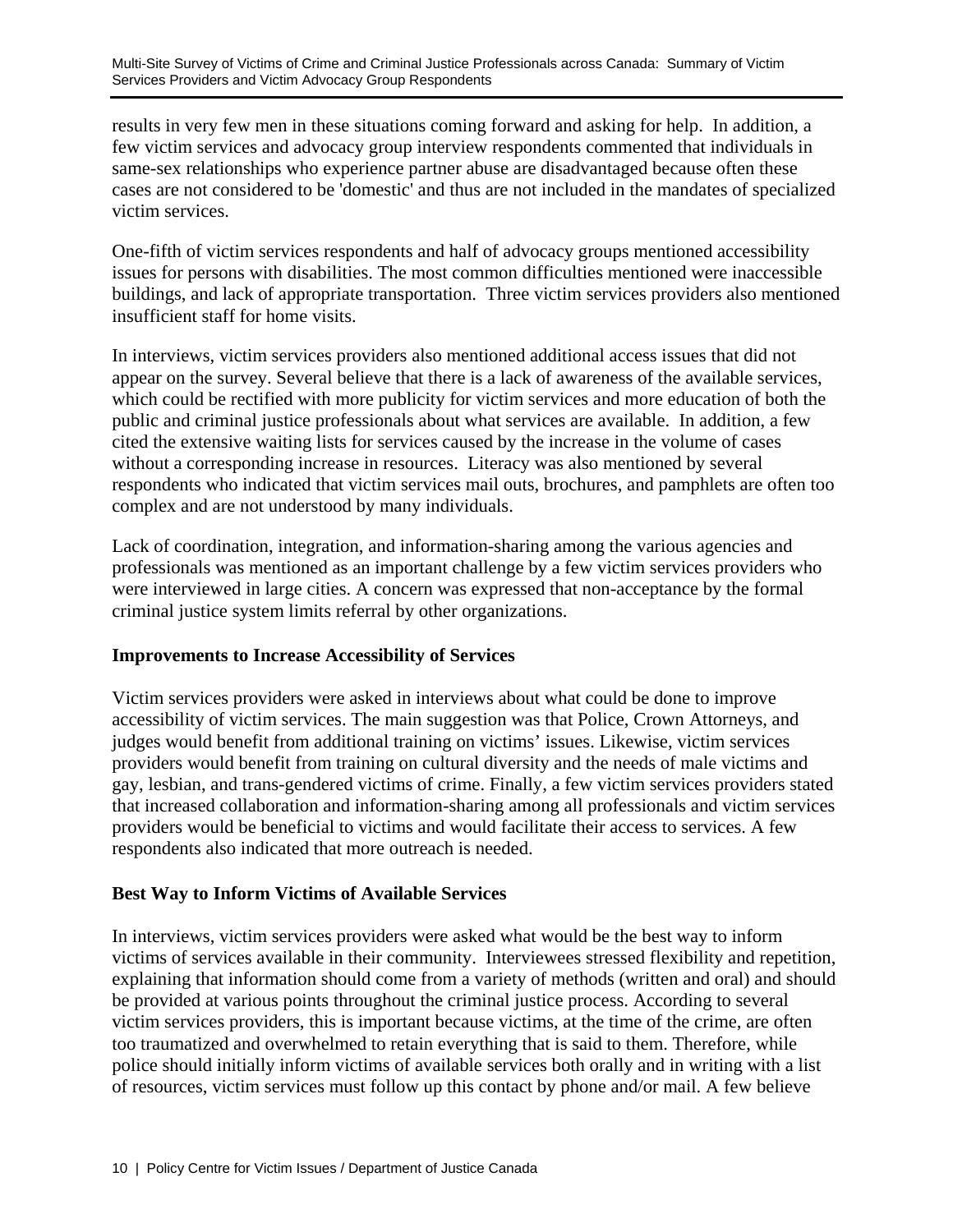results in very few men in these situations coming forward and asking for help. In addition, a few victim services and advocacy group interview respondents commented that individuals in same-sex relationships who experience partner abuse are disadvantaged because often these cases are not considered to be 'domestic' and thus are not included in the mandates of specialized victim services.

One-fifth of victim services respondents and half of advocacy groups mentioned accessibility issues for persons with disabilities. The most common difficulties mentioned were inaccessible buildings, and lack of appropriate transportation. Three victim services providers also mentioned insufficient staff for home visits.

In interviews, victim services providers also mentioned additional access issues that did not appear on the survey. Several believe that there is a lack of awareness of the available services, which could be rectified with more publicity for victim services and more education of both the public and criminal justice professionals about what services are available. In addition, a few cited the extensive waiting lists for services caused by the increase in the volume of cases without a corresponding increase in resources. Literacy was also mentioned by several respondents who indicated that victim services mail outs, brochures, and pamphlets are often too complex and are not understood by many individuals.

Lack of coordination, integration, and information-sharing among the various agencies and professionals was mentioned as an important challenge by a few victim services providers who were interviewed in large cities. A concern was expressed that non-acceptance by the formal criminal justice system limits referral by other organizations.

### Improvements to Increase Accessibility of Services

Victim services providers were asked in interviews about what could be done to improve accessibility of victim services. The main suggestion was that Police, Crown Attorneys, and judges would benefit from additional training on victims' issues. Likewise, victim services providers would benefit from training on cultural diversity and the needs of male victims and gay, lesbian, and trans-gendered victims of crime. Finally, a few victim services providers stated that increased collaboration and information-sharing among all professionals and victim services providers would be beneficial to victims and would facilitate their access to services. A few respondents also indicated that more outreach is needed.

### Best Way to Inform Victims of Available Services

In interviews, victim services providers were asked what would be the best way to inform victims of services available in their community. Interviewees stressed flexibility and repetition, explaining that information should come from a variety of methods (written and oral) and should be provided at various points throughout the criminal justice process. According to several victim services providers, this is important because victims, at the time of the crime, are often too traumatized and overwhelmed to retain everything that is said to them. Therefore, while police should initially inform victims of available services both orally and in writing with a list of resources, victim services must follow up this contact by phone and/or mail. A few believe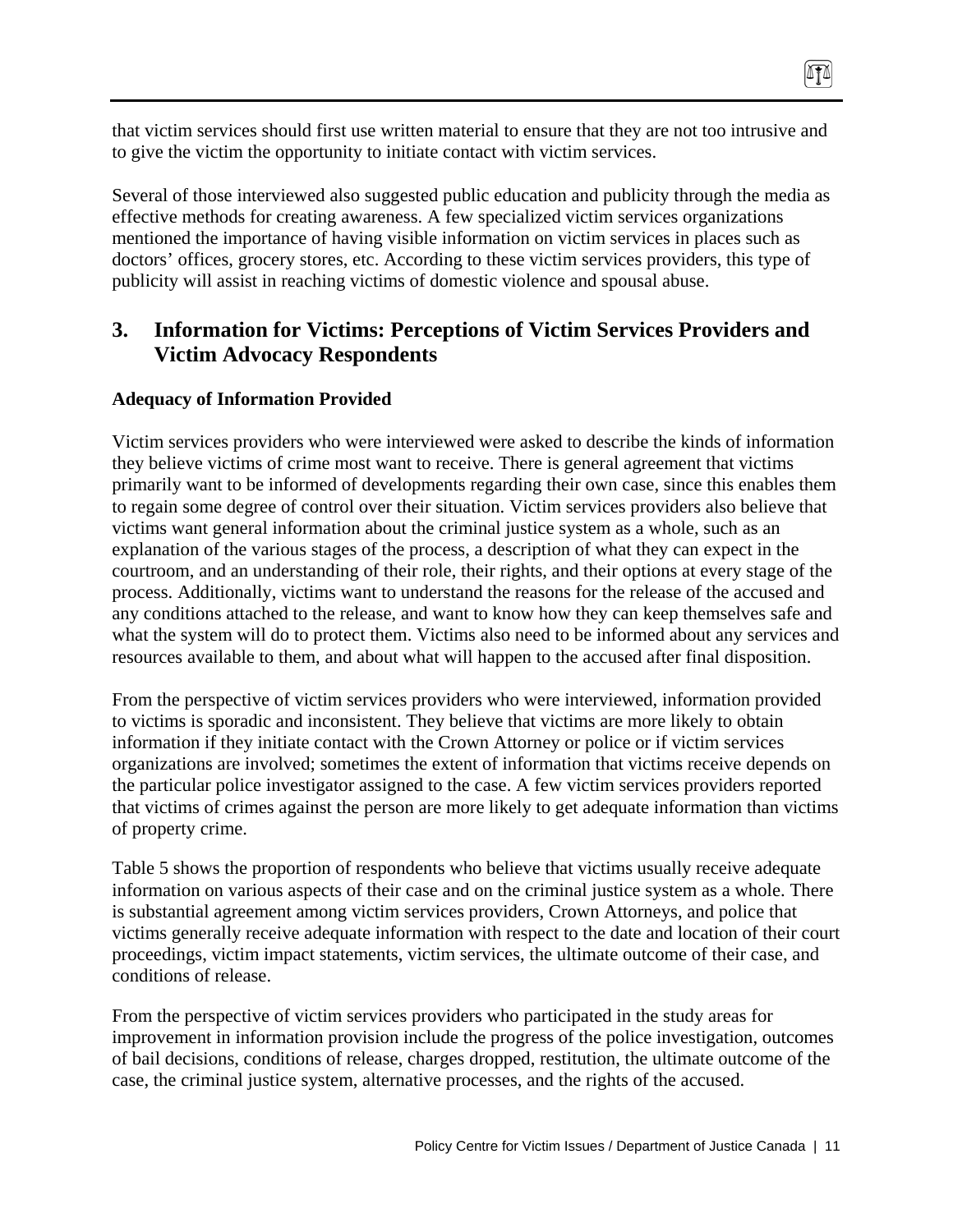that victim services should first use written material to ensure that they are not too intrusive and to give the victim the opportunity to initiate contact with victim services.

Several of those interviewed also suggested public education and publicity through the media as effective methods for creating awareness. A few specialized victim services organizations mentioned the importance of having visible information on victim services in places such as doctors' offices, grocery stores, etc. According to these victim services providers, this type of publicity will assist in reaching victims of domestic violence and spousal abuse.

## 3. Information for Victims: Perceptions of Victim Services Providers and Victim Advocacy Respondents

**Adequacy of Information Provided**

Victim services providers who were interviewed were asked to describe the kinds of information they believe victims of crime most want to receive. There is general agreement that victims primarily want to be informed of developments regarding their own case, since this enables them to regain some degree of control over their situation. Victim services providers also believe that victims want general information about the criminal justice system as a whole, such as an explanation of the various stages of the process, a description of what they can expect in the courtroom, and an understanding of their role, their rights, and their options at every stage of the process. Additionally, victims want to understand the reasons for the release of the accused and any conditions attached to the release, and want to know how they can keep themselves safe and what the system will do to protect them. Victims also need to be informed about any services and resources available to them, and about what will happen to the accused after final disposition.

From the perspective of victim services providers who were interviewed, information provided to victims is sporadic and inconsistent. They believe that victims are more likely to obtain information if they initiate contact with the Crown Attorney or police or if victim services organizations are involved; sometimes the extent of information that victims receive depends on the particular police investigator assigned to the case. A few victim services providers reported that victims of crimes against the person are more likely to get adequate information than victims of property crime.

Table 5 shows the proportion of respondents who believe that victims usually receive adequate information on various aspects of their case and on the criminal justice system as a whole. There is substantial agreement among victim services providers, Crown Attorneys, and police that victims generally receive adequate information with respect to the date and location of their court proceedings, victim impact statements, victim services, the ultimate outcome of their case, and conditions of release.

From the perspective of victim services providers who participated in the study areas for improvement in information provision include the progress of the police investigation, outcomes of bail decisions, conditions of release, charges dropped, restitution, the ultimate outcome of the case, the criminal justice system, alternative processes, and the rights of the accused.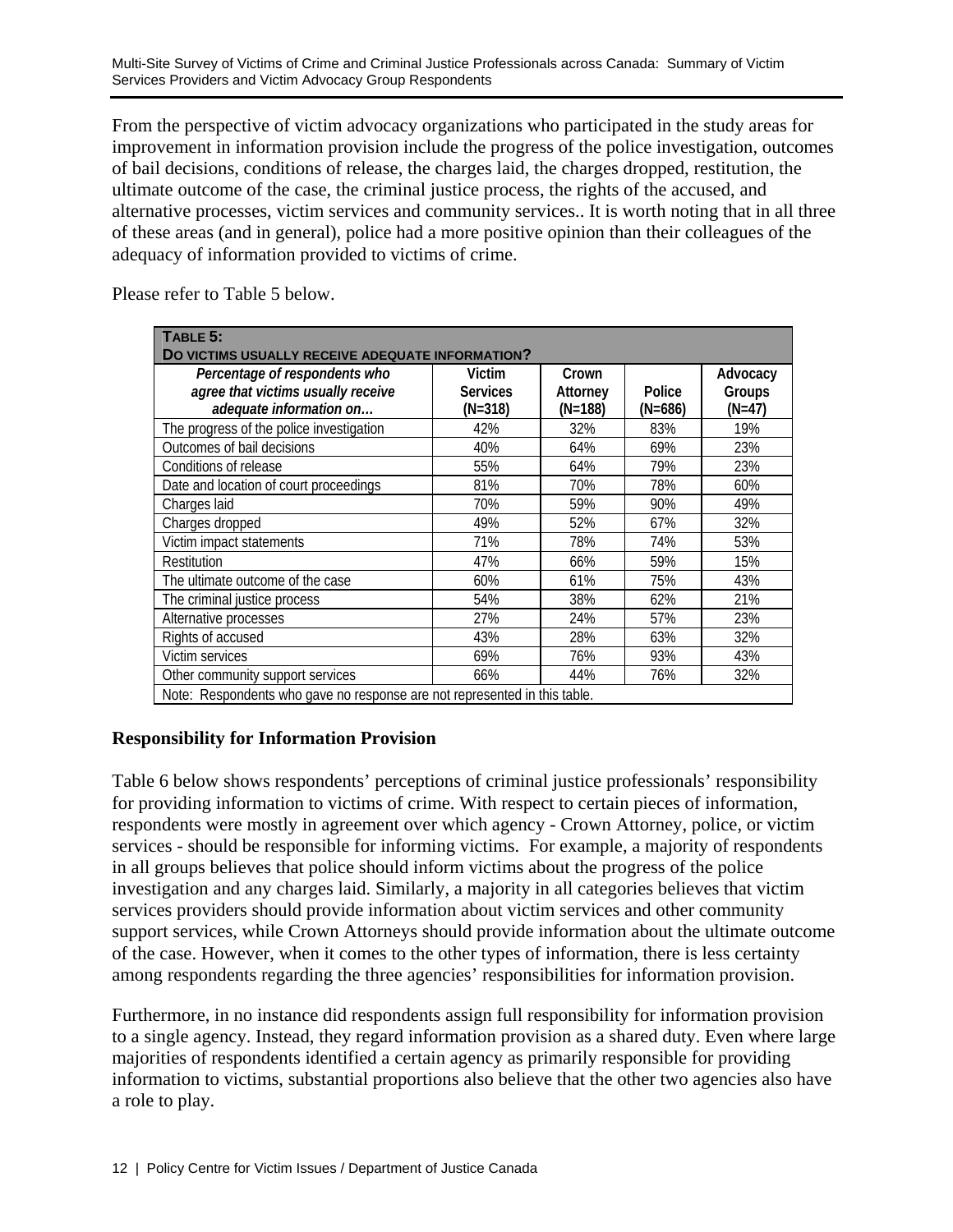From the perspective of victim advocacy organizations who participated in the study areas for improvement in information provision include the progress of the police investigation, outcomes of bail decisions, conditions of release, the charges laid, the charges dropped, restitution, the ultimate outcome of the case, the criminal justice process, the rights of the accused, and alternative processes, victim services and community services.. It is worth noting that in all three of these areas (and in general), police had a more positive opinion than their colleagues of the adequacy of information provided to victims of crime.

Please refer to Table 5 below.

**TABLE 5: DO VICTIMS USUALLY RECEIVE ADEQUATE INFORMATION?**

| *Percentage of respondents who agree that victims usually receive adequate information on…* | Victim Services (N=318) | Crown Attorney (N=188) | Police (N=686) | Advocacy Groups (N=47) |
|---|---|---|---|---|
| The progress of the police investigation | 42% | 32% | 83% | 19% |
| Outcomes of bail decisions | 40% | 64% | 69% | 23% |
| Conditions of release | 55% | 64% | 79% | 23% |
| Date and location of court proceedings | 81% | 70% | 78% | 60% |
| Charges laid | 70% | 59% | 90% | 49% |
| Charges dropped | 49% | 52% | 67% | 32% |
| Victim impact statements | 71% | 78% | 74% | 53% |
| Restitution | 47% | 66% | 59% | 15% |
| The ultimate outcome of the case | 60% | 61% | 75% | 43% |
| The criminal justice process | 54% | 38% | 62% | 21% |
| Alternative processes | 27% | 24% | 57% | 23% |
| Rights of accused | 43% | 28% | 63% | 32% |
| Victim services | 69% | 76% | 93% | 43% |
| Other community support services | 66% | 44% | 76% | 32% |

Note: Respondents who gave no response are not represented in this table.

## Responsibility for Information Provision

Table 6 below shows respondents' perceptions of criminal justice professionals' responsibility for providing information to victims of crime. With respect to certain pieces of information, respondents were mostly in agreement over which agency - Crown Attorney, police, or victim services - should be responsible for informing victims. For example, a majority of respondents in all groups believes that police should inform victims about the progress of the police investigation and any charges laid. Similarly, a majority in all categories believes that victim services providers should provide information about victim services and other community support services, while Crown Attorneys should provide information about the ultimate outcome of the case. However, when it comes to the other types of information, there is less certainty among respondents regarding the three agencies' responsibilities for information provision.

Furthermore, in no instance did respondents assign full responsibility for information provision to a single agency. Instead, they regard information provision as a shared duty. Even where large majorities of respondents identified a certain agency as primarily responsible for providing information to victims, substantial proportions also believe that the other two agencies also have a role to play.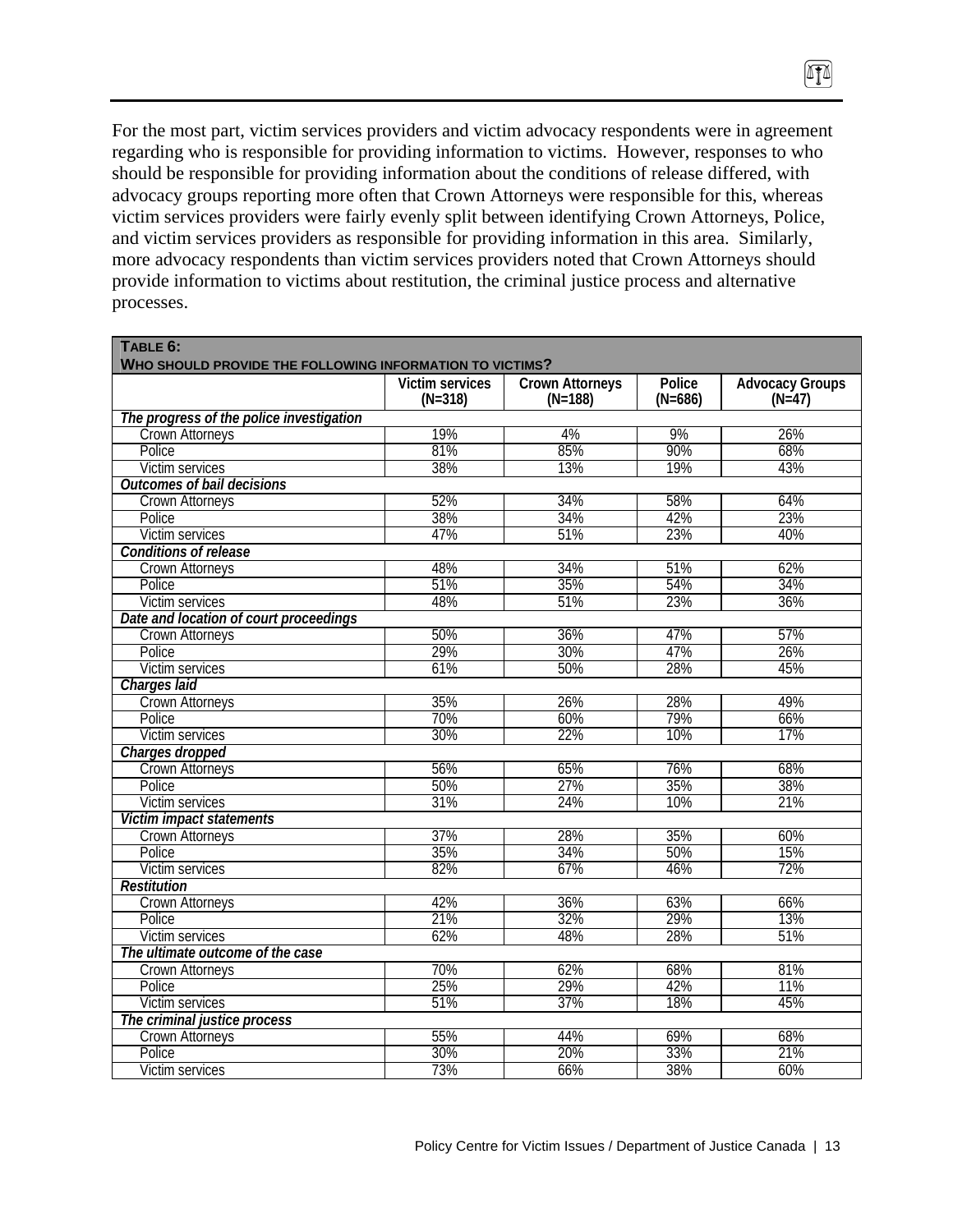For the most part, victim services providers and victim advocacy respondents were in agreement regarding who is responsible for providing information to victims. However, responses to who should be responsible for providing information about the conditions of release differed, with advocacy groups reporting more often that Crown Attorneys were responsible for this, whereas victim services providers were fairly evenly split between identifying Crown Attorneys, Police, and victim services providers as responsible for providing information in this area. Similarly, more advocacy respondents than victim services providers noted that Crown Attorneys should provide information to victims about restitution, the criminal justice process and alternative processes.

**TABLE 6:**
**WHO SHOULD PROVIDE THE FOLLOWING INFORMATION TO VICTIMS?**

| | Victim services (N=318) | Crown Attorneys (N=188) | Police (N=686) | Advocacy Groups (N=47) |
|---|---|---|---|---|
| ***The progress of the police investigation*** | | | | |
| Crown Attorneys | 19% | 4% | 9% | 26% |
| Police | 81% | 85% | 90% | 68% |
| Victim services | 38% | 13% | 19% | 43% |
| ***Outcomes of bail decisions*** | | | | |
| Crown Attorneys | 52% | 34% | 58% | 64% |
| Police | 38% | 34% | 42% | 23% |
| Victim services | 47% | 51% | 23% | 40% |
| ***Conditions of release*** | | | | |
| Crown Attorneys | 48% | 34% | 51% | 62% |
| Police | 51% | 35% | 54% | 34% |
| Victim services | 48% | 51% | 23% | 36% |
| ***Date and location of court proceedings*** | | | | |
| Crown Attorneys | 50% | 36% | 47% | 57% |
| Police | 29% | 30% | 47% | 26% |
| Victim services | 61% | 50% | 28% | 45% |
| ***Charges laid*** | | | | |
| Crown Attorneys | 35% | 26% | 28% | 49% |
| Police | 70% | 60% | 79% | 66% |
| Victim services | 30% | 22% | 10% | 17% |
| ***Charges dropped*** | | | | |
| Crown Attorneys | 56% | 65% | 76% | 68% |
| Police | 50% | 27% | 35% | 38% |
| Victim services | 31% | 24% | 10% | 21% |
| ***Victim impact statements*** | | | | |
| Crown Attorneys | 37% | 28% | 35% | 60% |
| Police | 35% | 34% | 50% | 15% |
| Victim services | 82% | 67% | 46% | 72% |
| ***Restitution*** | | | | |
| Crown Attorneys | 42% | 36% | 63% | 66% |
| Police | 21% | 32% | 29% | 13% |
| Victim services | 62% | 48% | 28% | 51% |
| ***The ultimate outcome of the case*** | | | | |
| Crown Attorneys | 70% | 62% | 68% | 81% |
| Police | 25% | 29% | 42% | 11% |
| Victim services | 51% | 37% | 18% | 45% |
| ***The criminal justice process*** | | | | |
| Crown Attorneys | 55% | 44% | 69% | 68% |
| Police | 30% | 20% | 33% | 21% |
| Victim services | 73% | 66% | 38% | 60% |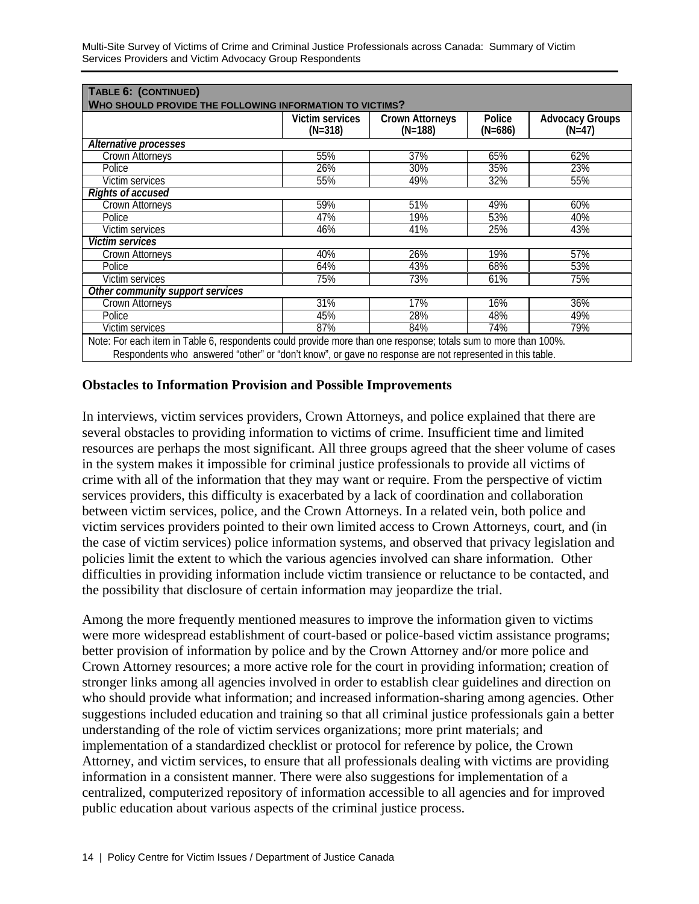**TABLE 6: (CONTINUED)**
**WHO SHOULD PROVIDE THE FOLLOWING INFORMATION TO VICTIMS?**

| | Victim services (N=318) | Crown Attorneys (N=188) | Police (N=686) | Advocacy Groups (N=47) |
|---|---|---|---|---|
| *Alternative processes* | | | | |
| Crown Attorneys | 55% | 37% | 65% | 62% |
| Police | 26% | 30% | 35% | 23% |
| Victim services | 55% | 49% | 32% | 55% |
| *Rights of accused* | | | | |
| Crown Attorneys | 59% | 51% | 49% | 60% |
| Police | 47% | 19% | 53% | 40% |
| Victim services | 46% | 41% | 25% | 43% |
| *Victim services* | | | | |
| Crown Attorneys | 40% | 26% | 19% | 57% |
| Police | 64% | 43% | 68% | 53% |
| Victim services | 75% | 73% | 61% | 75% |
| *Other community support services* | | | | |
| Crown Attorneys | 31% | 17% | 16% | 36% |
| Police | 45% | 28% | 48% | 49% |
| Victim services | 87% | 84% | 74% | 79% |

Note: For each item in Table 6, respondents could provide more than one response; totals sum to more than 100%. Respondents who answered "other" or "don't know", or gave no response are not represented in this table.

## Obstacles to Information Provision and Possible Improvements

In interviews, victim services providers, Crown Attorneys, and police explained that there are several obstacles to providing information to victims of crime. Insufficient time and limited resources are perhaps the most significant. All three groups agreed that the sheer volume of cases in the system makes it impossible for criminal justice professionals to provide all victims of crime with all of the information that they may want or require. From the perspective of victim services providers, this difficulty is exacerbated by a lack of coordination and collaboration between victim services, police, and the Crown Attorneys. In a related vein, both police and victim services providers pointed to their own limited access to Crown Attorneys, court, and (in the case of victim services) police information systems, and observed that privacy legislation and policies limit the extent to which the various agencies involved can share information. Other difficulties in providing information include victim transience or reluctance to be contacted, and the possibility that disclosure of certain information may jeopardize the trial.

Among the more frequently mentioned measures to improve the information given to victims were more widespread establishment of court-based or police-based victim assistance programs; better provision of information by police and by the Crown Attorney and/or more police and Crown Attorney resources; a more active role for the court in providing information; creation of stronger links among all agencies involved in order to establish clear guidelines and direction on who should provide what information; and increased information-sharing among agencies. Other suggestions included education and training so that all criminal justice professionals gain a better understanding of the role of victim services organizations; more print materials; and implementation of a standardized checklist or protocol for reference by police, the Crown Attorney, and victim services, to ensure that all professionals dealing with victims are providing information in a consistent manner. There were also suggestions for implementation of a centralized, computerized repository of information accessible to all agencies and for improved public education about various aspects of the criminal justice process.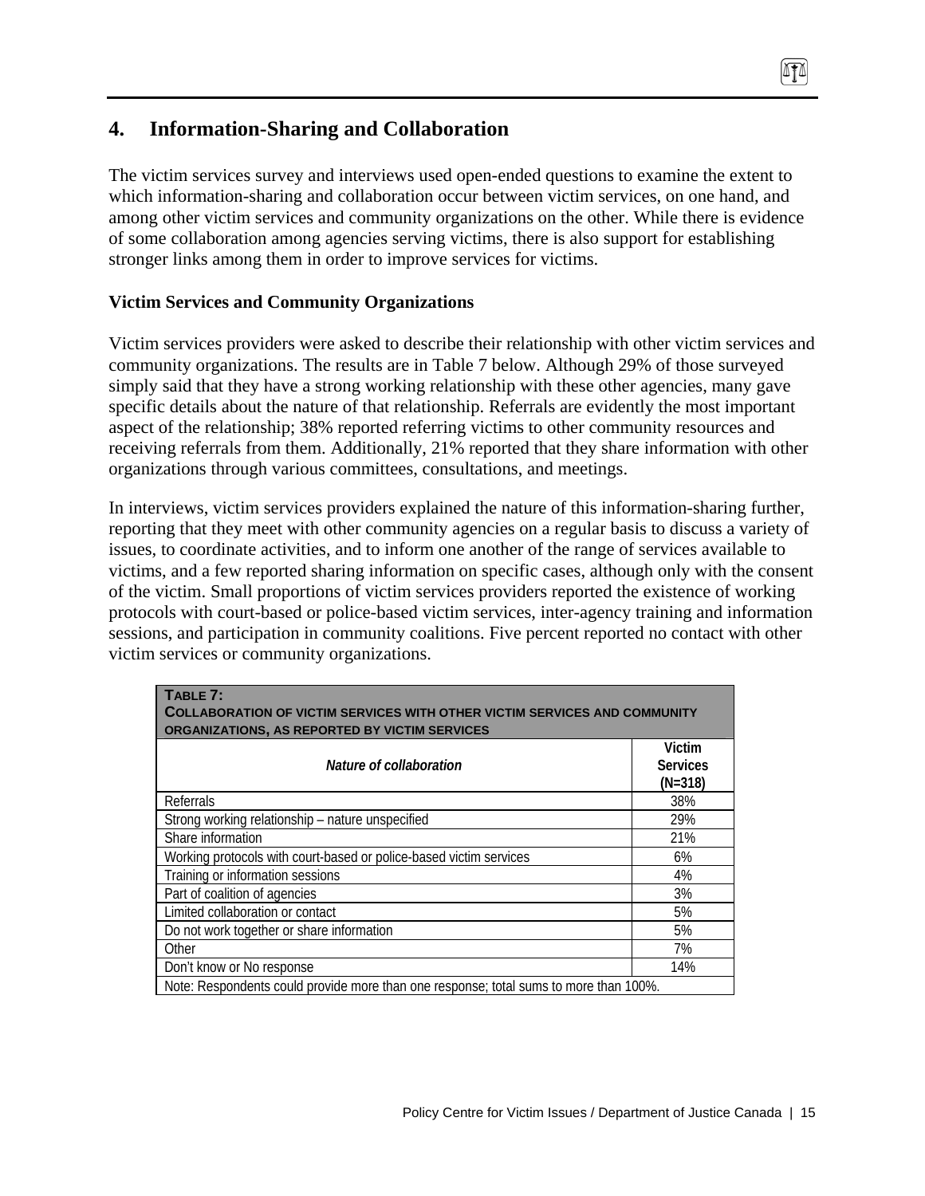## 4. Information-Sharing and Collaboration

The victim services survey and interviews used open-ended questions to examine the extent to which information-sharing and collaboration occur between victim services, on one hand, and among other victim services and community organizations on the other. While there is evidence of some collaboration among agencies serving victims, there is also support for establishing stronger links among them in order to improve services for victims.

### Victim Services and Community Organizations

Victim services providers were asked to describe their relationship with other victim services and community organizations. The results are in Table 7 below. Although 29% of those surveyed simply said that they have a strong working relationship with these other agencies, many gave specific details about the nature of that relationship. Referrals are evidently the most important aspect of the relationship; 38% reported referring victims to other community resources and receiving referrals from them. Additionally, 21% reported that they share information with other organizations through various committees, consultations, and meetings.

In interviews, victim services providers explained the nature of this information-sharing further, reporting that they meet with other community agencies on a regular basis to discuss a variety of issues, to coordinate activities, and to inform one another of the range of services available to victims, and a few reported sharing information on specific cases, although only with the consent of the victim. Small proportions of victim services providers reported the existence of working protocols with court-based or police-based victim services, inter-agency training and information sessions, and participation in community coalitions. Five percent reported no contact with other victim services or community organizations.

**TABLE 7: COLLABORATION OF VICTIM SERVICES WITH OTHER VICTIM SERVICES AND COMMUNITY ORGANIZATIONS, AS REPORTED BY VICTIM SERVICES**

| *Nature of collaboration* | Victim Services (N=318) |
|---|---|
| Referrals | 38% |
| Strong working relationship – nature unspecified | 29% |
| Share information | 21% |
| Working protocols with court-based or police-based victim services | 6% |
| Training or information sessions | 4% |
| Part of coalition of agencies | 3% |
| Limited collaboration or contact | 5% |
| Do not work together or share information | 5% |
| Other | 7% |
| Don't know or No response | 14% |

Note: Respondents could provide more than one response; total sums to more than 100%.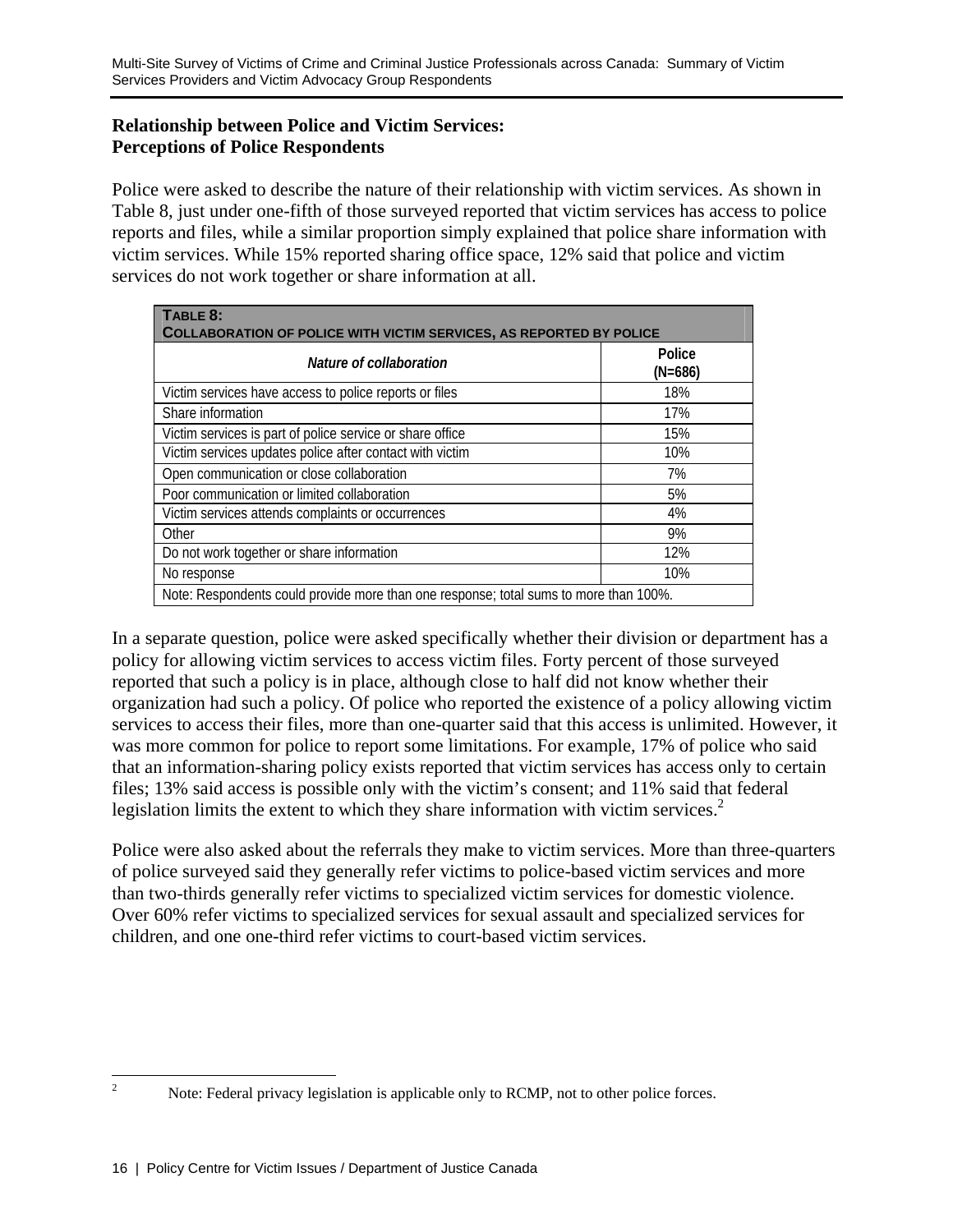**Relationship between Police and Victim Services:**
**Perceptions of Police Respondents**

Police were asked to describe the nature of their relationship with victim services. As shown in Table 8, just under one-fifth of those surveyed reported that victim services has access to police reports and files, while a similar proportion simply explained that police share information with victim services. While 15% reported sharing office space, 12% said that police and victim services do not work together or share information at all.

| TABLE 8: COLLABORATION OF POLICE WITH VICTIM SERVICES, AS REPORTED BY POLICE | |
|---|---|
| *Nature of collaboration* | Police (N=686) |
| Victim services have access to police reports or files | 18% |
| Share information | 17% |
| Victim services is part of police service or share office | 15% |
| Victim services updates police after contact with victim | 10% |
| Open communication or close collaboration | 7% |
| Poor communication or limited collaboration | 5% |
| Victim services attends complaints or occurrences | 4% |
| Other | 9% |
| Do not work together or share information | 12% |
| No response | 10% |
| Note: Respondents could provide more than one response; total sums to more than 100%. | |

In a separate question, police were asked specifically whether their division or department has a policy for allowing victim services to access victim files. Forty percent of those surveyed reported that such a policy is in place, although close to half did not know whether their organization had such a policy. Of police who reported the existence of a policy allowing victim services to access their files, more than one-quarter said that this access is unlimited. However, it was more common for police to report some limitations. For example, 17% of police who said that an information-sharing policy exists reported that victim services has access only to certain files; 13% said access is possible only with the victim's consent; and 11% said that federal legislation limits the extent to which they share information with victim services.[2]

Police were also asked about the referrals they make to victim services. More than three-quarters of police surveyed said they generally refer victims to police-based victim services and more than two-thirds generally refer victims to specialized victim services for domestic violence. Over 60% refer victims to specialized services for sexual assault and specialized services for children, and one one-third refer victims to court-based victim services.

[2] Note: Federal privacy legislation is applicable only to RCMP, not to other police forces.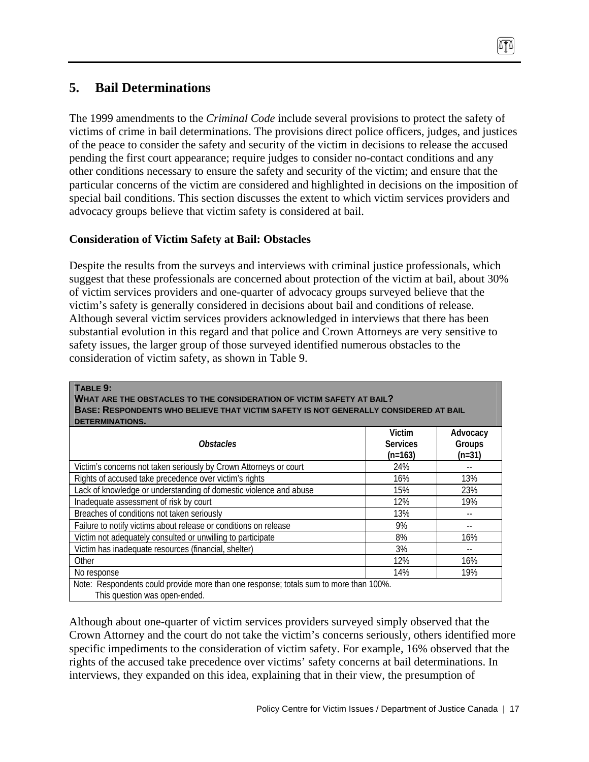## 5. Bail Determinations

The 1999 amendments to the *Criminal Code* include several provisions to protect the safety of victims of crime in bail determinations. The provisions direct police officers, judges, and justices of the peace to consider the safety and security of the victim in decisions to release the accused pending the first court appearance; require judges to consider no-contact conditions and any other conditions necessary to ensure the safety and security of the victim; and ensure that the particular concerns of the victim are considered and highlighted in decisions on the imposition of special bail conditions. This section discusses the extent to which victim services providers and advocacy groups believe that victim safety is considered at bail.

### Consideration of Victim Safety at Bail: Obstacles

Despite the results from the surveys and interviews with criminal justice professionals, which suggest that these professionals are concerned about protection of the victim at bail, about 30% of victim services providers and one-quarter of advocacy groups surveyed believe that the victim's safety is generally considered in decisions about bail and conditions of release. Although several victim services providers acknowledged in interviews that there has been substantial evolution in this regard and that police and Crown Attorneys are very sensitive to safety issues, the larger group of those surveyed identified numerous obstacles to the consideration of victim safety, as shown in Table 9.

**TABLE 9: WHAT ARE THE OBSTACLES TO THE CONSIDERATION OF VICTIM SAFETY AT BAIL? BASE: RESPONDENTS WHO BELIEVE THAT VICTIM SAFETY IS NOT GENERALLY CONSIDERED AT BAIL DETERMINATIONS.**

| *Obstacles* | Victim Services (n=163) | Advocacy Groups (n=31) |
|---|---|---|
| Victim's concerns not taken seriously by Crown Attorneys or court | 24% | -- |
| Rights of accused take precedence over victim's rights | 16% | 13% |
| Lack of knowledge or understanding of domestic violence and abuse | 15% | 23% |
| Inadequate assessment of risk by court | 12% | 19% |
| Breaches of conditions not taken seriously | 13% | -- |
| Failure to notify victims about release or conditions on release | 9% | -- |
| Victim not adequately consulted or unwilling to participate | 8% | 16% |
| Victim has inadequate resources (financial, shelter) | 3% | -- |
| Other | 12% | 16% |
| No response | 14% | 19% |

Note: Respondents could provide more than one response; totals sum to more than 100%. This question was open-ended.

Although about one-quarter of victim services providers surveyed simply observed that the Crown Attorney and the court do not take the victim's concerns seriously, others identified more specific impediments to the consideration of victim safety. For example, 16% observed that the rights of the accused take precedence over victims' safety concerns at bail determinations. In interviews, they expanded on this idea, explaining that in their view, the presumption of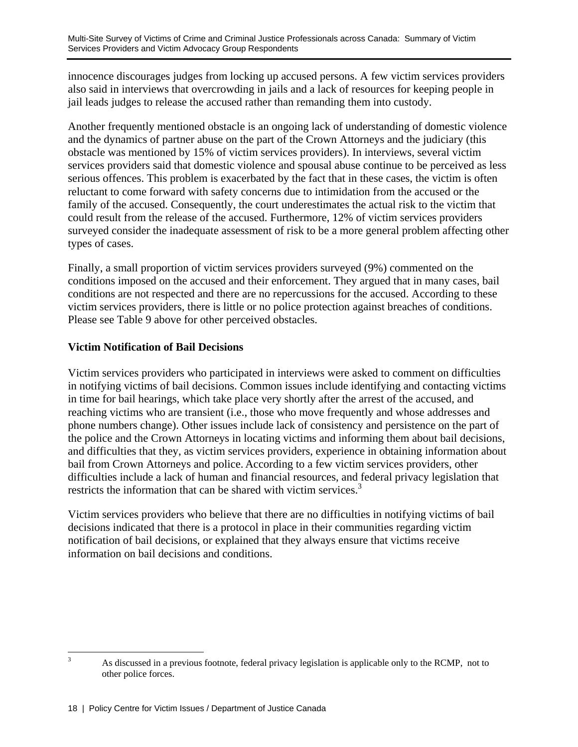innocence discourages judges from locking up accused persons. A few victim services providers also said in interviews that overcrowding in jails and a lack of resources for keeping people in jail leads judges to release the accused rather than remanding them into custody.

Another frequently mentioned obstacle is an ongoing lack of understanding of domestic violence and the dynamics of partner abuse on the part of the Crown Attorneys and the judiciary (this obstacle was mentioned by 15% of victim services providers). In interviews, several victim services providers said that domestic violence and spousal abuse continue to be perceived as less serious offences. This problem is exacerbated by the fact that in these cases, the victim is often reluctant to come forward with safety concerns due to intimidation from the accused or the family of the accused. Consequently, the court underestimates the actual risk to the victim that could result from the release of the accused. Furthermore, 12% of victim services providers surveyed consider the inadequate assessment of risk to be a more general problem affecting other types of cases.

Finally, a small proportion of victim services providers surveyed (9%) commented on the conditions imposed on the accused and their enforcement. They argued that in many cases, bail conditions are not respected and there are no repercussions for the accused. According to these victim services providers, there is little or no police protection against breaches of conditions. Please see Table 9 above for other perceived obstacles.

**Victim Notification of Bail Decisions**

Victim services providers who participated in interviews were asked to comment on difficulties in notifying victims of bail decisions. Common issues include identifying and contacting victims in time for bail hearings, which take place very shortly after the arrest of the accused, and reaching victims who are transient (i.e., those who move frequently and whose addresses and phone numbers change). Other issues include lack of consistency and persistence on the part of the police and the Crown Attorneys in locating victims and informing them about bail decisions, and difficulties that they, as victim services providers, experience in obtaining information about bail from Crown Attorneys and police. According to a few victim services providers, other difficulties include a lack of human and financial resources, and federal privacy legislation that restricts the information that can be shared with victim services.[3]

Victim services providers who believe that there are no difficulties in notifying victims of bail decisions indicated that there is a protocol in place in their communities regarding victim notification of bail decisions, or explained that they always ensure that victims receive information on bail decisions and conditions.

[3] As discussed in a previous footnote, federal privacy legislation is applicable only to the RCMP, not to other police forces.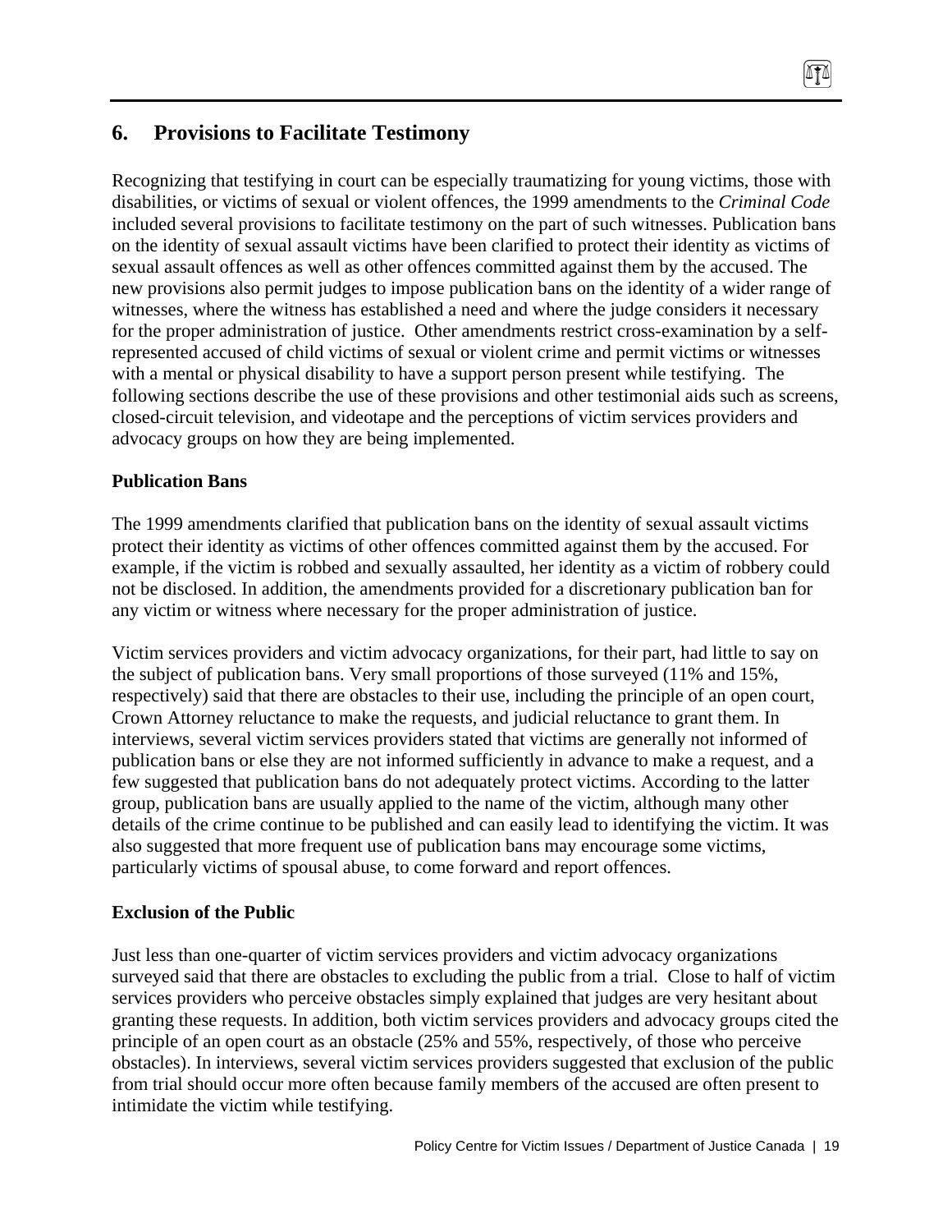## 6. Provisions to Facilitate Testimony

Recognizing that testifying in court can be especially traumatizing for young victims, those with disabilities, or victims of sexual or violent offences, the 1999 amendments to the *Criminal Code* included several provisions to facilitate testimony on the part of such witnesses. Publication bans on the identity of sexual assault victims have been clarified to protect their identity as victims of sexual assault offences as well as other offences committed against them by the accused. The new provisions also permit judges to impose publication bans on the identity of a wider range of witnesses, where the witness has established a need and where the judge considers it necessary for the proper administration of justice. Other amendments restrict cross-examination by a self-represented accused of child victims of sexual or violent crime and permit victims or witnesses with a mental or physical disability to have a support person present while testifying. The following sections describe the use of these provisions and other testimonial aids such as screens, closed-circuit television, and videotape and the perceptions of victim services providers and advocacy groups on how they are being implemented.

### Publication Bans

The 1999 amendments clarified that publication bans on the identity of sexual assault victims protect their identity as victims of other offences committed against them by the accused. For example, if the victim is robbed and sexually assaulted, her identity as a victim of robbery could not be disclosed. In addition, the amendments provided for a discretionary publication ban for any victim or witness where necessary for the proper administration of justice.

Victim services providers and victim advocacy organizations, for their part, had little to say on the subject of publication bans. Very small proportions of those surveyed (11% and 15%, respectively) said that there are obstacles to their use, including the principle of an open court, Crown Attorney reluctance to make the requests, and judicial reluctance to grant them. In interviews, several victim services providers stated that victims are generally not informed of publication bans or else they are not informed sufficiently in advance to make a request, and a few suggested that publication bans do not adequately protect victims. According to the latter group, publication bans are usually applied to the name of the victim, although many other details of the crime continue to be published and can easily lead to identifying the victim. It was also suggested that more frequent use of publication bans may encourage some victims, particularly victims of spousal abuse, to come forward and report offences.

### Exclusion of the Public

Just less than one-quarter of victim services providers and victim advocacy organizations surveyed said that there are obstacles to excluding the public from a trial. Close to half of victim services providers who perceive obstacles simply explained that judges are very hesitant about granting these requests. In addition, both victim services providers and advocacy groups cited the principle of an open court as an obstacle (25% and 55%, respectively, of those who perceive obstacles). In interviews, several victim services providers suggested that exclusion of the public from trial should occur more often because family members of the accused are often present to intimidate the victim while testifying.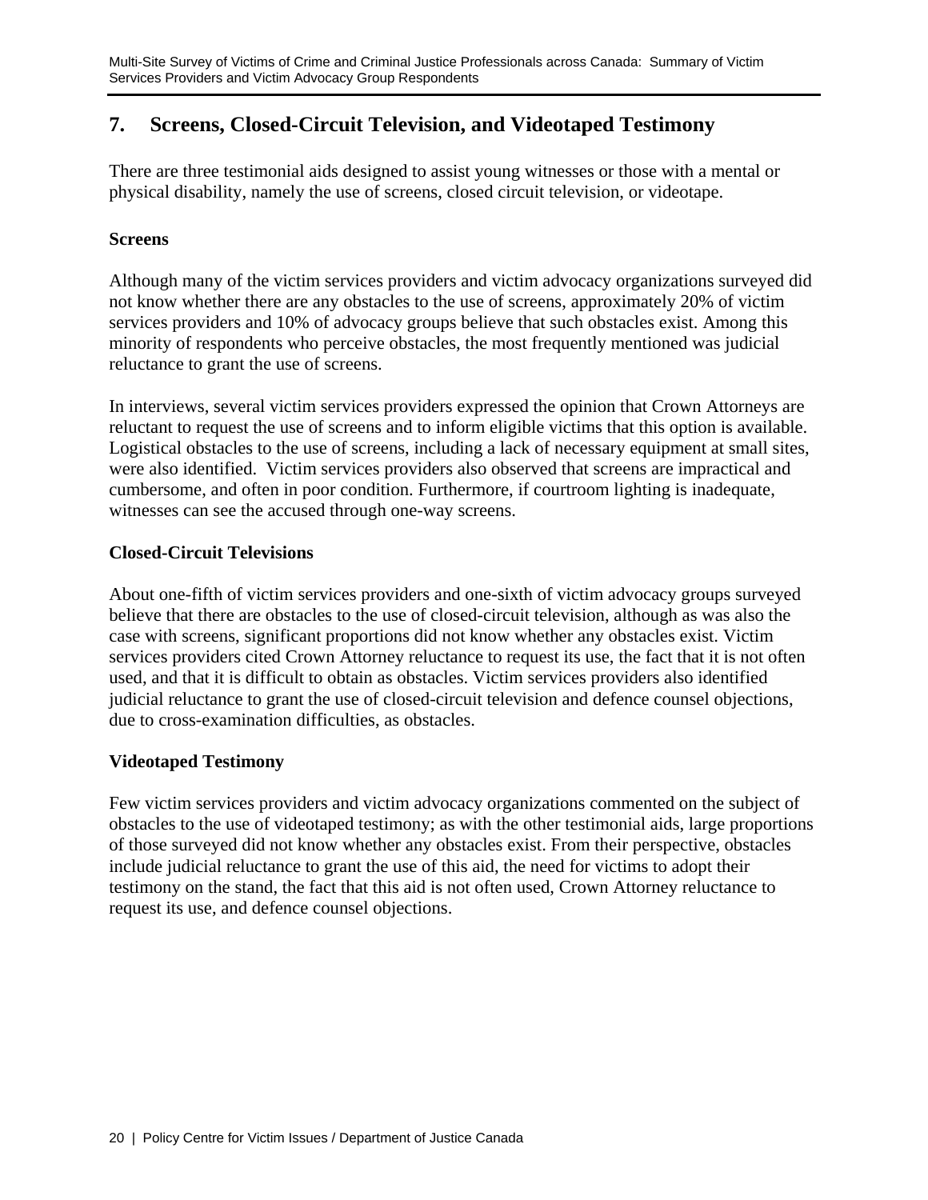## 7. Screens, Closed-Circuit Television, and Videotaped Testimony

There are three testimonial aids designed to assist young witnesses or those with a mental or physical disability, namely the use of screens, closed circuit television, or videotape.

### Screens

Although many of the victim services providers and victim advocacy organizations surveyed did not know whether there are any obstacles to the use of screens, approximately 20% of victim services providers and 10% of advocacy groups believe that such obstacles exist. Among this minority of respondents who perceive obstacles, the most frequently mentioned was judicial reluctance to grant the use of screens.

In interviews, several victim services providers expressed the opinion that Crown Attorneys are reluctant to request the use of screens and to inform eligible victims that this option is available. Logistical obstacles to the use of screens, including a lack of necessary equipment at small sites, were also identified. Victim services providers also observed that screens are impractical and cumbersome, and often in poor condition. Furthermore, if courtroom lighting is inadequate, witnesses can see the accused through one-way screens.

### Closed-Circuit Televisions

About one-fifth of victim services providers and one-sixth of victim advocacy groups surveyed believe that there are obstacles to the use of closed-circuit television, although as was also the case with screens, significant proportions did not know whether any obstacles exist. Victim services providers cited Crown Attorney reluctance to request its use, the fact that it is not often used, and that it is difficult to obtain as obstacles. Victim services providers also identified judicial reluctance to grant the use of closed-circuit television and defence counsel objections, due to cross-examination difficulties, as obstacles.

### Videotaped Testimony

Few victim services providers and victim advocacy organizations commented on the subject of obstacles to the use of videotaped testimony; as with the other testimonial aids, large proportions of those surveyed did not know whether any obstacles exist. From their perspective, obstacles include judicial reluctance to grant the use of this aid, the need for victims to adopt their testimony on the stand, the fact that this aid is not often used, Crown Attorney reluctance to request its use, and defence counsel objections.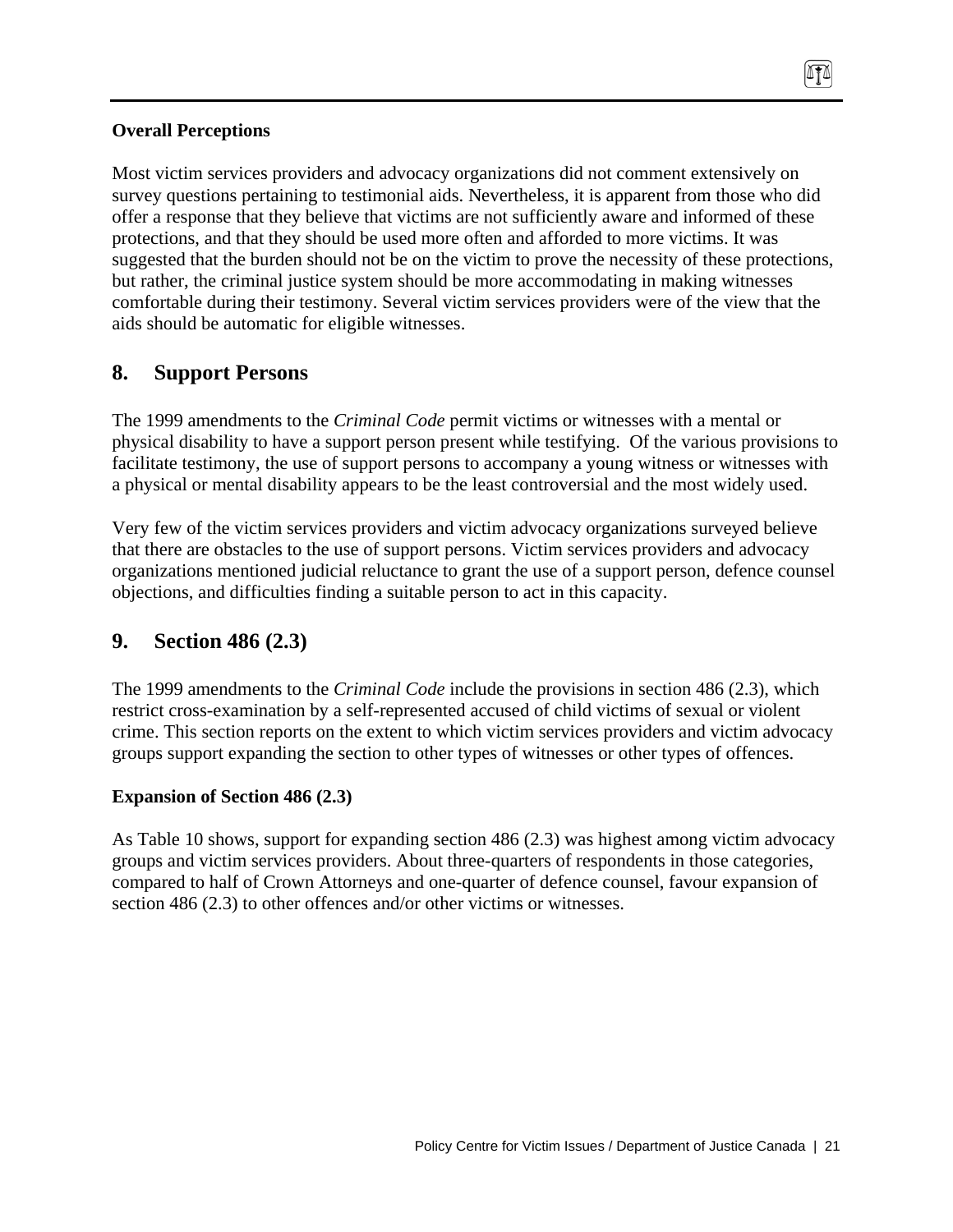**Overall Perceptions**

Most victim services providers and advocacy organizations did not comment extensively on survey questions pertaining to testimonial aids. Nevertheless, it is apparent from those who did offer a response that they believe that victims are not sufficiently aware and informed of these protections, and that they should be used more often and afforded to more victims. It was suggested that the burden should not be on the victim to prove the necessity of these protections, but rather, the criminal justice system should be more accommodating in making witnesses comfortable during their testimony. Several victim services providers were of the view that the aids should be automatic for eligible witnesses.

## 8. Support Persons

The 1999 amendments to the *Criminal Code* permit victims or witnesses with a mental or physical disability to have a support person present while testifying. Of the various provisions to facilitate testimony, the use of support persons to accompany a young witness or witnesses with a physical or mental disability appears to be the least controversial and the most widely used.

Very few of the victim services providers and victim advocacy organizations surveyed believe that there are obstacles to the use of support persons. Victim services providers and advocacy organizations mentioned judicial reluctance to grant the use of a support person, defence counsel objections, and difficulties finding a suitable person to act in this capacity.

## 9. Section 486 (2.3)

The 1999 amendments to the *Criminal Code* include the provisions in section 486 (2.3), which restrict cross-examination by a self-represented accused of child victims of sexual or violent crime. This section reports on the extent to which victim services providers and victim advocacy groups support expanding the section to other types of witnesses or other types of offences.

**Expansion of Section 486 (2.3)**

As Table 10 shows, support for expanding section 486 (2.3) was highest among victim advocacy groups and victim services providers. About three-quarters of respondents in those categories, compared to half of Crown Attorneys and one-quarter of defence counsel, favour expansion of section 486 (2.3) to other offences and/or other victims or witnesses.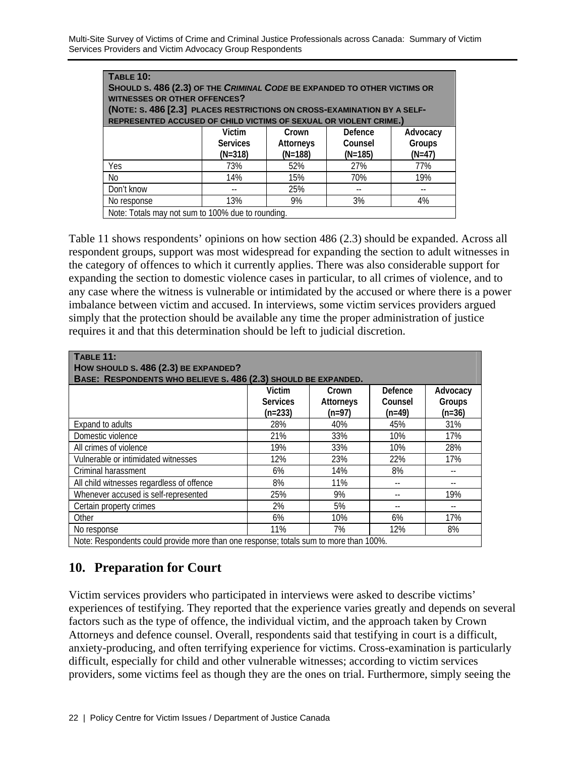| **TABLE 10: SHOULD S. 486 (2.3) OF THE *CRIMINAL CODE* BE EXPANDED TO OTHER VICTIMS OR WITNESSES OR OTHER OFFENCES? (NOTE: S. 486 [2.3] PLACES RESTRICTIONS ON CROSS-EXAMINATION BY A SELF-REPRESENTED ACCUSED OF CHILD VICTIMS OF SEXUAL OR VIOLENT CRIME.)** | | | | |
|---|---|---|---|---|
| | Victim Services (N=318) | Crown Attorneys (N=188) | Defence Counsel (N=185) | Advocacy Groups (N=47) |
| Yes | 73% | 52% | 27% | 77% |
| No | 14% | 15% | 70% | 19% |
| Don't know | -- | 25% | -- | -- |
| No response | 13% | 9% | 3% | 4% |
| Note: Totals may not sum to 100% due to rounding. | | | | |

Table 11 shows respondents' opinions on how section 486 (2.3) should be expanded. Across all respondent groups, support was most widespread for expanding the section to adult witnesses in the category of offences to which it currently applies. There was also considerable support for expanding the section to domestic violence cases in particular, to all crimes of violence, and to any case where the witness is vulnerable or intimidated by the accused or where there is a power imbalance between victim and accused. In interviews, some victim services providers argued simply that the protection should be available any time the proper administration of justice requires it and that this determination should be left to judicial discretion.

| **TABLE 11: HOW SHOULD S. 486 (2.3) BE EXPANDED? BASE: RESPONDENTS WHO BELIEVE S. 486 (2.3) SHOULD BE EXPANDED.** | | | | |
|---|---|---|---|---|
| | Victim Services (n=233) | Crown Attorneys (n=97) | Defence Counsel (n=49) | Advocacy Groups (n=36) |
| Expand to adults | 28% | 40% | 45% | 31% |
| Domestic violence | 21% | 33% | 10% | 17% |
| All crimes of violence | 19% | 33% | 10% | 28% |
| Vulnerable or intimidated witnesses | 12% | 23% | 22% | 17% |
| Criminal harassment | 6% | 14% | 8% | -- |
| All child witnesses regardless of offence | 8% | 11% | -- | -- |
| Whenever accused is self-represented | 25% | 9% | -- | 19% |
| Certain property crimes | 2% | 5% | -- | -- |
| Other | 6% | 10% | 6% | 17% |
| No response | 11% | 7% | 12% | 8% |
| Note: Respondents could provide more than one response; totals sum to more than 100%. | | | | |

## 10. Preparation for Court

Victim services providers who participated in interviews were asked to describe victims' experiences of testifying. They reported that the experience varies greatly and depends on several factors such as the type of offence, the individual victim, and the approach taken by Crown Attorneys and defence counsel. Overall, respondents said that testifying in court is a difficult, anxiety-producing, and often terrifying experience for victims. Cross-examination is particularly difficult, especially for child and other vulnerable witnesses; according to victim services providers, some victims feel as though they are the ones on trial. Furthermore, simply seeing the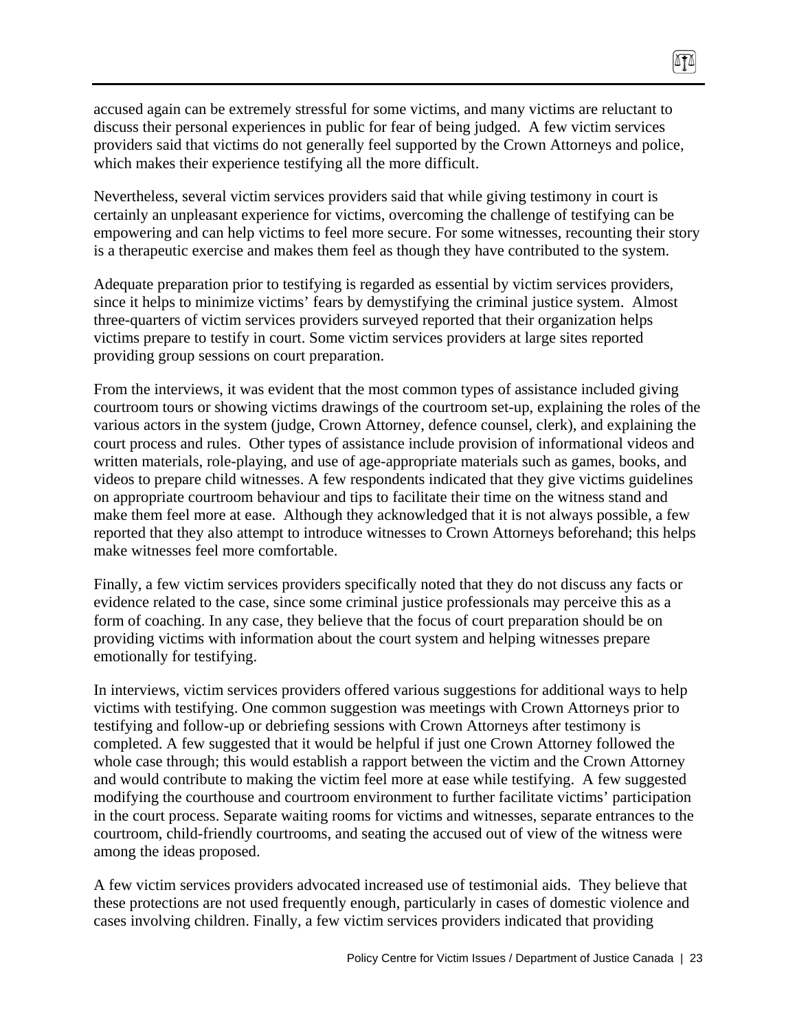accused again can be extremely stressful for some victims, and many victims are reluctant to discuss their personal experiences in public for fear of being judged. A few victim services providers said that victims do not generally feel supported by the Crown Attorneys and police, which makes their experience testifying all the more difficult.

Nevertheless, several victim services providers said that while giving testimony in court is certainly an unpleasant experience for victims, overcoming the challenge of testifying can be empowering and can help victims to feel more secure. For some witnesses, recounting their story is a therapeutic exercise and makes them feel as though they have contributed to the system.

Adequate preparation prior to testifying is regarded as essential by victim services providers, since it helps to minimize victims' fears by demystifying the criminal justice system. Almost three-quarters of victim services providers surveyed reported that their organization helps victims prepare to testify in court. Some victim services providers at large sites reported providing group sessions on court preparation.

From the interviews, it was evident that the most common types of assistance included giving courtroom tours or showing victims drawings of the courtroom set-up, explaining the roles of the various actors in the system (judge, Crown Attorney, defence counsel, clerk), and explaining the court process and rules. Other types of assistance include provision of informational videos and written materials, role-playing, and use of age-appropriate materials such as games, books, and videos to prepare child witnesses. A few respondents indicated that they give victims guidelines on appropriate courtroom behaviour and tips to facilitate their time on the witness stand and make them feel more at ease. Although they acknowledged that it is not always possible, a few reported that they also attempt to introduce witnesses to Crown Attorneys beforehand; this helps make witnesses feel more comfortable.

Finally, a few victim services providers specifically noted that they do not discuss any facts or evidence related to the case, since some criminal justice professionals may perceive this as a form of coaching. In any case, they believe that the focus of court preparation should be on providing victims with information about the court system and helping witnesses prepare emotionally for testifying.

In interviews, victim services providers offered various suggestions for additional ways to help victims with testifying. One common suggestion was meetings with Crown Attorneys prior to testifying and follow-up or debriefing sessions with Crown Attorneys after testimony is completed. A few suggested that it would be helpful if just one Crown Attorney followed the whole case through; this would establish a rapport between the victim and the Crown Attorney and would contribute to making the victim feel more at ease while testifying. A few suggested modifying the courthouse and courtroom environment to further facilitate victims' participation in the court process. Separate waiting rooms for victims and witnesses, separate entrances to the courtroom, child-friendly courtrooms, and seating the accused out of view of the witness were among the ideas proposed.

A few victim services providers advocated increased use of testimonial aids. They believe that these protections are not used frequently enough, particularly in cases of domestic violence and cases involving children. Finally, a few victim services providers indicated that providing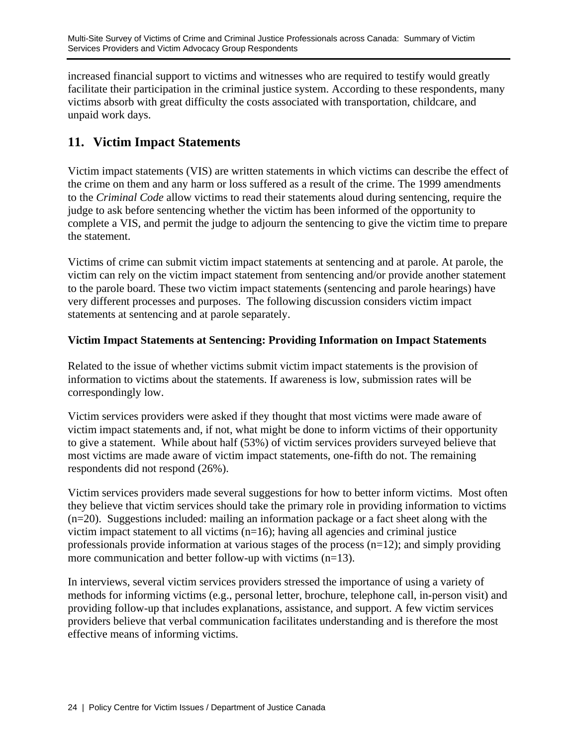increased financial support to victims and witnesses who are required to testify would greatly facilitate their participation in the criminal justice system. According to these respondents, many victims absorb with great difficulty the costs associated with transportation, childcare, and unpaid work days.

## 11. Victim Impact Statements

Victim impact statements (VIS) are written statements in which victims can describe the effect of the crime on them and any harm or loss suffered as a result of the crime. The 1999 amendments to the *Criminal Code* allow victims to read their statements aloud during sentencing, require the judge to ask before sentencing whether the victim has been informed of the opportunity to complete a VIS, and permit the judge to adjourn the sentencing to give the victim time to prepare the statement.

Victims of crime can submit victim impact statements at sentencing and at parole. At parole, the victim can rely on the victim impact statement from sentencing and/or provide another statement to the parole board. These two victim impact statements (sentencing and parole hearings) have very different processes and purposes. The following discussion considers victim impact statements at sentencing and at parole separately.

### Victim Impact Statements at Sentencing: Providing Information on Impact Statements

Related to the issue of whether victims submit victim impact statements is the provision of information to victims about the statements. If awareness is low, submission rates will be correspondingly low.

Victim services providers were asked if they thought that most victims were made aware of victim impact statements and, if not, what might be done to inform victims of their opportunity to give a statement. While about half (53%) of victim services providers surveyed believe that most victims are made aware of victim impact statements, one-fifth do not. The remaining respondents did not respond (26%).

Victim services providers made several suggestions for how to better inform victims. Most often they believe that victim services should take the primary role in providing information to victims (n=20). Suggestions included: mailing an information package or a fact sheet along with the victim impact statement to all victims (n=16); having all agencies and criminal justice professionals provide information at various stages of the process (n=12); and simply providing more communication and better follow-up with victims (n=13).

In interviews, several victim services providers stressed the importance of using a variety of methods for informing victims (e.g., personal letter, brochure, telephone call, in-person visit) and providing follow-up that includes explanations, assistance, and support. A few victim services providers believe that verbal communication facilitates understanding and is therefore the most effective means of informing victims.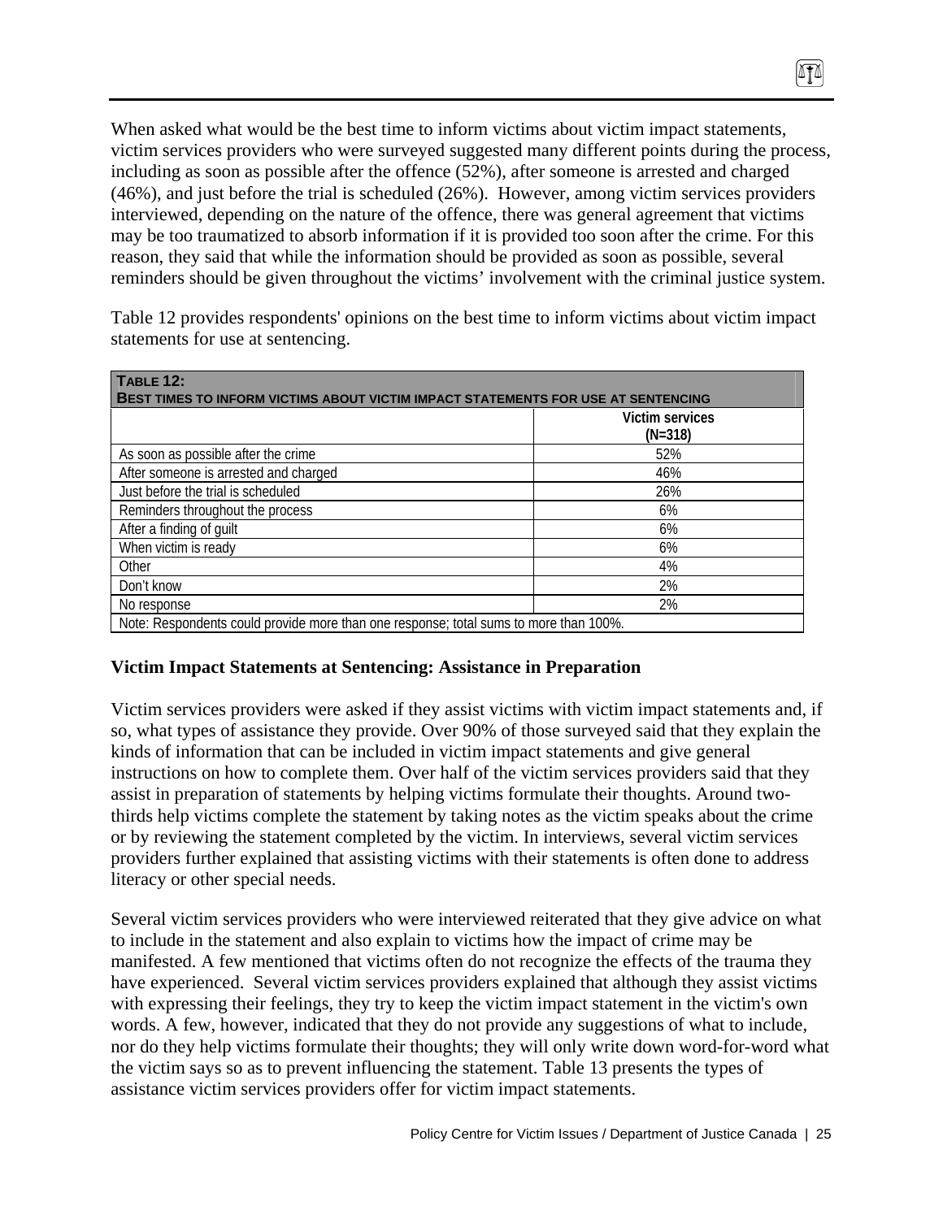When asked what would be the best time to inform victims about victim impact statements, victim services providers who were surveyed suggested many different points during the process, including as soon as possible after the offence (52%), after someone is arrested and charged (46%), and just before the trial is scheduled (26%). However, among victim services providers interviewed, depending on the nature of the offence, there was general agreement that victims may be too traumatized to absorb information if it is provided too soon after the crime. For this reason, they said that while the information should be provided as soon as possible, several reminders should be given throughout the victims' involvement with the criminal justice system.

Table 12 provides respondents' opinions on the best time to inform victims about victim impact statements for use at sentencing.

**Table 12: Best times to inform victims about victim impact statements for use at sentencing**

| | Victim services (N=318) |
|---|---|
| As soon as possible after the crime | 52% |
| After someone is arrested and charged | 46% |
| Just before the trial is scheduled | 26% |
| Reminders throughout the process | 6% |
| After a finding of guilt | 6% |
| When victim is ready | 6% |
| Other | 4% |
| Don't know | 2% |
| No response | 2% |

Note: Respondents could provide more than one response; total sums to more than 100%.

### Victim Impact Statements at Sentencing: Assistance in Preparation

Victim services providers were asked if they assist victims with victim impact statements and, if so, what types of assistance they provide. Over 90% of those surveyed said that they explain the kinds of information that can be included in victim impact statements and give general instructions on how to complete them. Over half of the victim services providers said that they assist in preparation of statements by helping victims formulate their thoughts. Around two-thirds help victims complete the statement by taking notes as the victim speaks about the crime or by reviewing the statement completed by the victim. In interviews, several victim services providers further explained that assisting victims with their statements is often done to address literacy or other special needs.

Several victim services providers who were interviewed reiterated that they give advice on what to include in the statement and also explain to victims how the impact of crime may be manifested. A few mentioned that victims often do not recognize the effects of the trauma they have experienced. Several victim services providers explained that although they assist victims with expressing their feelings, they try to keep the victim impact statement in the victim's own words. A few, however, indicated that they do not provide any suggestions of what to include, nor do they help victims formulate their thoughts; they will only write down word-for-word what the victim says so as to prevent influencing the statement. Table 13 presents the types of assistance victim services providers offer for victim impact statements.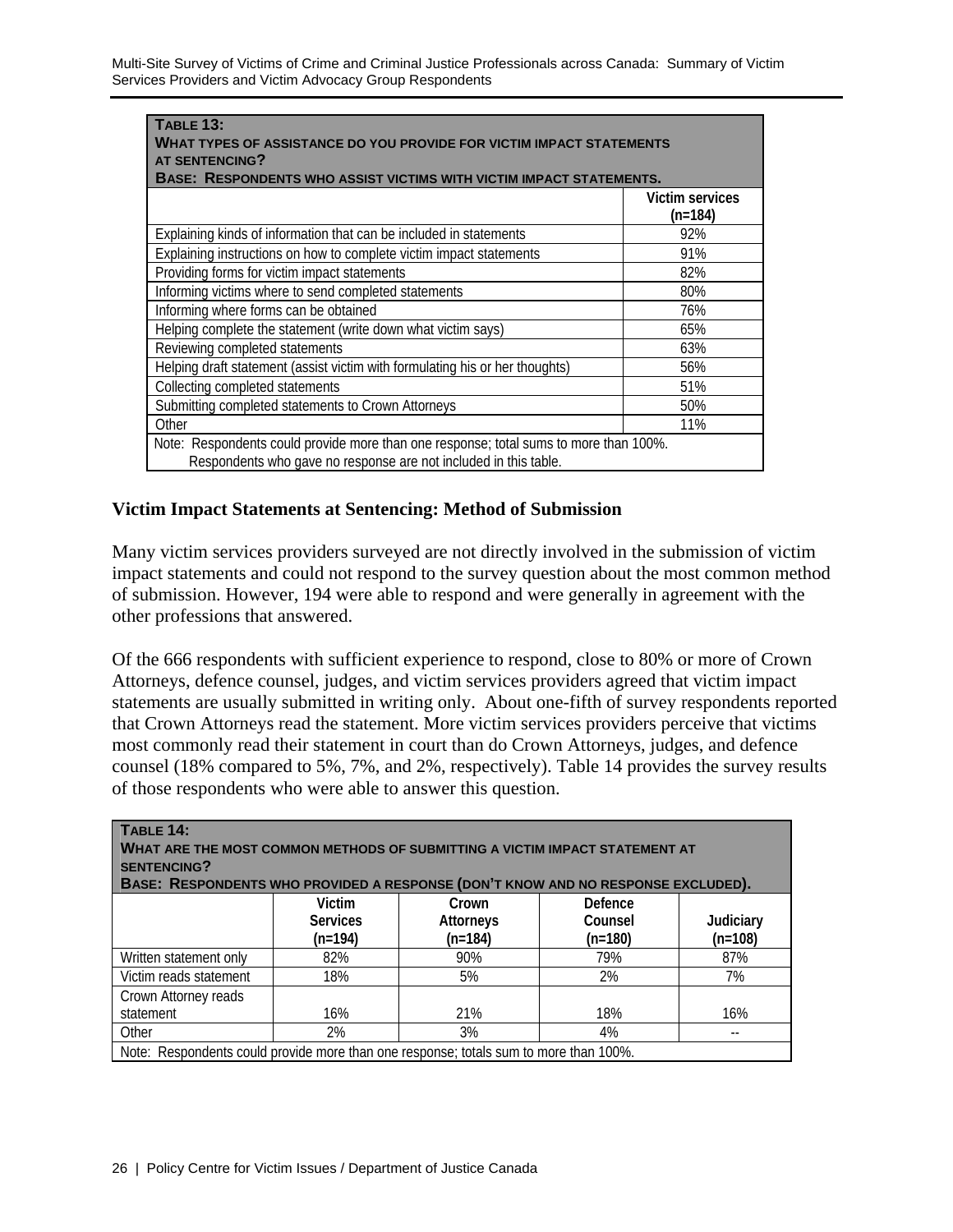| **TABLE 13:** **WHAT TYPES OF ASSISTANCE DO YOU PROVIDE FOR VICTIM IMPACT STATEMENTS AT SENTENCING?** **BASE: RESPONDENTS WHO ASSIST VICTIMS WITH VICTIM IMPACT STATEMENTS.** | |
|---|---|
| | **Victim services (n=184)** |
| Explaining kinds of information that can be included in statements | 92% |
| Explaining instructions on how to complete victim impact statements | 91% |
| Providing forms for victim impact statements | 82% |
| Informing victims where to send completed statements | 80% |
| Informing where forms can be obtained | 76% |
| Helping complete the statement (write down what victim says) | 65% |
| Reviewing completed statements | 63% |
| Helping draft statement (assist victim with formulating his or her thoughts) | 56% |
| Collecting completed statements | 51% |
| Submitting completed statements to Crown Attorneys | 50% |
| Other | 11% |
| Note: Respondents could provide more than one response; total sums to more than 100%. Respondents who gave no response are not included in this table. | |

### Victim Impact Statements at Sentencing: Method of Submission

Many victim services providers surveyed are not directly involved in the submission of victim impact statements and could not respond to the survey question about the most common method of submission. However, 194 were able to respond and were generally in agreement with the other professions that answered.

Of the 666 respondents with sufficient experience to respond, close to 80% or more of Crown Attorneys, defence counsel, judges, and victim services providers agreed that victim impact statements are usually submitted in writing only. About one-fifth of survey respondents reported that Crown Attorneys read the statement. More victim services providers perceive that victims most commonly read their statement in court than do Crown Attorneys, judges, and defence counsel (18% compared to 5%, 7%, and 2%, respectively). Table 14 provides the survey results of those respondents who were able to answer this question.

| **TABLE 14:** **WHAT ARE THE MOST COMMON METHODS OF SUBMITTING A VICTIM IMPACT STATEMENT AT SENTENCING?** **BASE: RESPONDENTS WHO PROVIDED A RESPONSE (DON'T KNOW AND NO RESPONSE EXCLUDED).** | | | | |
|---|---|---|---|---|
| | **Victim Services (n=194)** | **Crown Attorneys (n=184)** | **Defence Counsel (n=180)** | **Judiciary (n=108)** |
| Written statement only | 82% | 90% | 79% | 87% |
| Victim reads statement | 18% | 5% | 2% | 7% |
| Crown Attorney reads statement | 16% | 21% | 18% | 16% |
| Other | 2% | 3% | 4% | -- |
| Note: Respondents could provide more than one response; totals sum to more than 100%. | | | | |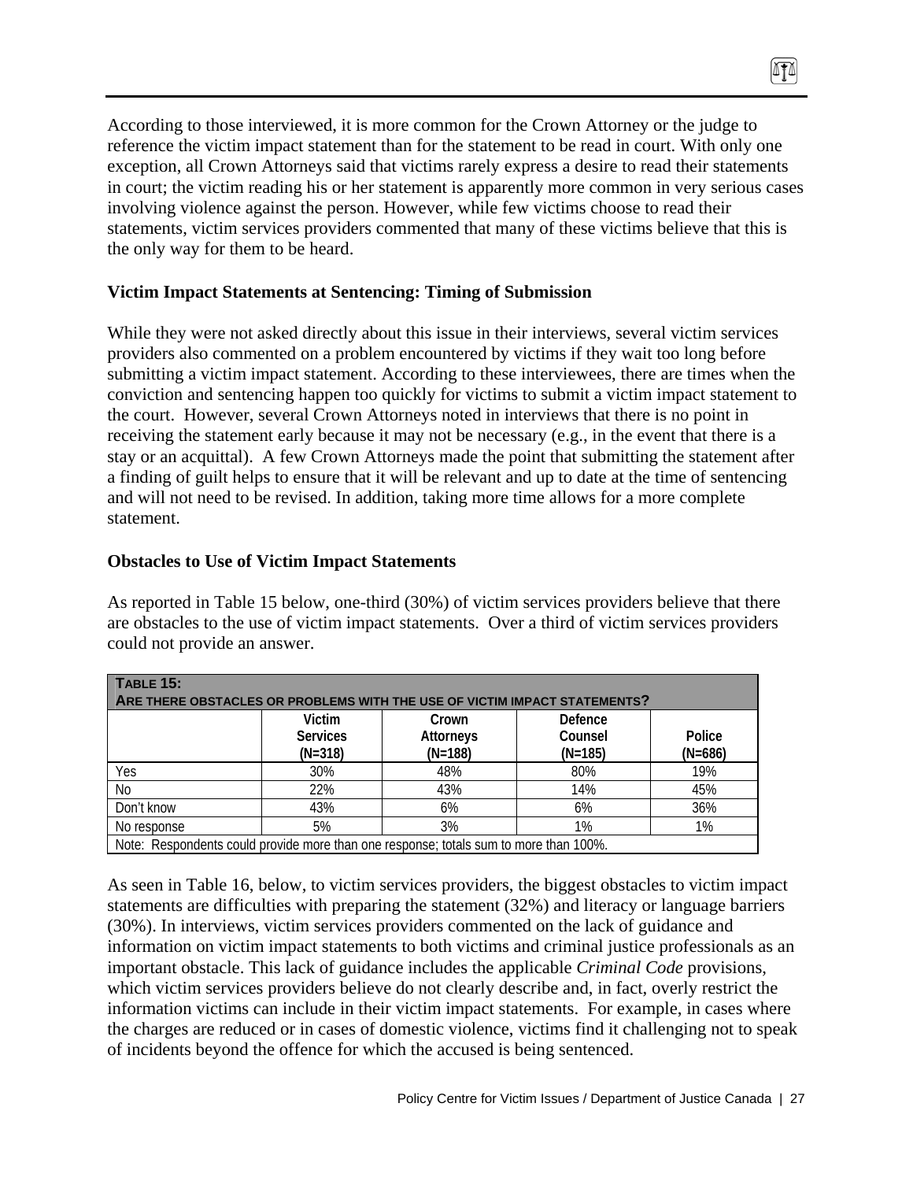According to those interviewed, it is more common for the Crown Attorney or the judge to reference the victim impact statement than for the statement to be read in court. With only one exception, all Crown Attorneys said that victims rarely express a desire to read their statements in court; the victim reading his or her statement is apparently more common in very serious cases involving violence against the person. However, while few victims choose to read their statements, victim services providers commented that many of these victims believe that this is the only way for them to be heard.

### Victim Impact Statements at Sentencing: Timing of Submission

While they were not asked directly about this issue in their interviews, several victim services providers also commented on a problem encountered by victims if they wait too long before submitting a victim impact statement. According to these interviewees, there are times when the conviction and sentencing happen too quickly for victims to submit a victim impact statement to the court. However, several Crown Attorneys noted in interviews that there is no point in receiving the statement early because it may not be necessary (e.g., in the event that there is a stay or an acquittal). A few Crown Attorneys made the point that submitting the statement after a finding of guilt helps to ensure that it will be relevant and up to date at the time of sentencing and will not need to be revised. In addition, taking more time allows for a more complete statement.

### Obstacles to Use of Victim Impact Statements

As reported in Table 15 below, one-third (30%) of victim services providers believe that there are obstacles to the use of victim impact statements. Over a third of victim services providers could not provide an answer.

**Table 15: Are there obstacles or problems with the use of victim impact statements?**

| | Victim Services (N=318) | Crown Attorneys (N=188) | Defence Counsel (N=185) | Police (N=686) |
|---|---|---|---|---|
| Yes | 30% | 48% | 80% | 19% |
| No | 22% | 43% | 14% | 45% |
| Don't know | 43% | 6% | 6% | 36% |
| No response | 5% | 3% | 1% | 1% |

Note: Respondents could provide more than one response; totals sum to more than 100%.

As seen in Table 16, below, to victim services providers, the biggest obstacles to victim impact statements are difficulties with preparing the statement (32%) and literacy or language barriers (30%). In interviews, victim services providers commented on the lack of guidance and information on victim impact statements to both victims and criminal justice professionals as an important obstacle. This lack of guidance includes the applicable *Criminal Code* provisions, which victim services providers believe do not clearly describe and, in fact, overly restrict the information victims can include in their victim impact statements. For example, in cases where the charges are reduced or in cases of domestic violence, victims find it challenging not to speak of incidents beyond the offence for which the accused is being sentenced.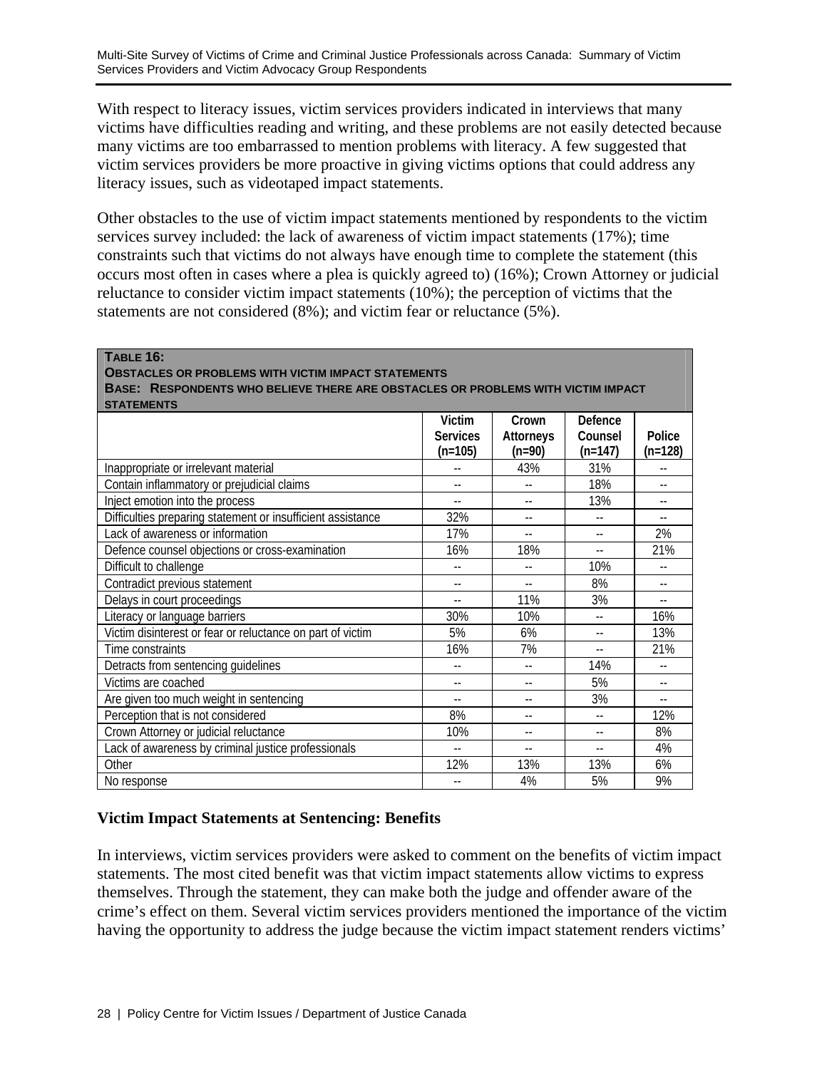With respect to literacy issues, victim services providers indicated in interviews that many victims have difficulties reading and writing, and these problems are not easily detected because many victims are too embarrassed to mention problems with literacy. A few suggested that victim services providers be more proactive in giving victims options that could address any literacy issues, such as videotaped impact statements.

Other obstacles to the use of victim impact statements mentioned by respondents to the victim services survey included: the lack of awareness of victim impact statements (17%); time constraints such that victims do not always have enough time to complete the statement (this occurs most often in cases where a plea is quickly agreed to) (16%); Crown Attorney or judicial reluctance to consider victim impact statements (10%); the perception of victims that the statements are not considered (8%); and victim fear or reluctance (5%).

**TABLE 16:**
**OBSTACLES OR PROBLEMS WITH VICTIM IMPACT STATEMENTS**
**BASE: RESPONDENTS WHO BELIEVE THERE ARE OBSTACLES OR PROBLEMS WITH VICTIM IMPACT STATEMENTS**

| | Victim Services (n=105) | Crown Attorneys (n=90) | Defence Counsel (n=147) | Police (n=128) |
|---|---|---|---|---|
| Inappropriate or irrelevant material | -- | 43% | 31% | -- |
| Contain inflammatory or prejudicial claims | -- | -- | 18% | -- |
| Inject emotion into the process | -- | -- | 13% | -- |
| Difficulties preparing statement or insufficient assistance | 32% | -- | -- | -- |
| Lack of awareness or information | 17% | -- | -- | 2% |
| Defence counsel objections or cross-examination | 16% | 18% | -- | 21% |
| Difficult to challenge | -- | -- | 10% | -- |
| Contradict previous statement | -- | -- | 8% | -- |
| Delays in court proceedings | -- | 11% | 3% | -- |
| Literacy or language barriers | 30% | 10% | -- | 16% |
| Victim disinterest or fear or reluctance on part of victim | 5% | 6% | -- | 13% |
| Time constraints | 16% | 7% | -- | 21% |
| Detracts from sentencing guidelines | -- | -- | 14% | -- |
| Victims are coached | -- | -- | 5% | -- |
| Are given too much weight in sentencing | -- | -- | 3% | -- |
| Perception that is not considered | 8% | -- | -- | 12% |
| Crown Attorney or judicial reluctance | 10% | -- | -- | 8% |
| Lack of awareness by criminal justice professionals | -- | -- | -- | 4% |
| Other | 12% | 13% | 13% | 6% |
| No response | -- | 4% | 5% | 9% |

### Victim Impact Statements at Sentencing: Benefits

In interviews, victim services providers were asked to comment on the benefits of victim impact statements. The most cited benefit was that victim impact statements allow victims to express themselves. Through the statement, they can make both the judge and offender aware of the crime's effect on them. Several victim services providers mentioned the importance of the victim having the opportunity to address the judge because the victim impact statement renders victims'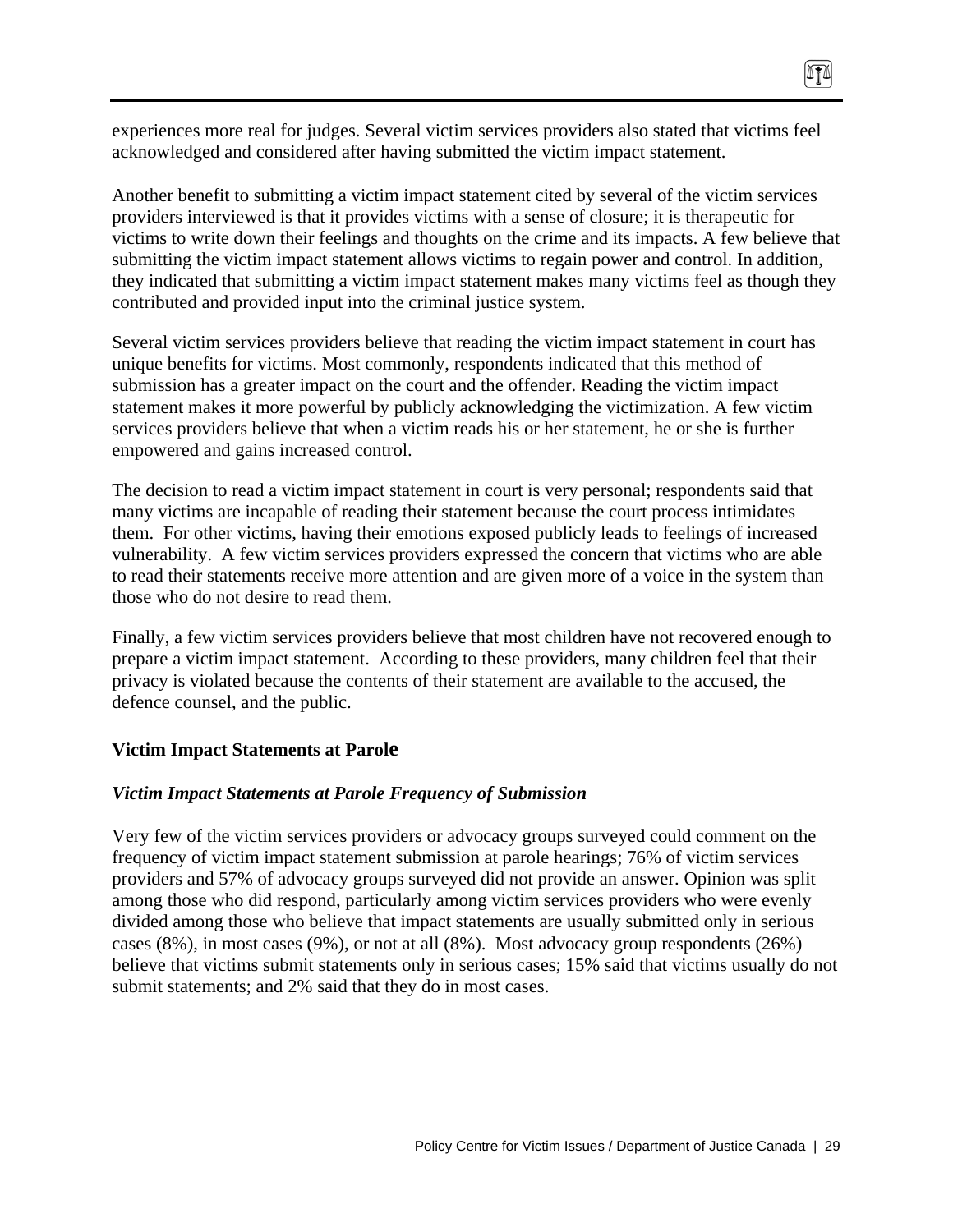experiences more real for judges. Several victim services providers also stated that victims feel acknowledged and considered after having submitted the victim impact statement.

Another benefit to submitting a victim impact statement cited by several of the victim services providers interviewed is that it provides victims with a sense of closure; it is therapeutic for victims to write down their feelings and thoughts on the crime and its impacts. A few believe that submitting the victim impact statement allows victims to regain power and control. In addition, they indicated that submitting a victim impact statement makes many victims feel as though they contributed and provided input into the criminal justice system.

Several victim services providers believe that reading the victim impact statement in court has unique benefits for victims. Most commonly, respondents indicated that this method of submission has a greater impact on the court and the offender. Reading the victim impact statement makes it more powerful by publicly acknowledging the victimization. A few victim services providers believe that when a victim reads his or her statement, he or she is further empowered and gains increased control.

The decision to read a victim impact statement in court is very personal; respondents said that many victims are incapable of reading their statement because the court process intimidates them. For other victims, having their emotions exposed publicly leads to feelings of increased vulnerability. A few victim services providers expressed the concern that victims who are able to read their statements receive more attention and are given more of a voice in the system than those who do not desire to read them.

Finally, a few victim services providers believe that most children have not recovered enough to prepare a victim impact statement. According to these providers, many children feel that their privacy is violated because the contents of their statement are available to the accused, the defence counsel, and the public.

### Victim Impact Statements at Parole

#### *Victim Impact Statements at Parole Frequency of Submission*

Very few of the victim services providers or advocacy groups surveyed could comment on the frequency of victim impact statement submission at parole hearings; 76% of victim services providers and 57% of advocacy groups surveyed did not provide an answer. Opinion was split among those who did respond, particularly among victim services providers who were evenly divided among those who believe that impact statements are usually submitted only in serious cases (8%), in most cases (9%), or not at all (8%). Most advocacy group respondents (26%) believe that victims submit statements only in serious cases; 15% said that victims usually do not submit statements; and 2% said that they do in most cases.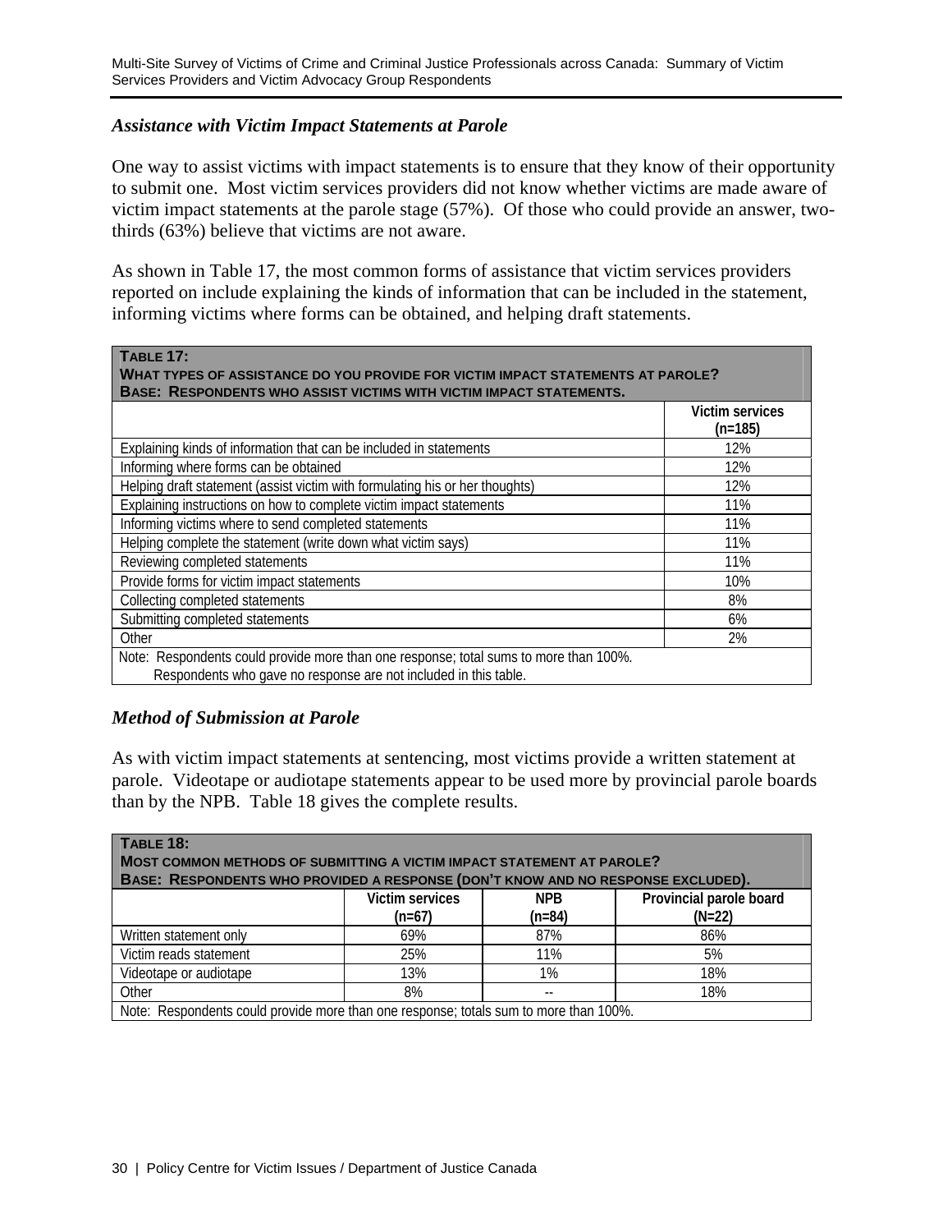### *Assistance with Victim Impact Statements at Parole*

One way to assist victims with impact statements is to ensure that they know of their opportunity to submit one. Most victim services providers did not know whether victims are made aware of victim impact statements at the parole stage (57%). Of those who could provide an answer, two-thirds (63%) believe that victims are not aware.

As shown in Table 17, the most common forms of assistance that victim services providers reported on include explaining the kinds of information that can be included in the statement, informing victims where forms can be obtained, and helping draft statements.

**TABLE 17:**
**WHAT TYPES OF ASSISTANCE DO YOU PROVIDE FOR VICTIM IMPACT STATEMENTS AT PAROLE?**
**BASE: RESPONDENTS WHO ASSIST VICTIMS WITH VICTIM IMPACT STATEMENTS.**

| | Victim services (n=185) |
|---|---|
| Explaining kinds of information that can be included in statements | 12% |
| Informing where forms can be obtained | 12% |
| Helping draft statement (assist victim with formulating his or her thoughts) | 12% |
| Explaining instructions on how to complete victim impact statements | 11% |
| Informing victims where to send completed statements | 11% |
| Helping complete the statement (write down what victim says) | 11% |
| Reviewing completed statements | 11% |
| Provide forms for victim impact statements | 10% |
| Collecting completed statements | 8% |
| Submitting completed statements | 6% |
| Other | 2% |

Note: Respondents could provide more than one response; total sums to more than 100%.
Respondents who gave no response are not included in this table.

### *Method of Submission at Parole*

As with victim impact statements at sentencing, most victims provide a written statement at parole. Videotape or audiotape statements appear to be used more by provincial parole boards than by the NPB. Table 18 gives the complete results.

**TABLE 18:**
**MOST COMMON METHODS OF SUBMITTING A VICTIM IMPACT STATEMENT AT PAROLE?**
**BASE: RESPONDENTS WHO PROVIDED A RESPONSE (DON'T KNOW AND NO RESPONSE EXCLUDED).**

| | Victim services (n=67) | NPB (n=84) | Provincial parole board (N=22) |
|---|---|---|---|
| Written statement only | 69% | 87% | 86% |
| Victim reads statement | 25% | 11% | 5% |
| Videotape or audiotape | 13% | 1% | 18% |
| Other | 8% | -- | 18% |

Note: Respondents could provide more than one response; totals sum to more than 100%.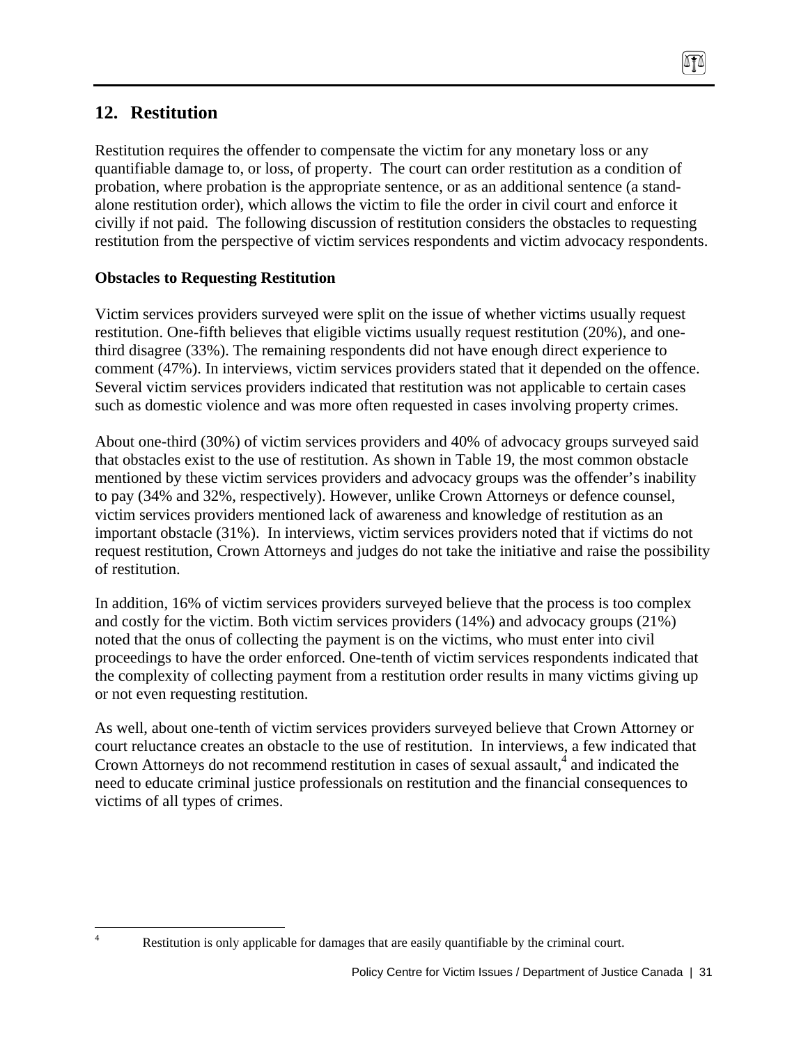## 12. Restitution

Restitution requires the offender to compensate the victim for any monetary loss or any quantifiable damage to, or loss, of property. The court can order restitution as a condition of probation, where probation is the appropriate sentence, or as an additional sentence (a stand-alone restitution order), which allows the victim to file the order in civil court and enforce it civilly if not paid. The following discussion of restitution considers the obstacles to requesting restitution from the perspective of victim services respondents and victim advocacy respondents.

**Obstacles to Requesting Restitution**

Victim services providers surveyed were split on the issue of whether victims usually request restitution. One-fifth believes that eligible victims usually request restitution (20%), and one-third disagree (33%). The remaining respondents did not have enough direct experience to comment (47%). In interviews, victim services providers stated that it depended on the offence. Several victim services providers indicated that restitution was not applicable to certain cases such as domestic violence and was more often requested in cases involving property crimes.

About one-third (30%) of victim services providers and 40% of advocacy groups surveyed said that obstacles exist to the use of restitution. As shown in Table 19, the most common obstacle mentioned by these victim services providers and advocacy groups was the offender's inability to pay (34% and 32%, respectively). However, unlike Crown Attorneys or defence counsel, victim services providers mentioned lack of awareness and knowledge of restitution as an important obstacle (31%). In interviews, victim services providers noted that if victims do not request restitution, Crown Attorneys and judges do not take the initiative and raise the possibility of restitution.

In addition, 16% of victim services providers surveyed believe that the process is too complex and costly for the victim. Both victim services providers (14%) and advocacy groups (21%) noted that the onus of collecting the payment is on the victims, who must enter into civil proceedings to have the order enforced. One-tenth of victim services respondents indicated that the complexity of collecting payment from a restitution order results in many victims giving up or not even requesting restitution.

As well, about one-tenth of victim services providers surveyed believe that Crown Attorney or court reluctance creates an obstacle to the use of restitution. In interviews, a few indicated that Crown Attorneys do not recommend restitution in cases of sexual assault,[4] and indicated the need to educate criminal justice professionals on restitution and the financial consequences to victims of all types of crimes.

[4] Restitution is only applicable for damages that are easily quantifiable by the criminal court.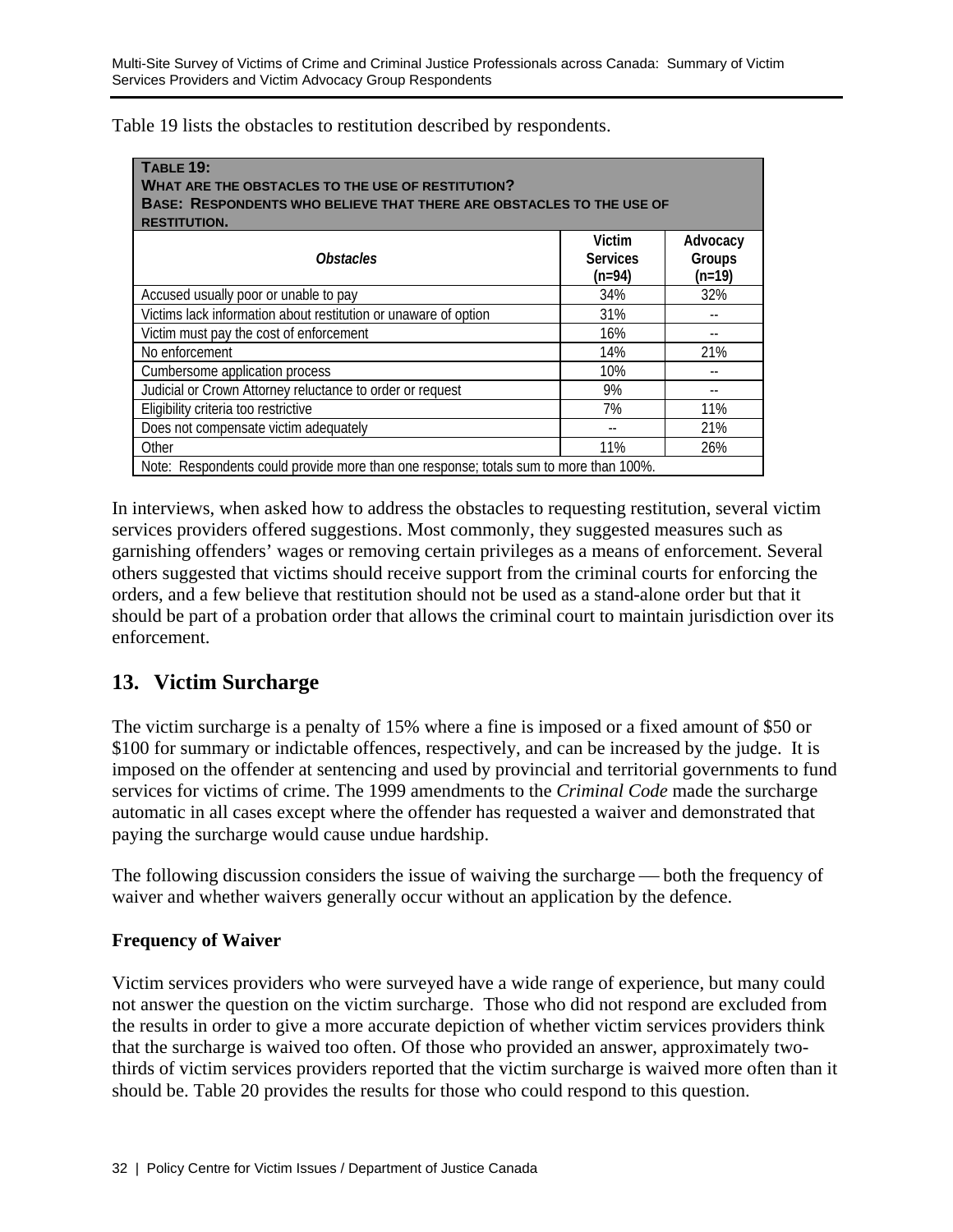Table 19 lists the obstacles to restitution described by respondents.

| TABLE 19: WHAT ARE THE OBSTACLES TO THE USE OF RESTITUTION? BASE: RESPONDENTS WHO BELIEVE THAT THERE ARE OBSTACLES TO THE USE OF RESTITUTION. | | |
|---|---|---|
| *Obstacles* | Victim Services (n=94) | Advocacy Groups (n=19) |
| Accused usually poor or unable to pay | 34% | 32% |
| Victims lack information about restitution or unaware of option | 31% | -- |
| Victim must pay the cost of enforcement | 16% | -- |
| No enforcement | 14% | 21% |
| Cumbersome application process | 10% | -- |
| Judicial or Crown Attorney reluctance to order or request | 9% | -- |
| Eligibility criteria too restrictive | 7% | 11% |
| Does not compensate victim adequately | -- | 21% |
| Other | 11% | 26% |
| Note: Respondents could provide more than one response; totals sum to more than 100%. | | |

In interviews, when asked how to address the obstacles to requesting restitution, several victim services providers offered suggestions. Most commonly, they suggested measures such as garnishing offenders' wages or removing certain privileges as a means of enforcement. Several others suggested that victims should receive support from the criminal courts for enforcing the orders, and a few believe that restitution should not be used as a stand-alone order but that it should be part of a probation order that allows the criminal court to maintain jurisdiction over its enforcement.

## 13. Victim Surcharge

The victim surcharge is a penalty of 15% where a fine is imposed or a fixed amount of $50 or $100 for summary or indictable offences, respectively, and can be increased by the judge. It is imposed on the offender at sentencing and used by provincial and territorial governments to fund services for victims of crime. The 1999 amendments to the *Criminal Code* made the surcharge automatic in all cases except where the offender has requested a waiver and demonstrated that paying the surcharge would cause undue hardship.

The following discussion considers the issue of waiving the surcharge — both the frequency of waiver and whether waivers generally occur without an application by the defence.

**Frequency of Waiver**

Victim services providers who were surveyed have a wide range of experience, but many could not answer the question on the victim surcharge. Those who did not respond are excluded from the results in order to give a more accurate depiction of whether victim services providers think that the surcharge is waived too often. Of those who provided an answer, approximately two-thirds of victim services providers reported that the victim surcharge is waived more often than it should be. Table 20 provides the results for those who could respond to this question.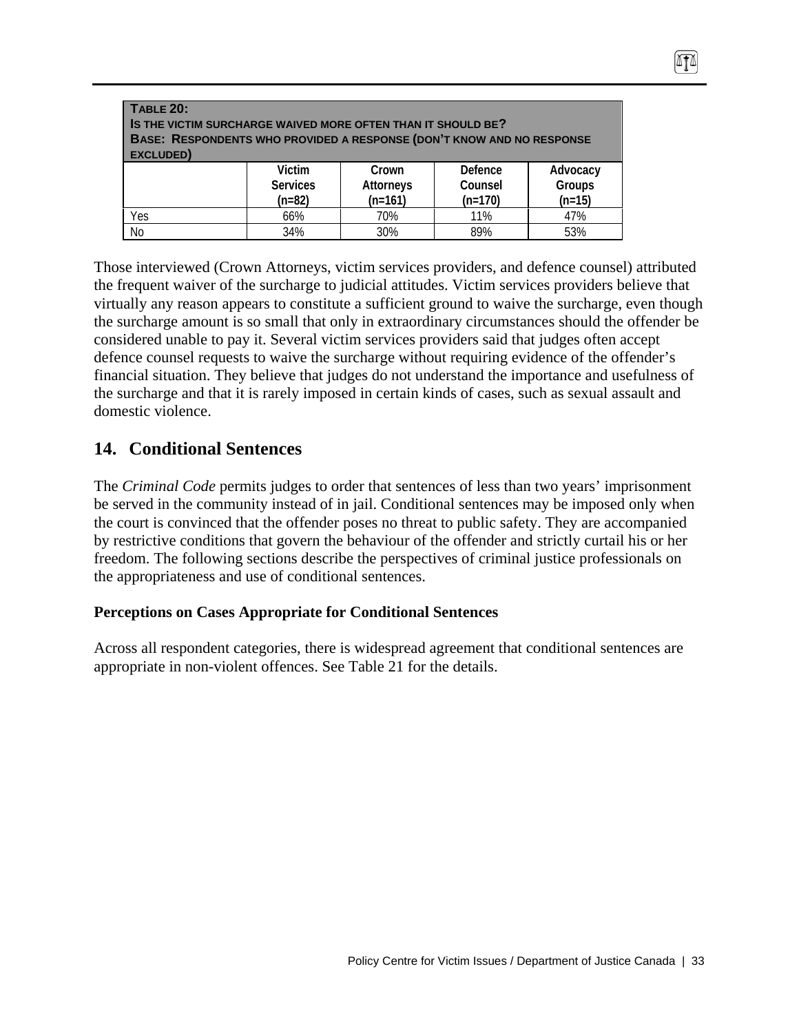**TABLE 20:**
**IS THE VICTIM SURCHARGE WAIVED MORE OFTEN THAN IT SHOULD BE?**
**BASE: RESPONDENTS WHO PROVIDED A RESPONSE (DON'T KNOW AND NO RESPONSE EXCLUDED)**

| | Victim Services (n=82) | Crown Attorneys (n=161) | Defence Counsel (n=170) | Advocacy Groups (n=15) |
|---|---|---|---|---|
| Yes | 66% | 70% | 11% | 47% |
| No | 34% | 30% | 89% | 53% |

Those interviewed (Crown Attorneys, victim services providers, and defence counsel) attributed the frequent waiver of the surcharge to judicial attitudes. Victim services providers believe that virtually any reason appears to constitute a sufficient ground to waive the surcharge, even though the surcharge amount is so small that only in extraordinary circumstances should the offender be considered unable to pay it. Several victim services providers said that judges often accept defence counsel requests to waive the surcharge without requiring evidence of the offender's financial situation. They believe that judges do not understand the importance and usefulness of the surcharge and that it is rarely imposed in certain kinds of cases, such as sexual assault and domestic violence.

## 14. Conditional Sentences

The *Criminal Code* permits judges to order that sentences of less than two years' imprisonment be served in the community instead of in jail. Conditional sentences may be imposed only when the court is convinced that the offender poses no threat to public safety. They are accompanied by restrictive conditions that govern the behaviour of the offender and strictly curtail his or her freedom. The following sections describe the perspectives of criminal justice professionals on the appropriateness and use of conditional sentences.

### Perceptions on Cases Appropriate for Conditional Sentences

Across all respondent categories, there is widespread agreement that conditional sentences are appropriate in non-violent offences. See Table 21 for the details.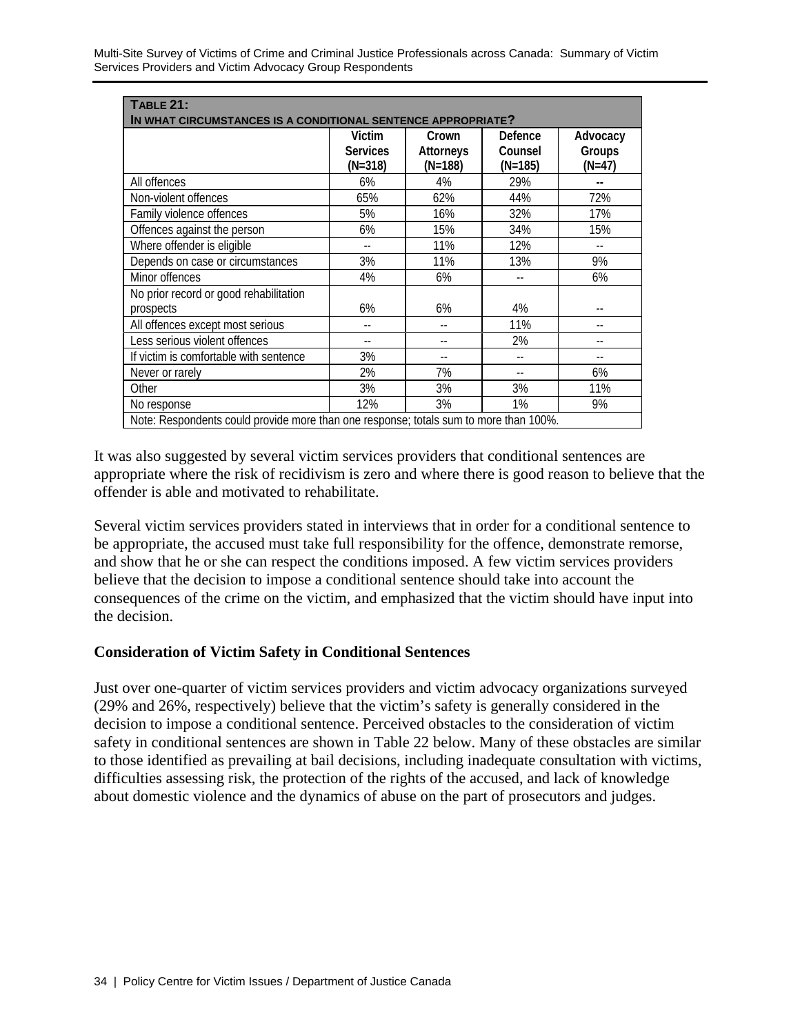**TABLE 21:**
**IN WHAT CIRCUMSTANCES IS A CONDITIONAL SENTENCE APPROPRIATE?**

| | Victim Services (N=318) | Crown Attorneys (N=188) | Defence Counsel (N=185) | Advocacy Groups (N=47) |
|---|---|---|---|---|
| All offences | 6% | 4% | 29% | -- |
| Non-violent offences | 65% | 62% | 44% | 72% |
| Family violence offences | 5% | 16% | 32% | 17% |
| Offences against the person | 6% | 15% | 34% | 15% |
| Where offender is eligible | -- | 11% | 12% | -- |
| Depends on case or circumstances | 3% | 11% | 13% | 9% |
| Minor offences | 4% | 6% | -- | 6% |
| No prior record or good rehabilitation prospects | 6% | 6% | 4% | -- |
| All offences except most serious | -- | -- | 11% | -- |
| Less serious violent offences | -- | -- | 2% | -- |
| If victim is comfortable with sentence | 3% | -- | -- | -- |
| Never or rarely | 2% | 7% | -- | 6% |
| Other | 3% | 3% | 3% | 11% |
| No response | 12% | 3% | 1% | 9% |

Note: Respondents could provide more than one response; totals sum to more than 100%.

It was also suggested by several victim services providers that conditional sentences are appropriate where the risk of recidivism is zero and where there is good reason to believe that the offender is able and motivated to rehabilitate.

Several victim services providers stated in interviews that in order for a conditional sentence to be appropriate, the accused must take full responsibility for the offence, demonstrate remorse, and show that he or she can respect the conditions imposed. A few victim services providers believe that the decision to impose a conditional sentence should take into account the consequences of the crime on the victim, and emphasized that the victim should have input into the decision.

### Consideration of Victim Safety in Conditional Sentences

Just over one-quarter of victim services providers and victim advocacy organizations surveyed (29% and 26%, respectively) believe that the victim's safety is generally considered in the decision to impose a conditional sentence. Perceived obstacles to the consideration of victim safety in conditional sentences are shown in Table 22 below. Many of these obstacles are similar to those identified as prevailing at bail decisions, including inadequate consultation with victims, difficulties assessing risk, the protection of the rights of the accused, and lack of knowledge about domestic violence and the dynamics of abuse on the part of prosecutors and judges.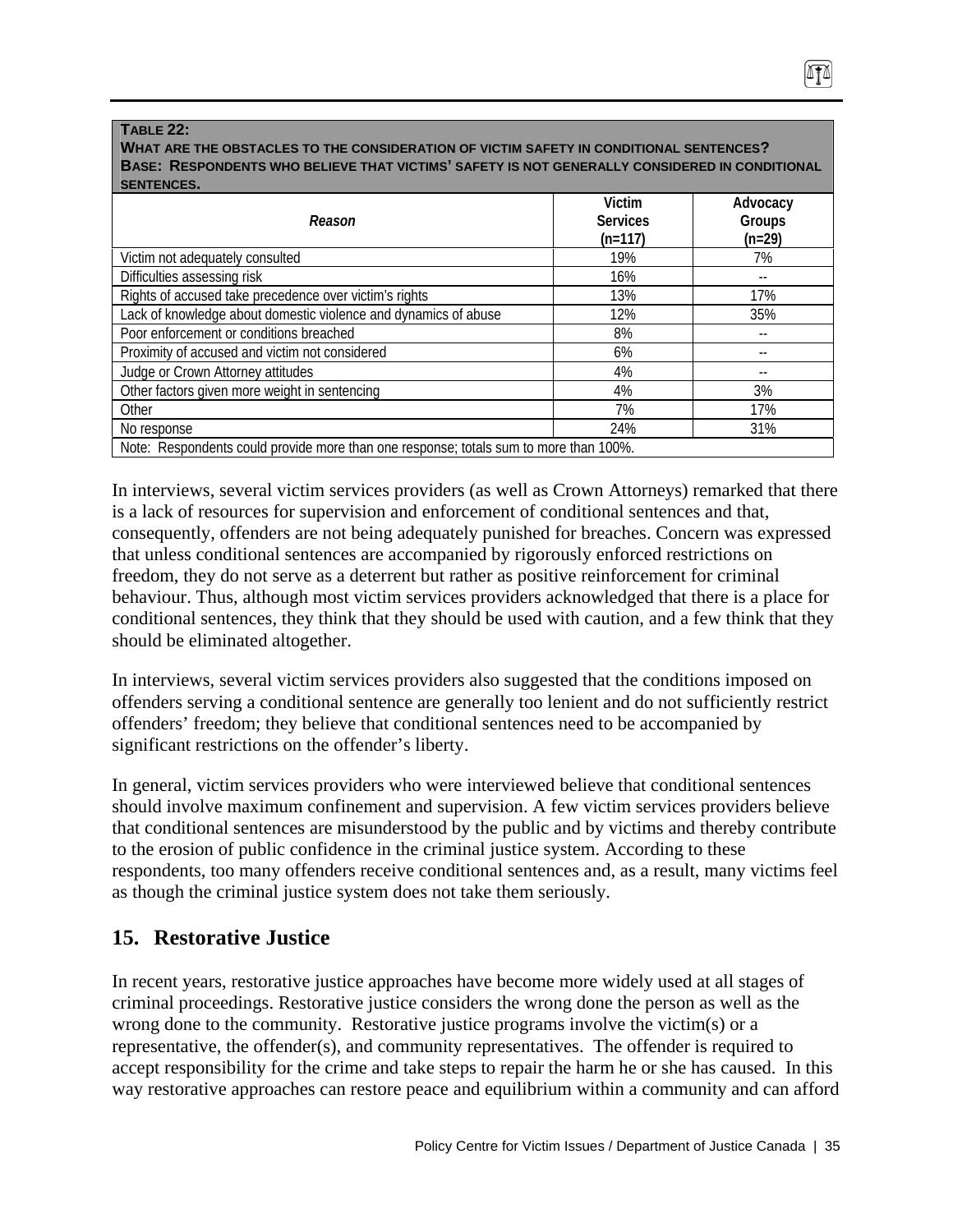**TABLE 22:**
**WHAT ARE THE OBSTACLES TO THE CONSIDERATION OF VICTIM SAFETY IN CONDITIONAL SENTENCES?**
**BASE: RESPONDENTS WHO BELIEVE THAT VICTIMS' SAFETY IS NOT GENERALLY CONSIDERED IN CONDITIONAL SENTENCES.**

| *Reason* | Victim Services (n=117) | Advocacy Groups (n=29) |
|---|---|---|
| Victim not adequately consulted | 19% | 7% |
| Difficulties assessing risk | 16% | -- |
| Rights of accused take precedence over victim's rights | 13% | 17% |
| Lack of knowledge about domestic violence and dynamics of abuse | 12% | 35% |
| Poor enforcement or conditions breached | 8% | -- |
| Proximity of accused and victim not considered | 6% | -- |
| Judge or Crown Attorney attitudes | 4% | -- |
| Other factors given more weight in sentencing | 4% | 3% |
| Other | 7% | 17% |
| No response | 24% | 31% |

Note: Respondents could provide more than one response; totals sum to more than 100%.

In interviews, several victim services providers (as well as Crown Attorneys) remarked that there is a lack of resources for supervision and enforcement of conditional sentences and that, consequently, offenders are not being adequately punished for breaches. Concern was expressed that unless conditional sentences are accompanied by rigorously enforced restrictions on freedom, they do not serve as a deterrent but rather as positive reinforcement for criminal behaviour. Thus, although most victim services providers acknowledged that there is a place for conditional sentences, they think that they should be used with caution, and a few think that they should be eliminated altogether.

In interviews, several victim services providers also suggested that the conditions imposed on offenders serving a conditional sentence are generally too lenient and do not sufficiently restrict offenders' freedom; they believe that conditional sentences need to be accompanied by significant restrictions on the offender's liberty.

In general, victim services providers who were interviewed believe that conditional sentences should involve maximum confinement and supervision. A few victim services providers believe that conditional sentences are misunderstood by the public and by victims and thereby contribute to the erosion of public confidence in the criminal justice system. According to these respondents, too many offenders receive conditional sentences and, as a result, many victims feel as though the criminal justice system does not take them seriously.

## 15. Restorative Justice

In recent years, restorative justice approaches have become more widely used at all stages of criminal proceedings. Restorative justice considers the wrong done the person as well as the wrong done to the community. Restorative justice programs involve the victim(s) or a representative, the offender(s), and community representatives. The offender is required to accept responsibility for the crime and take steps to repair the harm he or she has caused. In this way restorative approaches can restore peace and equilibrium within a community and can afford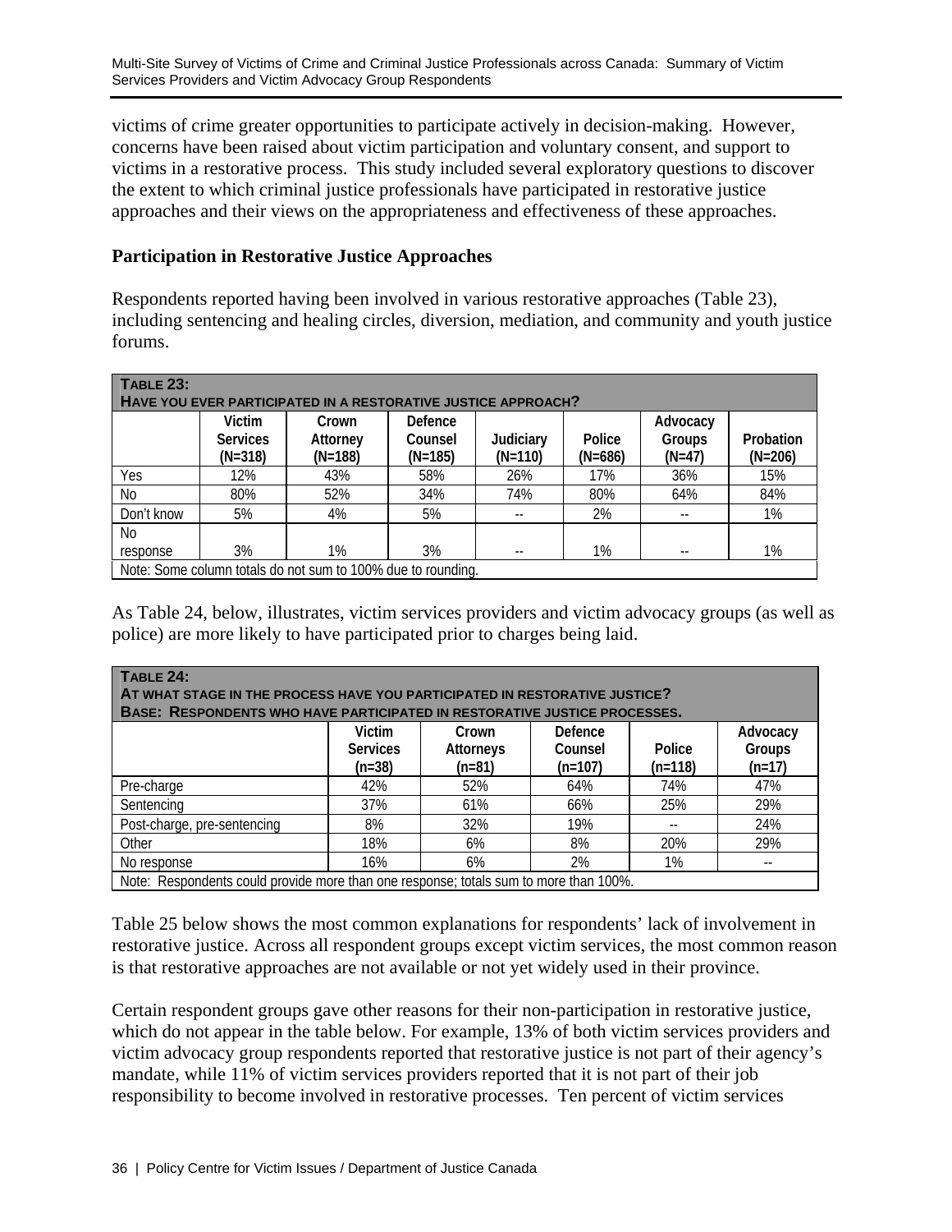victims of crime greater opportunities to participate actively in decision-making. However, concerns have been raised about victim participation and voluntary consent, and support to victims in a restorative process. This study included several exploratory questions to discover the extent to which criminal justice professionals have participated in restorative justice approaches and their views on the appropriateness and effectiveness of these approaches.

**Participation in Restorative Justice Approaches**

Respondents reported having been involved in various restorative approaches (Table 23), including sentencing and healing circles, diversion, mediation, and community and youth justice forums.

**TABLE 23: HAVE YOU EVER PARTICIPATED IN A RESTORATIVE JUSTICE APPROACH?**

| | Victim Services (N=318) | Crown Attorney (N=188) | Defence Counsel (N=185) | Judiciary (N=110) | Police (N=686) | Advocacy Groups (N=47) | Probation (N=206) |
|---|---|---|---|---|---|---|---|
| Yes | 12% | 43% | 58% | 26% | 17% | 36% | 15% |
| No | 80% | 52% | 34% | 74% | 80% | 64% | 84% |
| Don't know | 5% | 4% | 5% | -- | 2% | -- | 1% |
| No response | 3% | 1% | 3% | -- | 1% | -- | 1% |

Note: Some column totals do not sum to 100% due to rounding.

As Table 24, below, illustrates, victim services providers and victim advocacy groups (as well as police) are more likely to have participated prior to charges being laid.

**TABLE 24: AT WHAT STAGE IN THE PROCESS HAVE YOU PARTICIPATED IN RESTORATIVE JUSTICE? BASE: RESPONDENTS WHO HAVE PARTICIPATED IN RESTORATIVE JUSTICE PROCESSES.**

| | Victim Services (n=38) | Crown Attorneys (n=81) | Defence Counsel (n=107) | Police (n=118) | Advocacy Groups (n=17) |
|---|---|---|---|---|---|
| Pre-charge | 42% | 52% | 64% | 74% | 47% |
| Sentencing | 37% | 61% | 66% | 25% | 29% |
| Post-charge, pre-sentencing | 8% | 32% | 19% | -- | 24% |
| Other | 18% | 6% | 8% | 20% | 29% |
| No response | 16% | 6% | 2% | 1% | -- |

Note: Respondents could provide more than one response; totals sum to more than 100%.

Table 25 below shows the most common explanations for respondents' lack of involvement in restorative justice. Across all respondent groups except victim services, the most common reason is that restorative approaches are not available or not yet widely used in their province.

Certain respondent groups gave other reasons for their non-participation in restorative justice, which do not appear in the table below. For example, 13% of both victim services providers and victim advocacy group respondents reported that restorative justice is not part of their agency's mandate, while 11% of victim services providers reported that it is not part of their job responsibility to become involved in restorative processes. Ten percent of victim services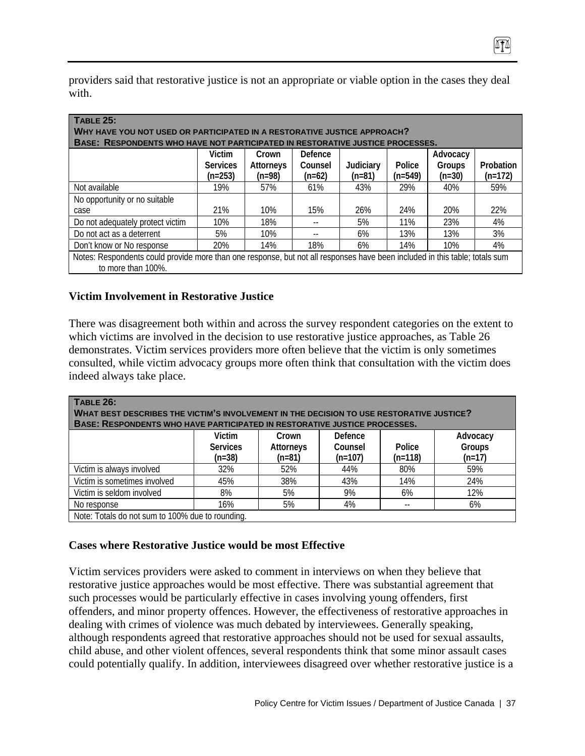providers said that restorative justice is not an appropriate or viable option in the cases they deal with.

| **TABLE 25:** **WHY HAVE YOU NOT USED OR PARTICIPATED IN A RESTORATIVE JUSTICE APPROACH?** **BASE: RESPONDENTS WHO HAVE NOT PARTICIPATED IN RESTORATIVE JUSTICE PROCESSES.** | | | | | | | |
|---|---|---|---|---|---|---|---|
| | Victim Services (n=253) | Crown Attorneys (n=98) | Defence Counsel (n=62) | Judiciary (n=81) | Police (n=549) | Advocacy Groups (n=30) | Probation (n=172) |
| Not available | 19% | 57% | 61% | 43% | 29% | 40% | 59% |
| No opportunity or no suitable case | 21% | 10% | 15% | 26% | 24% | 20% | 22% |
| Do not adequately protect victim | 10% | 18% | -- | 5% | 11% | 23% | 4% |
| Do not act as a deterrent | 5% | 10% | -- | 6% | 13% | 13% | 3% |
| Don't know or No response | 20% | 14% | 18% | 6% | 14% | 10% | 4% |
| Notes: Respondents could provide more than one response, but not all responses have been included in this table; totals sum to more than 100%. | | | | | | | |

### Victim Involvement in Restorative Justice

There was disagreement both within and across the survey respondent categories on the extent to which victims are involved in the decision to use restorative justice approaches, as Table 26 demonstrates. Victim services providers more often believe that the victim is only sometimes consulted, while victim advocacy groups more often think that consultation with the victim does indeed always take place.

| **TABLE 26:** **WHAT BEST DESCRIBES THE VICTIM'S INVOLVEMENT IN THE DECISION TO USE RESTORATIVE JUSTICE?** **BASE: RESPONDENTS WHO HAVE PARTICIPATED IN RESTORATIVE JUSTICE PROCESSES.** | | | | | |
|---|---|---|---|---|---|
| | Victim Services (n=38) | Crown Attorneys (n=81) | Defence Counsel (n=107) | Police (n=118) | Advocacy Groups (n=17) |
| Victim is always involved | 32% | 52% | 44% | 80% | 59% |
| Victim is sometimes involved | 45% | 38% | 43% | 14% | 24% |
| Victim is seldom involved | 8% | 5% | 9% | 6% | 12% |
| No response | 16% | 5% | 4% | -- | 6% |
| Note: Totals do not sum to 100% due to rounding. | | | | | |

### Cases where Restorative Justice would be most Effective

Victim services providers were asked to comment in interviews on when they believe that restorative justice approaches would be most effective. There was substantial agreement that such processes would be particularly effective in cases involving young offenders, first offenders, and minor property offences. However, the effectiveness of restorative approaches in dealing with crimes of violence was much debated by interviewees. Generally speaking, although respondents agreed that restorative approaches should not be used for sexual assaults, child abuse, and other violent offences, several respondents think that some minor assault cases could potentially qualify. In addition, interviewees disagreed over whether restorative justice is a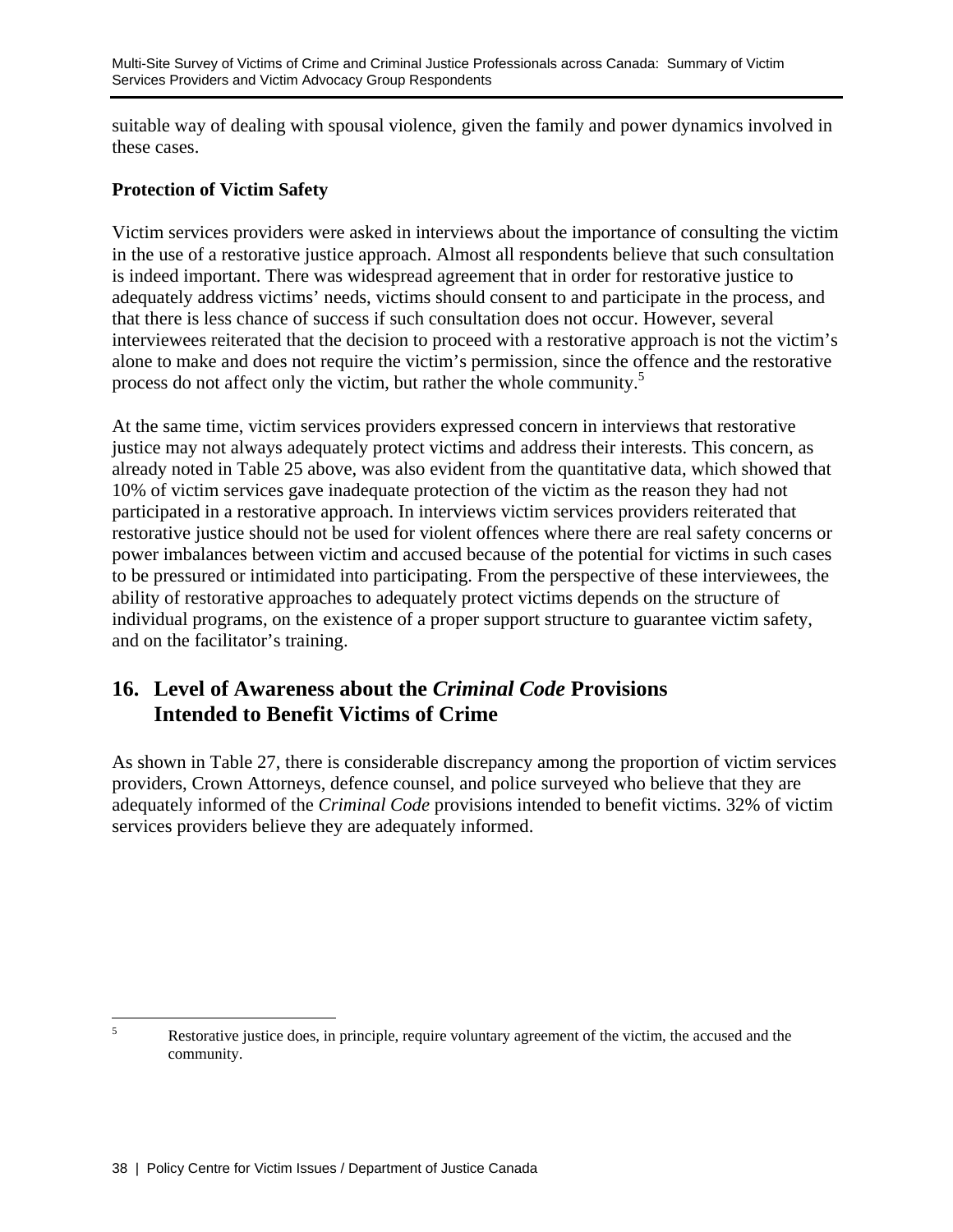suitable way of dealing with spousal violence, given the family and power dynamics involved in these cases.

**Protection of Victim Safety**

Victim services providers were asked in interviews about the importance of consulting the victim in the use of a restorative justice approach. Almost all respondents believe that such consultation is indeed important. There was widespread agreement that in order for restorative justice to adequately address victims' needs, victims should consent to and participate in the process, and that there is less chance of success if such consultation does not occur. However, several interviewees reiterated that the decision to proceed with a restorative approach is not the victim's alone to make and does not require the victim's permission, since the offence and the restorative process do not affect only the victim, but rather the whole community.[5]

At the same time, victim services providers expressed concern in interviews that restorative justice may not always adequately protect victims and address their interests. This concern, as already noted in Table 25 above, was also evident from the quantitative data, which showed that 10% of victim services gave inadequate protection of the victim as the reason they had not participated in a restorative approach. In interviews victim services providers reiterated that restorative justice should not be used for violent offences where there are real safety concerns or power imbalances between victim and accused because of the potential for victims in such cases to be pressured or intimidated into participating. From the perspective of these interviewees, the ability of restorative approaches to adequately protect victims depends on the structure of individual programs, on the existence of a proper support structure to guarantee victim safety, and on the facilitator's training.

## 16. Level of Awareness about the *Criminal Code* Provisions Intended to Benefit Victims of Crime

As shown in Table 27, there is considerable discrepancy among the proportion of victim services providers, Crown Attorneys, defence counsel, and police surveyed who believe that they are adequately informed of the *Criminal Code* provisions intended to benefit victims. 32% of victim services providers believe they are adequately informed.

---

[5] Restorative justice does, in principle, require voluntary agreement of the victim, the accused and the community.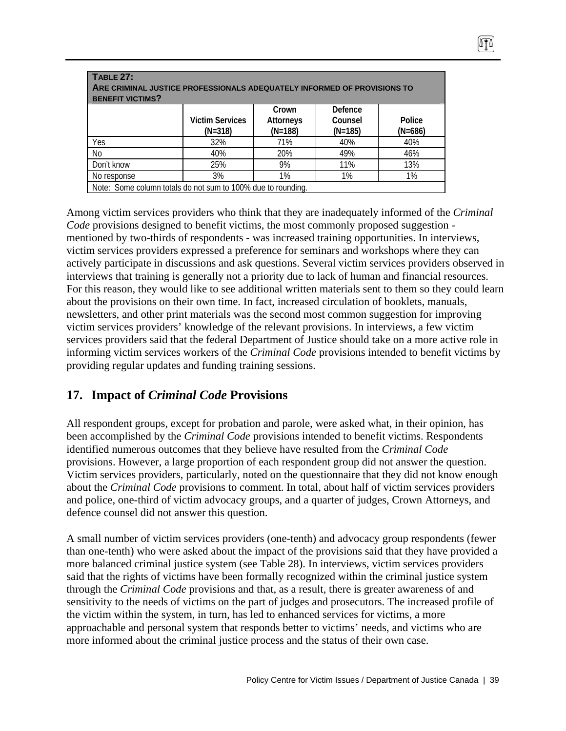**TABLE 27:**
**ARE CRIMINAL JUSTICE PROFESSIONALS ADEQUATELY INFORMED OF PROVISIONS TO BENEFIT VICTIMS?**

| | Victim Services (N=318) | Crown Attorneys (N=188) | Defence Counsel (N=185) | Police (N=686) |
|---|---|---|---|---|
| Yes | 32% | 71% | 40% | 40% |
| No | 40% | 20% | 49% | 46% |
| Don't know | 25% | 9% | 11% | 13% |
| No response | 3% | 1% | 1% | 1% |

Note: Some column totals do not sum to 100% due to rounding.

Among victim services providers who think that they are inadequately informed of the *Criminal Code* provisions designed to benefit victims, the most commonly proposed suggestion - mentioned by two-thirds of respondents - was increased training opportunities. In interviews, victim services providers expressed a preference for seminars and workshops where they can actively participate in discussions and ask questions. Several victim services providers observed in interviews that training is generally not a priority due to lack of human and financial resources. For this reason, they would like to see additional written materials sent to them so they could learn about the provisions on their own time. In fact, increased circulation of booklets, manuals, newsletters, and other print materials was the second most common suggestion for improving victim services providers' knowledge of the relevant provisions. In interviews, a few victim services providers said that the federal Department of Justice should take on a more active role in informing victim services workers of the *Criminal Code* provisions intended to benefit victims by providing regular updates and funding training sessions.

## 17. Impact of *Criminal Code* Provisions

All respondent groups, except for probation and parole, were asked what, in their opinion, has been accomplished by the *Criminal Code* provisions intended to benefit victims. Respondents identified numerous outcomes that they believe have resulted from the *Criminal Code* provisions. However, a large proportion of each respondent group did not answer the question. Victim services providers, particularly, noted on the questionnaire that they did not know enough about the *Criminal Code* provisions to comment. In total, about half of victim services providers and police, one-third of victim advocacy groups, and a quarter of judges, Crown Attorneys, and defence counsel did not answer this question.

A small number of victim services providers (one-tenth) and advocacy group respondents (fewer than one-tenth) who were asked about the impact of the provisions said that they have provided a more balanced criminal justice system (see Table 28). In interviews, victim services providers said that the rights of victims have been formally recognized within the criminal justice system through the *Criminal Code* provisions and that, as a result, there is greater awareness of and sensitivity to the needs of victims on the part of judges and prosecutors. The increased profile of the victim within the system, in turn, has led to enhanced services for victims, a more approachable and personal system that responds better to victims' needs, and victims who are more informed about the criminal justice process and the status of their own case.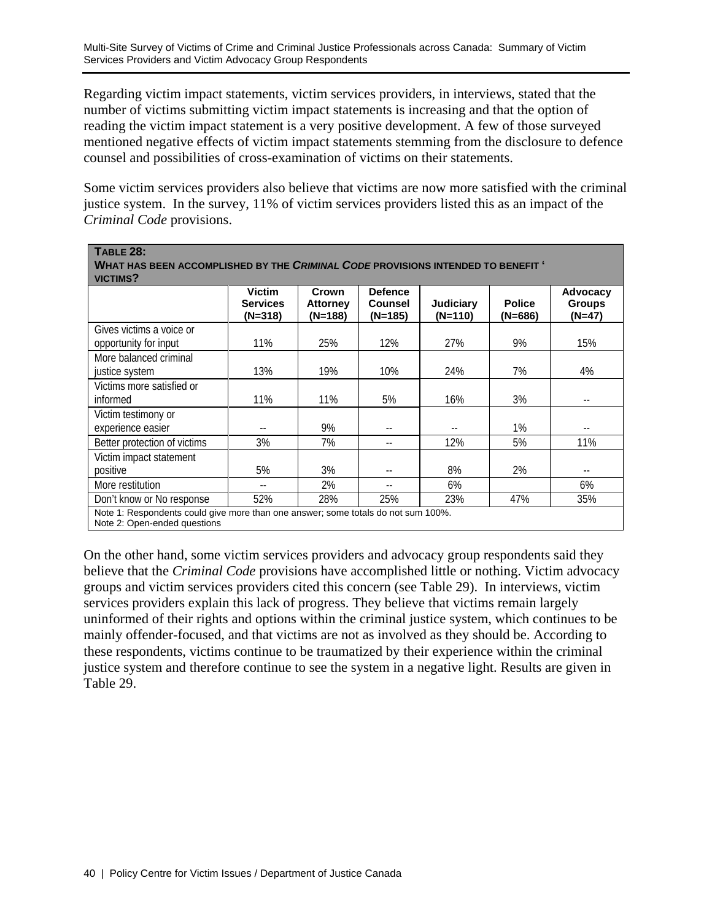Regarding victim impact statements, victim services providers, in interviews, stated that the number of victims submitting victim impact statements is increasing and that the option of reading the victim impact statement is a very positive development. A few of those surveyed mentioned negative effects of victim impact statements stemming from the disclosure to defence counsel and possibilities of cross-examination of victims on their statements.

Some victim services providers also believe that victims are now more satisfied with the criminal justice system. In the survey, 11% of victim services providers listed this as an impact of the *Criminal Code* provisions.

**TABLE 28:**
**WHAT HAS BEEN ACCOMPLISHED BY THE *CRIMINAL CODE* PROVISIONS INTENDED TO BENEFIT 'VICTIMS?**

| | Victim Services (N=318) | Crown Attorney (N=188) | Defence Counsel (N=185) | Judiciary (N=110) | Police (N=686) | Advocacy Groups (N=47) |
|---|---|---|---|---|---|---|
| Gives victims a voice or opportunity for input | 11% | 25% | 12% | 27% | 9% | 15% |
| More balanced criminal justice system | 13% | 19% | 10% | 24% | 7% | 4% |
| Victims more satisfied or informed | 11% | 11% | 5% | 16% | 3% | -- |
| Victim testimony or experience easier | -- | 9% | -- | -- | 1% | -- |
| Better protection of victims | 3% | 7% | -- | 12% | 5% | 11% |
| Victim impact statement positive | 5% | 3% | -- | 8% | 2% | -- |
| More restitution | -- | 2% | -- | 6% | | 6% |
| Don't know or No response | 52% | 28% | 25% | 23% | 47% | 35% |

Note 1: Respondents could give more than one answer; some totals do not sum 100%.
Note 2: Open-ended questions

On the other hand, some victim services providers and advocacy group respondents said they believe that the *Criminal Code* provisions have accomplished little or nothing. Victim advocacy groups and victim services providers cited this concern (see Table 29). In interviews, victim services providers explain this lack of progress. They believe that victims remain largely uninformed of their rights and options within the criminal justice system, which continues to be mainly offender-focused, and that victims are not as involved as they should be. According to these respondents, victims continue to be traumatized by their experience within the criminal justice system and therefore continue to see the system in a negative light. Results are given in Table 29.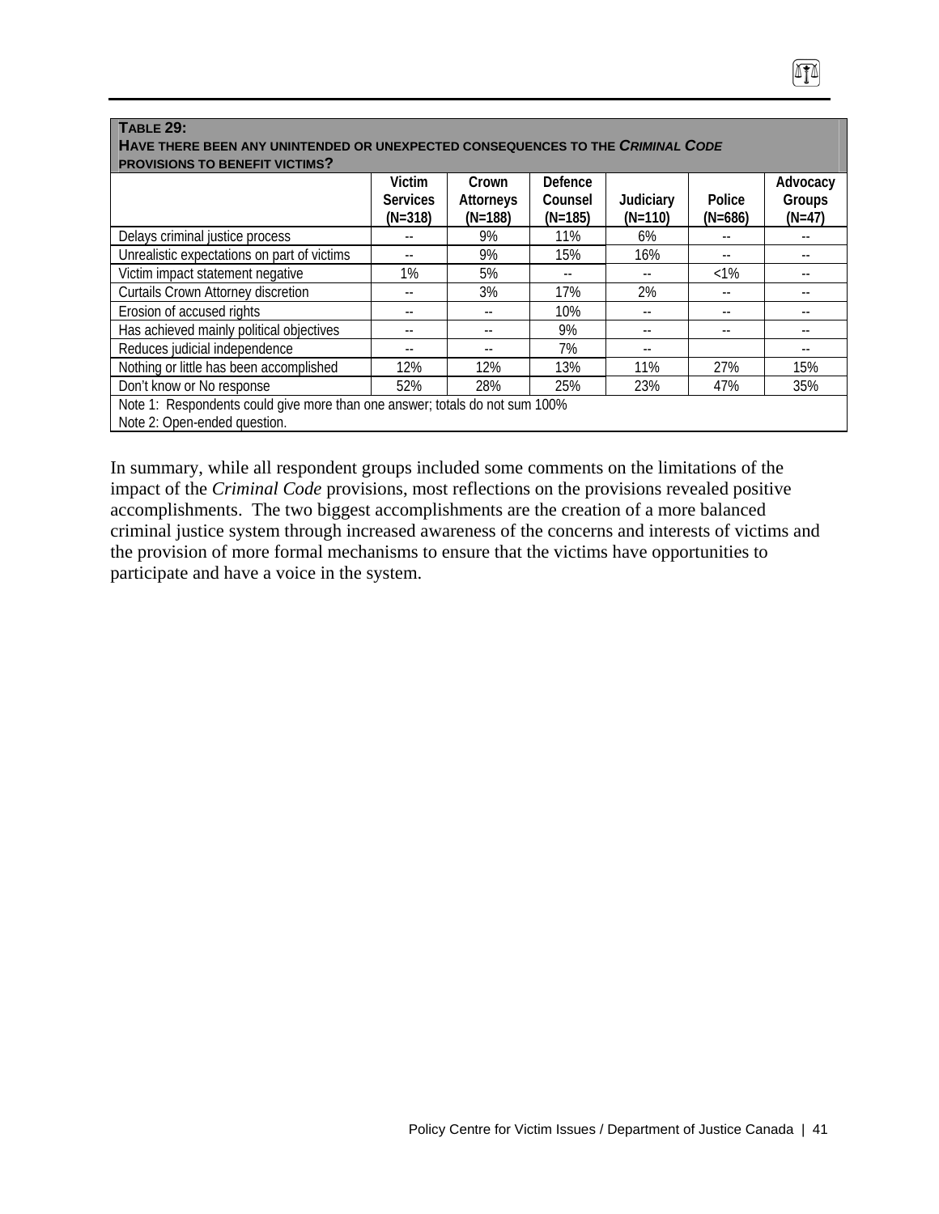**TABLE 29:**
**HAVE THERE BEEN ANY UNINTENDED OR UNEXPECTED CONSEQUENCES TO THE *CRIMINAL CODE* PROVISIONS TO BENEFIT VICTIMS?**

| | Victim Services (N=318) | Crown Attorneys (N=188) | Defence Counsel (N=185) | Judiciary (N=110) | Police (N=686) | Advocacy Groups (N=47) |
|---|---|---|---|---|---|---|
| Delays criminal justice process | -- | 9% | 11% | 6% | -- | -- |
| Unrealistic expectations on part of victims | -- | 9% | 15% | 16% | -- | -- |
| Victim impact statement negative | 1% | 5% | -- | -- | <1% | -- |
| Curtails Crown Attorney discretion | -- | 3% | 17% | 2% | -- | -- |
| Erosion of accused rights | -- | -- | 10% | -- | -- | -- |
| Has achieved mainly political objectives | -- | -- | 9% | -- | -- | -- |
| Reduces judicial independence | -- | -- | 7% | -- | | -- |
| Nothing or little has been accomplished | 12% | 12% | 13% | 11% | 27% | 15% |
| Don't know or No response | 52% | 28% | 25% | 23% | 47% | 35% |

Note 1: Respondents could give more than one answer; totals do not sum 100%
Note 2: Open-ended question.

In summary, while all respondent groups included some comments on the limitations of the impact of the *Criminal Code* provisions, most reflections on the provisions revealed positive accomplishments. The two biggest accomplishments are the creation of a more balanced criminal justice system through increased awareness of the concerns and interests of victims and the provision of more formal mechanisms to ensure that the victims have opportunities to participate and have a voice in the system.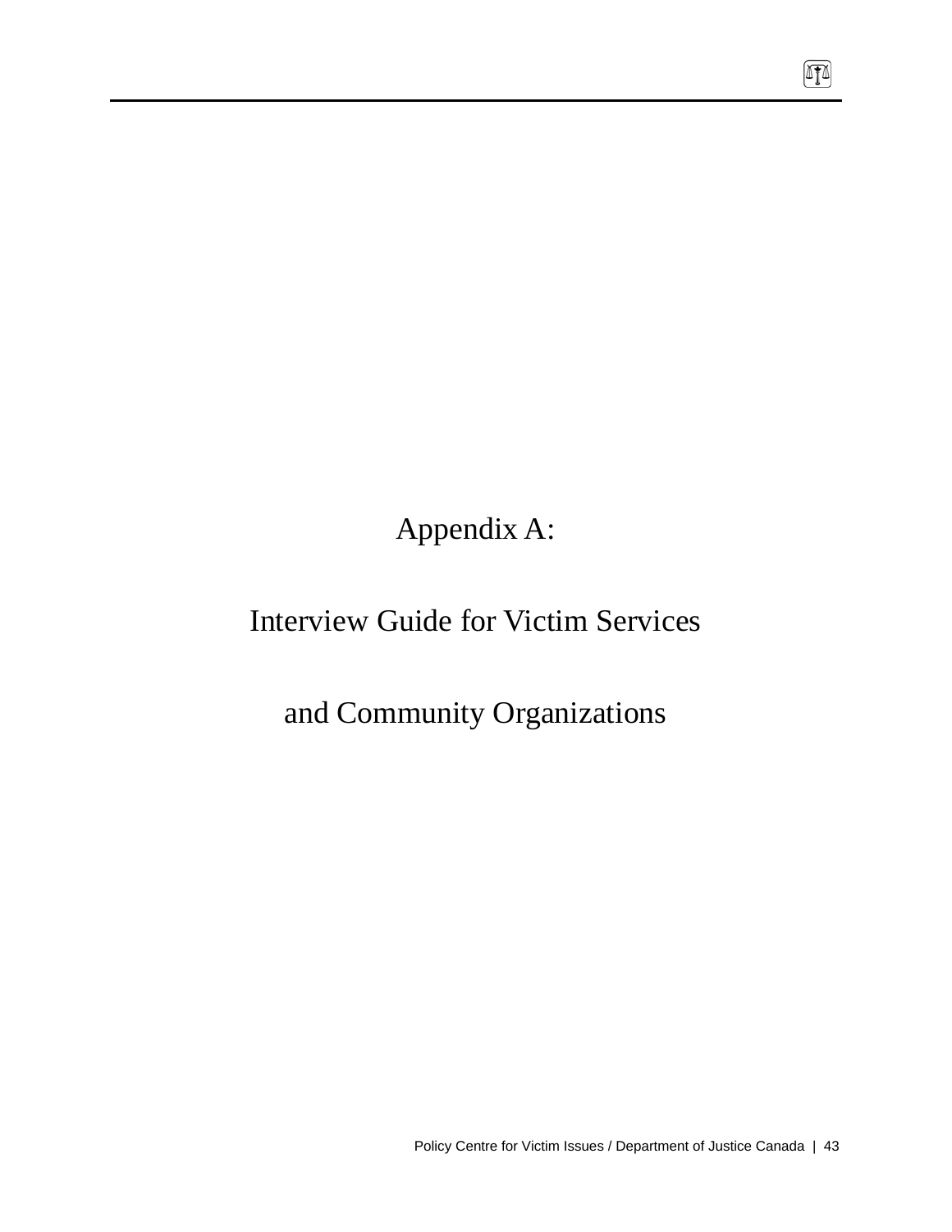# Appendix A:

# Interview Guide for Victim Services and Community Organizations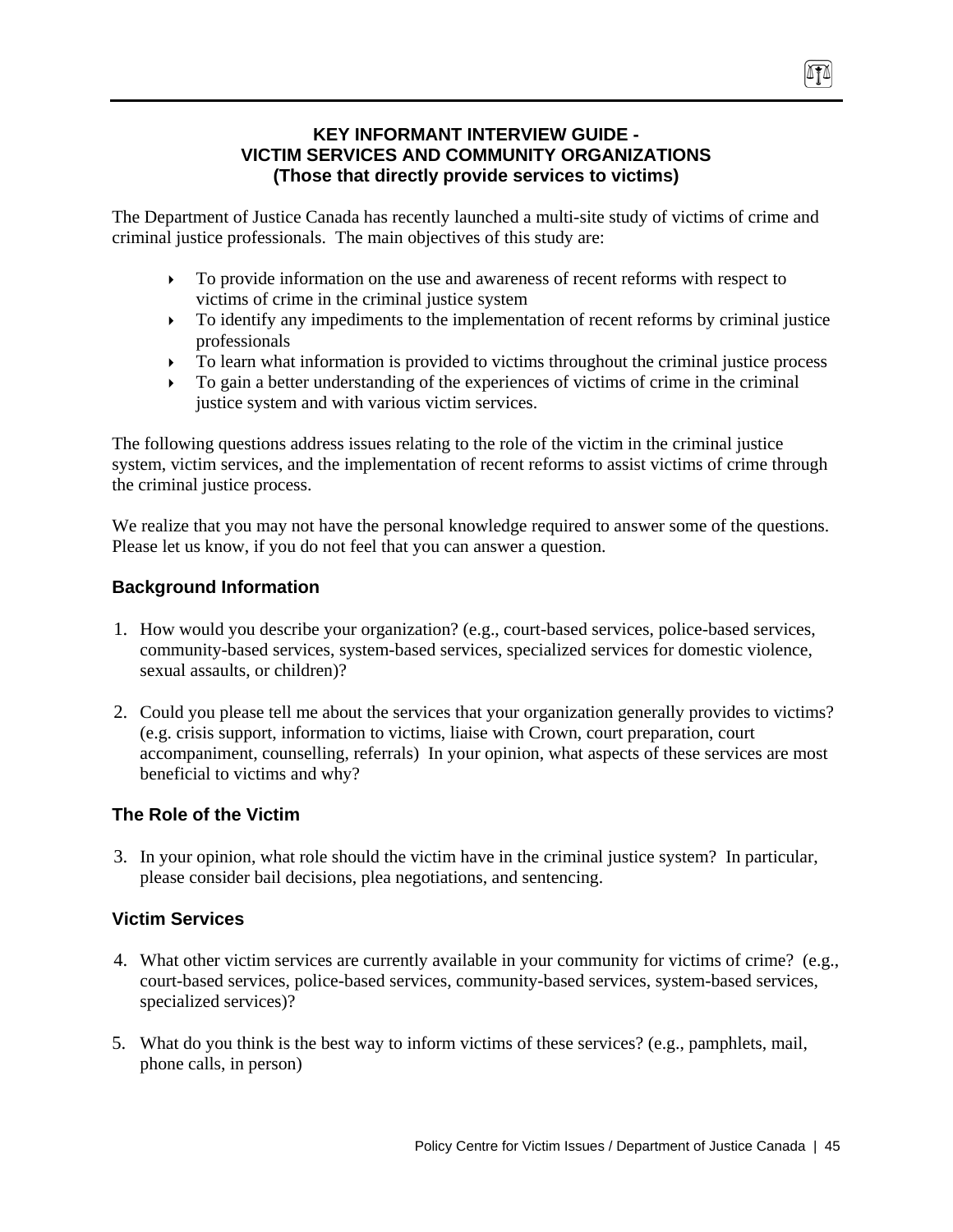**KEY INFORMANT INTERVIEW GUIDE - VICTIM SERVICES AND COMMUNITY ORGANIZATIONS (Those that directly provide services to victims)**

The Department of Justice Canada has recently launched a multi-site study of victims of crime and criminal justice professionals. The main objectives of this study are:

- To provide information on the use and awareness of recent reforms with respect to victims of crime in the criminal justice system
- To identify any impediments to the implementation of recent reforms by criminal justice professionals
- To learn what information is provided to victims throughout the criminal justice process
- To gain a better understanding of the experiences of victims of crime in the criminal justice system and with various victim services.

The following questions address issues relating to the role of the victim in the criminal justice system, victim services, and the implementation of recent reforms to assist victims of crime through the criminal justice process.

We realize that you may not have the personal knowledge required to answer some of the questions. Please let us know, if you do not feel that you can answer a question.

### Background Information

1. How would you describe your organization? (e.g., court-based services, police-based services, community-based services, system-based services, specialized services for domestic violence, sexual assaults, or children)?

2. Could you please tell me about the services that your organization generally provides to victims? (e.g. crisis support, information to victims, liaise with Crown, court preparation, court accompaniment, counselling, referrals) In your opinion, what aspects of these services are most beneficial to victims and why?

### The Role of the Victim

3. In your opinion, what role should the victim have in the criminal justice system? In particular, please consider bail decisions, plea negotiations, and sentencing.

### Victim Services

4. What other victim services are currently available in your community for victims of crime? (e.g., court-based services, police-based services, community-based services, system-based services, specialized services)?

5. What do you think is the best way to inform victims of these services? (e.g., pamphlets, mail, phone calls, in person)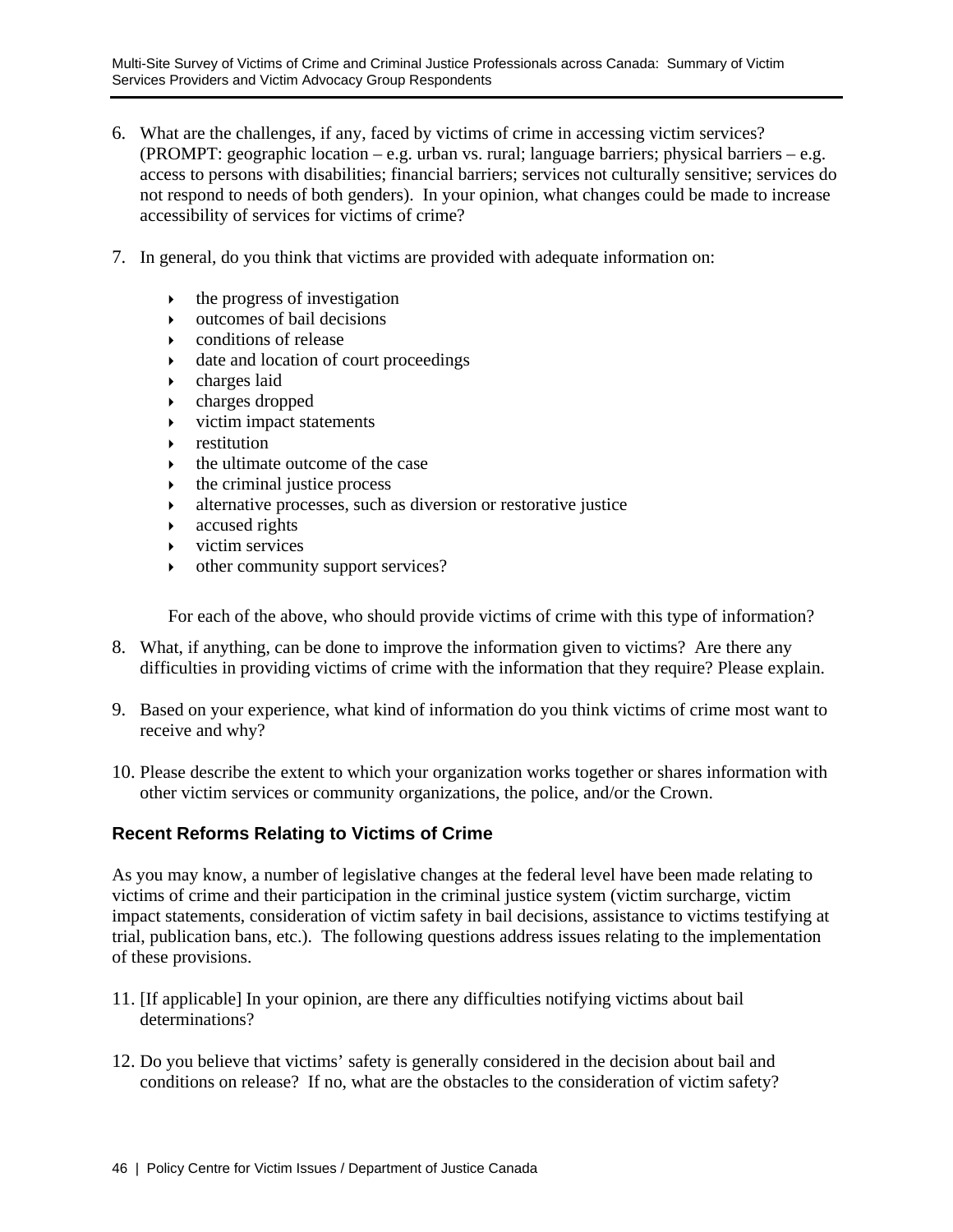6. What are the challenges, if any, faced by victims of crime in accessing victim services? (PROMPT: geographic location – e.g. urban vs. rural; language barriers; physical barriers – e.g. access to persons with disabilities; financial barriers; services not culturally sensitive; services do not respond to needs of both genders). In your opinion, what changes could be made to increase accessibility of services for victims of crime?

7. In general, do you think that victims are provided with adequate information on:

   - the progress of investigation
   - outcomes of bail decisions
   - conditions of release
   - date and location of court proceedings
   - charges laid
   - charges dropped
   - victim impact statements
   - restitution
   - the ultimate outcome of the case
   - the criminal justice process
   - alternative processes, such as diversion or restorative justice
   - accused rights
   - victim services
   - other community support services?

   For each of the above, who should provide victims of crime with this type of information?

8. What, if anything, can be done to improve the information given to victims? Are there any difficulties in providing victims of crime with the information that they require? Please explain.

9. Based on your experience, what kind of information do you think victims of crime most want to receive and why?

10. Please describe the extent to which your organization works together or shares information with other victim services or community organizations, the police, and/or the Crown.

## Recent Reforms Relating to Victims of Crime

As you may know, a number of legislative changes at the federal level have been made relating to victims of crime and their participation in the criminal justice system (victim surcharge, victim impact statements, consideration of victim safety in bail decisions, assistance to victims testifying at trial, publication bans, etc.). The following questions address issues relating to the implementation of these provisions.

11. [If applicable] In your opinion, are there any difficulties notifying victims about bail determinations?

12. Do you believe that victims' safety is generally considered in the decision about bail and conditions on release? If no, what are the obstacles to the consideration of victim safety?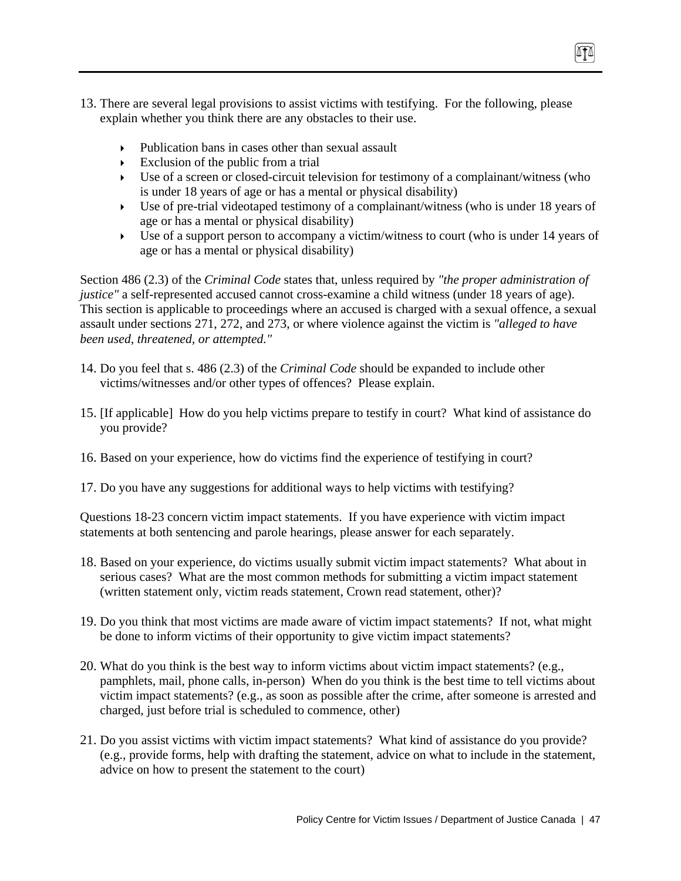13. There are several legal provisions to assist victims with testifying. For the following, please explain whether you think there are any obstacles to their use.

    - Publication bans in cases other than sexual assault
    - Exclusion of the public from a trial
    - Use of a screen or closed-circuit television for testimony of a complainant/witness (who is under 18 years of age or has a mental or physical disability)
    - Use of pre-trial videotaped testimony of a complainant/witness (who is under 18 years of age or has a mental or physical disability)
    - Use of a support person to accompany a victim/witness to court (who is under 14 years of age or has a mental or physical disability)

Section 486 (2.3) of the *Criminal Code* states that, unless required by *"the proper administration of justice"* a self-represented accused cannot cross-examine a child witness (under 18 years of age). This section is applicable to proceedings where an accused is charged with a sexual offence, a sexual assault under sections 271, 272, and 273, or where violence against the victim is *"alleged to have been used, threatened, or attempted."*

14. Do you feel that s. 486 (2.3) of the *Criminal Code* should be expanded to include other victims/witnesses and/or other types of offences? Please explain.

15. [If applicable] How do you help victims prepare to testify in court? What kind of assistance do you provide?

16. Based on your experience, how do victims find the experience of testifying in court?

17. Do you have any suggestions for additional ways to help victims with testifying?

Questions 18-23 concern victim impact statements. If you have experience with victim impact statements at both sentencing and parole hearings, please answer for each separately.

18. Based on your experience, do victims usually submit victim impact statements? What about in serious cases? What are the most common methods for submitting a victim impact statement (written statement only, victim reads statement, Crown read statement, other)?

19. Do you think that most victims are made aware of victim impact statements? If not, what might be done to inform victims of their opportunity to give victim impact statements?

20. What do you think is the best way to inform victims about victim impact statements? (e.g., pamphlets, mail, phone calls, in-person) When do you think is the best time to tell victims about victim impact statements? (e.g., as soon as possible after the crime, after someone is arrested and charged, just before trial is scheduled to commence, other)

21. Do you assist victims with victim impact statements? What kind of assistance do you provide? (e.g., provide forms, help with drafting the statement, advice on what to include in the statement, advice on how to present the statement to the court)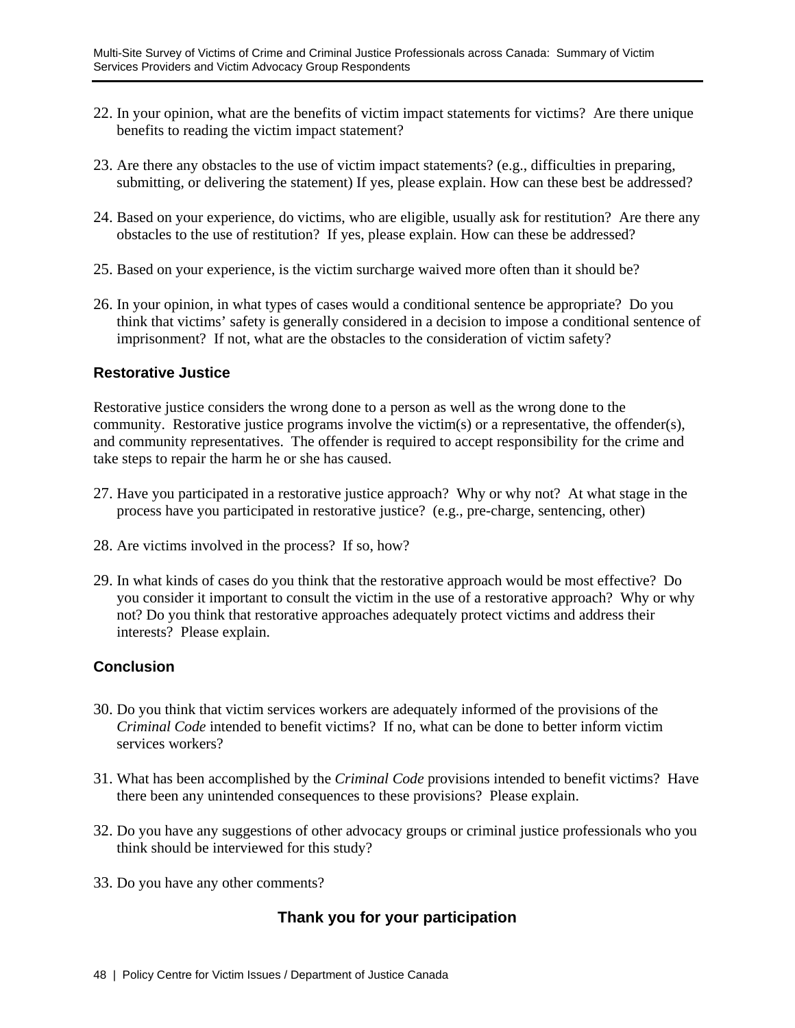22. In your opinion, what are the benefits of victim impact statements for victims? Are there unique benefits to reading the victim impact statement?

23. Are there any obstacles to the use of victim impact statements? (e.g., difficulties in preparing, submitting, or delivering the statement) If yes, please explain. How can these best be addressed?

24. Based on your experience, do victims, who are eligible, usually ask for restitution? Are there any obstacles to the use of restitution? If yes, please explain. How can these be addressed?

25. Based on your experience, is the victim surcharge waived more often than it should be?

26. In your opinion, in what types of cases would a conditional sentence be appropriate? Do you think that victims' safety is generally considered in a decision to impose a conditional sentence of imprisonment? If not, what are the obstacles to the consideration of victim safety?

### Restorative Justice

Restorative justice considers the wrong done to a person as well as the wrong done to the community. Restorative justice programs involve the victim(s) or a representative, the offender(s), and community representatives. The offender is required to accept responsibility for the crime and take steps to repair the harm he or she has caused.

27. Have you participated in a restorative justice approach? Why or why not? At what stage in the process have you participated in restorative justice? (e.g., pre-charge, sentencing, other)

28. Are victims involved in the process? If so, how?

29. In what kinds of cases do you think that the restorative approach would be most effective? Do you consider it important to consult the victim in the use of a restorative approach? Why or why not? Do you think that restorative approaches adequately protect victims and address their interests? Please explain.

### Conclusion

30. Do you think that victim services workers are adequately informed of the provisions of the *Criminal Code* intended to benefit victims? If no, what can be done to better inform victim services workers?

31. What has been accomplished by the *Criminal Code* provisions intended to benefit victims? Have there been any unintended consequences to these provisions? Please explain.

32. Do you have any suggestions of other advocacy groups or criminal justice professionals who you think should be interviewed for this study?

33. Do you have any other comments?

**Thank you for your participation**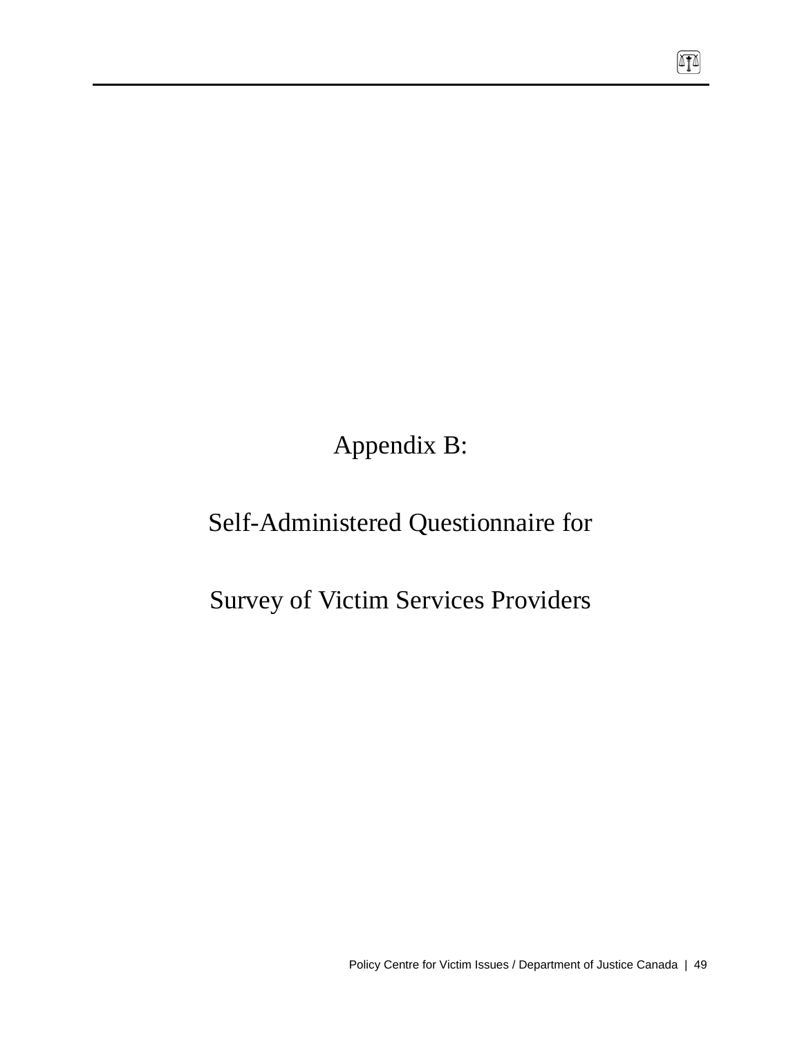# Appendix B:

# Self-Administered Questionnaire for

# Survey of Victim Services Providers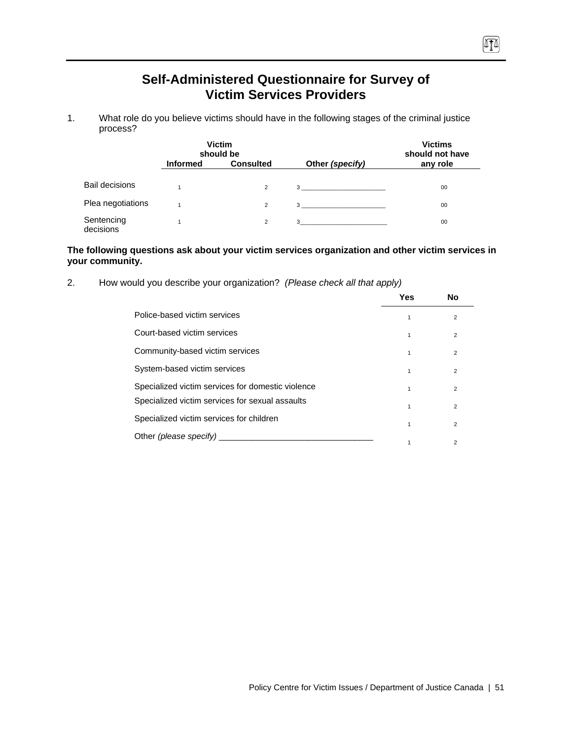# Self-Administered Questionnaire for Survey of Victim Services Providers

1. What role do you believe victims should have in the following stages of the criminal justice process?

| | Victim should be Informed | Consulted | Other *(specify)* | Victims should not have any role |
|---|---|---|---|---|
| Bail decisions | 1 | 2 | 3 ____________________ | 00 |
| Plea negotiations | 1 | 2 | 3 ____________________ | 00 |
| Sentencing decisions | 1 | 2 | 3____________________ | 00 |

**The following questions ask about your victim services organization and other victim services in your community.**

2. How would you describe your organization? *(Please check all that apply)*

| | Yes | No |
|---|---|---|
| Police-based victim services | 1 | 2 |
| Court-based victim services | 1 | 2 |
| Community-based victim services | 1 | 2 |
| System-based victim services | 1 | 2 |
| Specialized victim services for domestic violence | 1 | 2 |
| Specialized victim services for sexual assaults | 1 | 2 |
| Specialized victim services for children | 1 | 2 |
| Other *(please specify)* ______________________________ | 1 | 2 |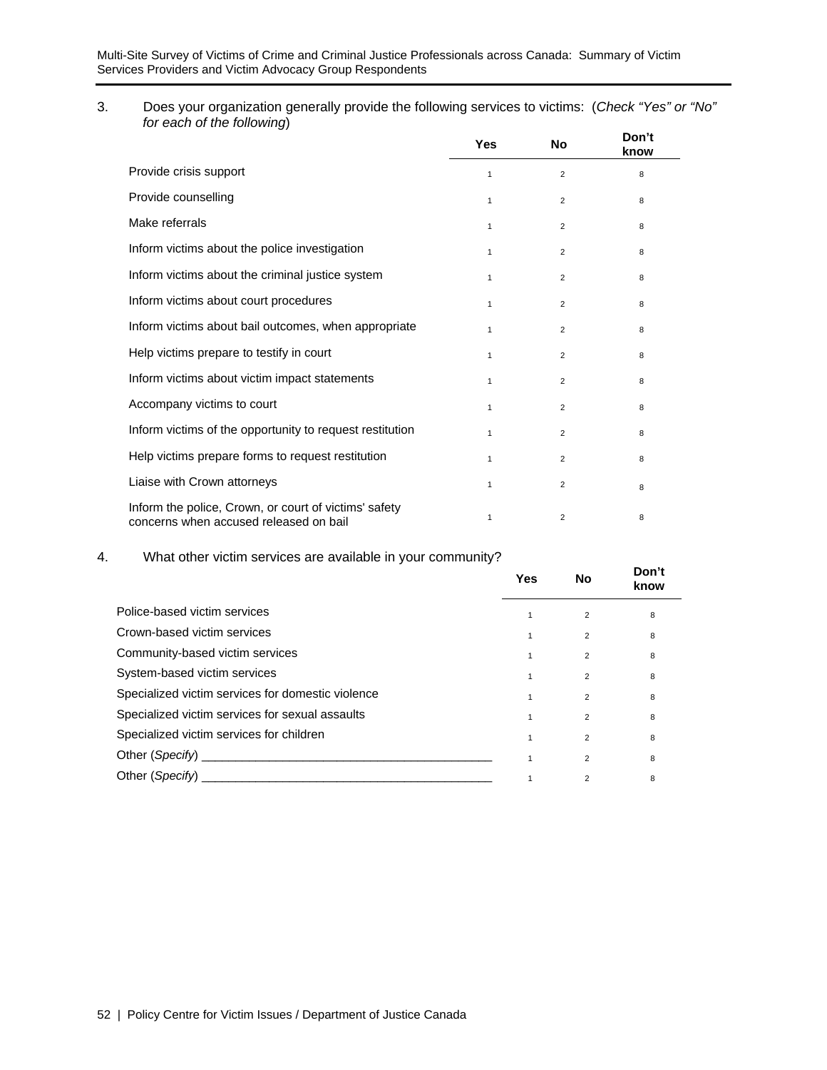3. Does your organization generally provide the following services to victims: (*Check "Yes" or "No" for each of the following*)

| | Yes | No | Don't know |
|---|---|---|---|
| Provide crisis support | 1 | 2 | 8 |
| Provide counselling | 1 | 2 | 8 |
| Make referrals | 1 | 2 | 8 |
| Inform victims about the police investigation | 1 | 2 | 8 |
| Inform victims about the criminal justice system | 1 | 2 | 8 |
| Inform victims about court procedures | 1 | 2 | 8 |
| Inform victims about bail outcomes, when appropriate | 1 | 2 | 8 |
| Help victims prepare to testify in court | 1 | 2 | 8 |
| Inform victims about victim impact statements | 1 | 2 | 8 |
| Accompany victims to court | 1 | 2 | 8 |
| Inform victims of the opportunity to request restitution | 1 | 2 | 8 |
| Help victims prepare forms to request restitution | 1 | 2 | 8 |
| Liaise with Crown attorneys | 1 | 2 | 8 |
| Inform the police, Crown, or court of victims' safety concerns when accused released on bail | 1 | 2 | 8 |

4. What other victim services are available in your community?

| | Yes | No | Don't know |
|---|---|---|---|
| Police-based victim services | 1 | 2 | 8 |
| Crown-based victim services | 1 | 2 | 8 |
| Community-based victim services | 1 | 2 | 8 |
| System-based victim services | 1 | 2 | 8 |
| Specialized victim services for domestic violence | 1 | 2 | 8 |
| Specialized victim services for sexual assaults | 1 | 2 | 8 |
| Specialized victim services for children | 1 | 2 | 8 |
| Other (*Specify*) ___________________________________________ | 1 | 2 | 8 |
| Other (*Specify*) ___________________________________________ | 1 | 2 | 8 |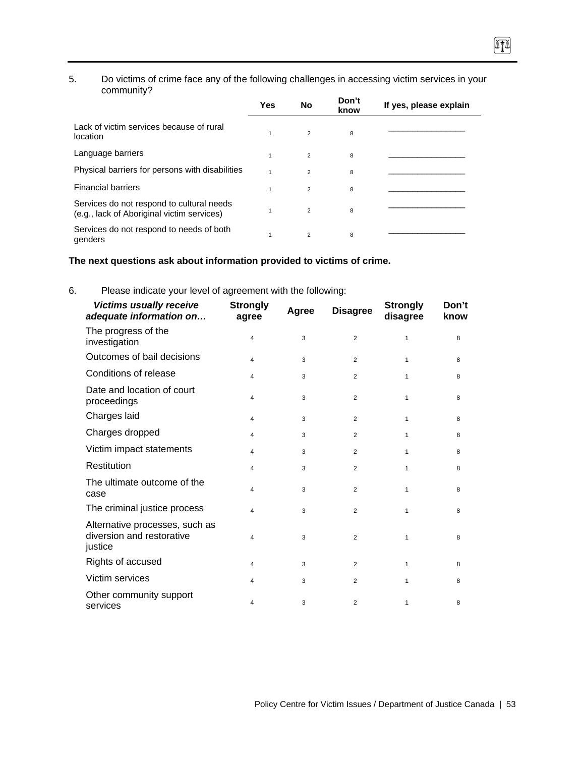5. Do victims of crime face any of the following challenges in accessing victim services in your community?

| | Yes | No | Don't know | If yes, please explain |
|---|---|---|---|---|
| Lack of victim services because of rural location | 1 | 2 | 8 | ________________ |
| Language barriers | 1 | 2 | 8 | ________________ |
| Physical barriers for persons with disabilities | 1 | 2 | 8 | ________________ |
| Financial barriers | 1 | 2 | 8 | ________________ |
| Services do not respond to cultural needs (e.g., lack of Aboriginal victim services) | 1 | 2 | 8 | ________________ |
| Services do not respond to needs of both genders | 1 | 2 | 8 | ________________ |

**The next questions ask about information provided to victims of crime.**

6. Please indicate your level of agreement with the following:

| ***Victims usually receive adequate information on…*** | Strongly agree | Agree | Disagree | Strongly disagree | Don't know |
|---|---|---|---|---|---|
| The progress of the investigation | 4 | 3 | 2 | 1 | 8 |
| Outcomes of bail decisions | 4 | 3 | 2 | 1 | 8 |
| Conditions of release | 4 | 3 | 2 | 1 | 8 |
| Date and location of court proceedings | 4 | 3 | 2 | 1 | 8 |
| Charges laid | 4 | 3 | 2 | 1 | 8 |
| Charges dropped | 4 | 3 | 2 | 1 | 8 |
| Victim impact statements | 4 | 3 | 2 | 1 | 8 |
| Restitution | 4 | 3 | 2 | 1 | 8 |
| The ultimate outcome of the case | 4 | 3 | 2 | 1 | 8 |
| The criminal justice process | 4 | 3 | 2 | 1 | 8 |
| Alternative processes, such as diversion and restorative justice | 4 | 3 | 2 | 1 | 8 |
| Rights of accused | 4 | 3 | 2 | 1 | 8 |
| Victim services | 4 | 3 | 2 | 1 | 8 |
| Other community support services | 4 | 3 | 2 | 1 | 8 |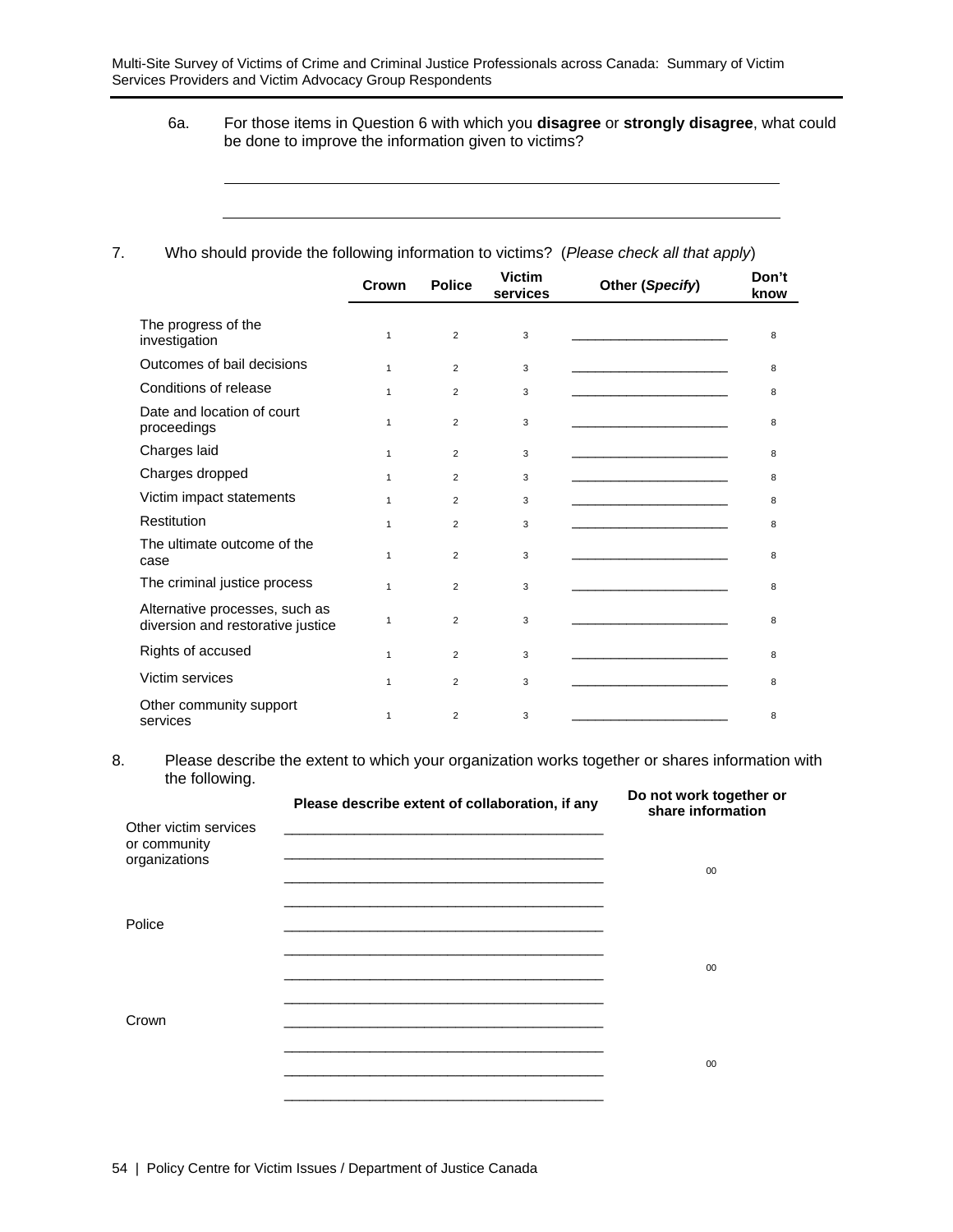6a. For those items in Question 6 with which you **disagree** or **strongly disagree**, what could be done to improve the information given to victims?

______________________________________________________________

______________________________________________________________

7. Who should provide the following information to victims? (*Please check all that apply*)

| | Crown | Police | Victim services | Other (*Specify*) | Don't know |
|---|---|---|---|---|---|
| The progress of the investigation | 1 | 2 | 3 | ____________________ | 8 |
| Outcomes of bail decisions | 1 | 2 | 3 | ____________________ | 8 |
| Conditions of release | 1 | 2 | 3 | ____________________ | 8 |
| Date and location of court proceedings | 1 | 2 | 3 | ____________________ | 8 |
| Charges laid | 1 | 2 | 3 | ____________________ | 8 |
| Charges dropped | 1 | 2 | 3 | ____________________ | 8 |
| Victim impact statements | 1 | 2 | 3 | ____________________ | 8 |
| Restitution | 1 | 2 | 3 | ____________________ | 8 |
| The ultimate outcome of the case | 1 | 2 | 3 | ____________________ | 8 |
| The criminal justice process | 1 | 2 | 3 | ____________________ | 8 |
| Alternative processes, such as diversion and restorative justice | 1 | 2 | 3 | ____________________ | 8 |
| Rights of accused | 1 | 2 | 3 | ____________________ | 8 |
| Victim services | 1 | 2 | 3 | ____________________ | 8 |
| Other community support services | 1 | 2 | 3 | ____________________ | 8 |

8. Please describe the extent to which your organization works together or shares information with the following.

| | Please describe extent of collaboration, if any | Do not work together or share information |
|---|---|---|
| Other victim services or community organizations | ________________________________________ ________________________________________ ________________________________________ ________________________________________ | 00 |
| Police | ________________________________________ ________________________________________ ________________________________________ ________________________________________ | 00 |
| Crown | ________________________________________ ________________________________________ ________________________________________ ________________________________________ | 00 |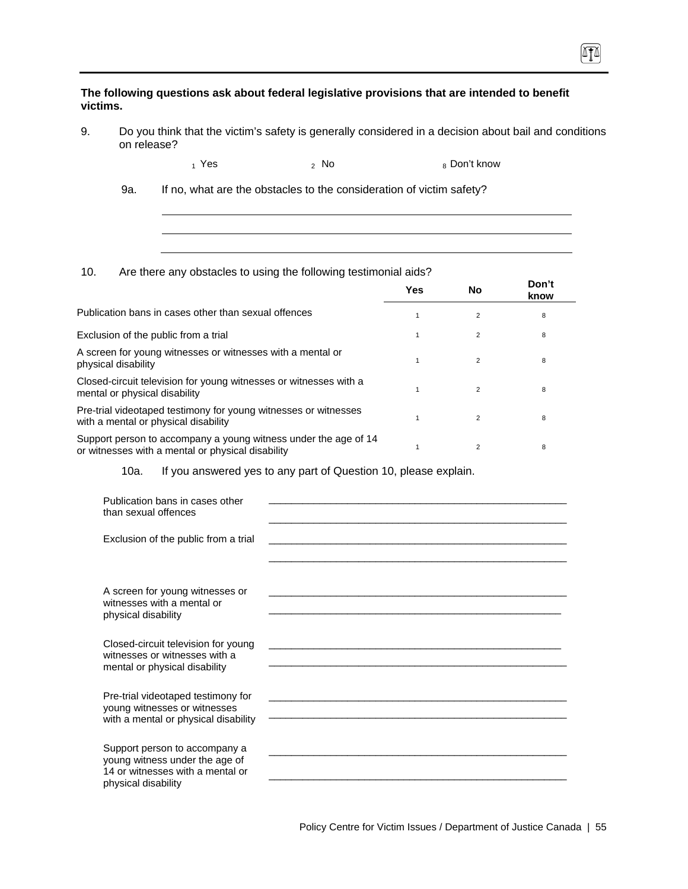**The following questions ask about federal legislative provisions that are intended to benefit victims.**

9. Do you think that the victim's safety is generally considered in a decision about bail and conditions on release?

   1 Yes    2 No    8 Don't know

   9a. If no, what are the obstacles to the consideration of victim safety?

   ______________________________________________________________

   ______________________________________________________________

   ______________________________________________________________

10. Are there any obstacles to using the following testimonial aids?

| | Yes | No | Don't know |
|---|---|---|---|
| Publication bans in cases other than sexual offences | 1 | 2 | 8 |
| Exclusion of the public from a trial | 1 | 2 | 8 |
| A screen for young witnesses or witnesses with a mental or physical disability | 1 | 2 | 8 |
| Closed-circuit television for young witnesses or witnesses with a mental or physical disability | 1 | 2 | 8 |
| Pre-trial videotaped testimony for young witnesses or witnesses with a mental or physical disability | 1 | 2 | 8 |
| Support person to accompany a young witness under the age of 14 or witnesses with a mental or physical disability | 1 | 2 | 8 |

   10a. If you answered yes to any part of Question 10, please explain.

| | |
|---|---|
| Publication bans in cases other than sexual offences | ______________________________________________________________ |
| Exclusion of the public from a trial | ______________________________________________________________ |
| A screen for young witnesses or witnesses with a mental or physical disability | ______________________________________________________________ |
| Closed-circuit television for young witnesses or witnesses with a mental or physical disability | ______________________________________________________________ |
| Pre-trial videotaped testimony for young witnesses or witnesses with a mental or physical disability | ______________________________________________________________ |
| Support person to accompany a young witness under the age of 14 or witnesses with a mental or physical disability | ______________________________________________________________ |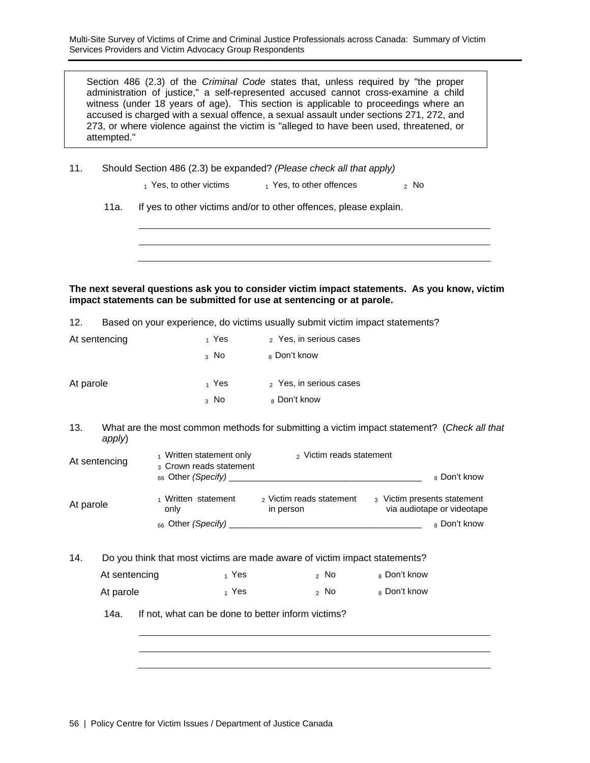> Section 486 (2.3) of the *Criminal Code* states that, unless required by "the proper administration of justice," a self-represented accused cannot cross-examine a child witness (under 18 years of age). This section is applicable to proceedings where an accused is charged with a sexual offence, a sexual assault under sections 271, 272, and 273, or where violence against the victim is "alleged to have been used, threatened, or attempted."

11. Should Section 486 (2.3) be expanded? *(Please check all that apply)*

   1 Yes, to other victims    1 Yes, to other offences    2 No

   11a. If yes to other victims and/or to other offences, please explain.

   ______________________________________________

   ______________________________________________

   ______________________________________________

**The next several questions ask you to consider victim impact statements. As you know, victim impact statements can be submitted for use at sentencing or at parole.**

12. Based on your experience, do victims usually submit victim impact statements?

| | | |
|---|---|---|
| At sentencing | 1 Yes | 2 Yes, in serious cases |
| | 3 No | 8 Don't know |
| At parole | 1 Yes | 2 Yes, in serious cases |
| | 3 No | 8 Don't know |

13. What are the most common methods for submitting a victim impact statement? (*Check all that apply*)

At sentencing
- 1 Written statement only
- 2 Victim reads statement
- 3 Crown reads statement
- 66 Other *(Specify)* ______________________
- 8 Don't know

At parole
- 1 Written statement only
- 2 Victim reads statement in person
- 3 Victim presents statement via audiotape or videotape
- 66 Other *(Specify)* ______________________
- 8 Don't know

14. Do you think that most victims are made aware of victim impact statements?

| | | | |
|---|---|---|---|
| At sentencing | 1 Yes | 2 No | 8 Don't know |
| At parole | 1 Yes | 2 No | 8 Don't know |

   14a. If not, what can be done to better inform victims?

   ______________________________________________

   ______________________________________________

   ______________________________________________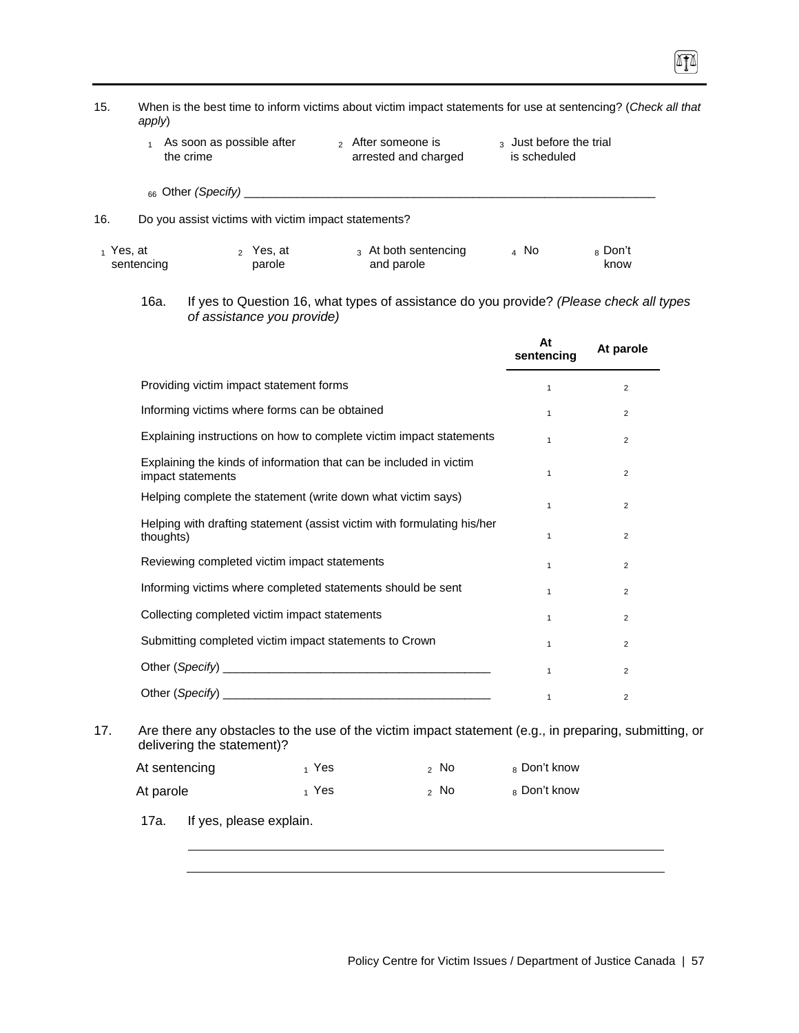15. When is the best time to inform victims about victim impact statements for use at sentencing? (*Check all that apply*)

   1 As soon as possible after the crime    2 After someone is arrested and charged    3 Just before the trial is scheduled

   66 Other *(Specify)* ____________________________________________________________

16. Do you assist victims with victim impact statements?

   1 Yes, at sentencing    2 Yes, at parole    3 At both sentencing and parole    4 No    8 Don't know

   16a. If yes to Question 16, what types of assistance do you provide? *(Please check all types of assistance you provide)*

| | At sentencing | At parole |
|---|---|---|
| Providing victim impact statement forms | 1 | 2 |
| Informing victims where forms can be obtained | 1 | 2 |
| Explaining instructions on how to complete victim impact statements | 1 | 2 |
| Explaining the kinds of information that can be included in victim impact statements | 1 | 2 |
| Helping complete the statement (write down what victim says) | 1 | 2 |
| Helping with drafting statement (assist victim with formulating his/her thoughts) | 1 | 2 |
| Reviewing completed victim impact statements | 1 | 2 |
| Informing victims where completed statements should be sent | 1 | 2 |
| Collecting completed victim impact statements | 1 | 2 |
| Submitting completed victim impact statements to Crown | 1 | 2 |
| Other (*Specify*) ________________________________________ | 1 | 2 |
| Other (*Specify*) ________________________________________ | 1 | 2 |

17. Are there any obstacles to the use of the victim impact statement (e.g., in preparing, submitting, or delivering the statement)?

| | | | |
|---|---|---|---|
| At sentencing | 1 Yes | 2 No | 8 Don't know |
| At parole | 1 Yes | 2 No | 8 Don't know |

   17a. If yes, please explain.

   ____________________________________________________________

   ____________________________________________________________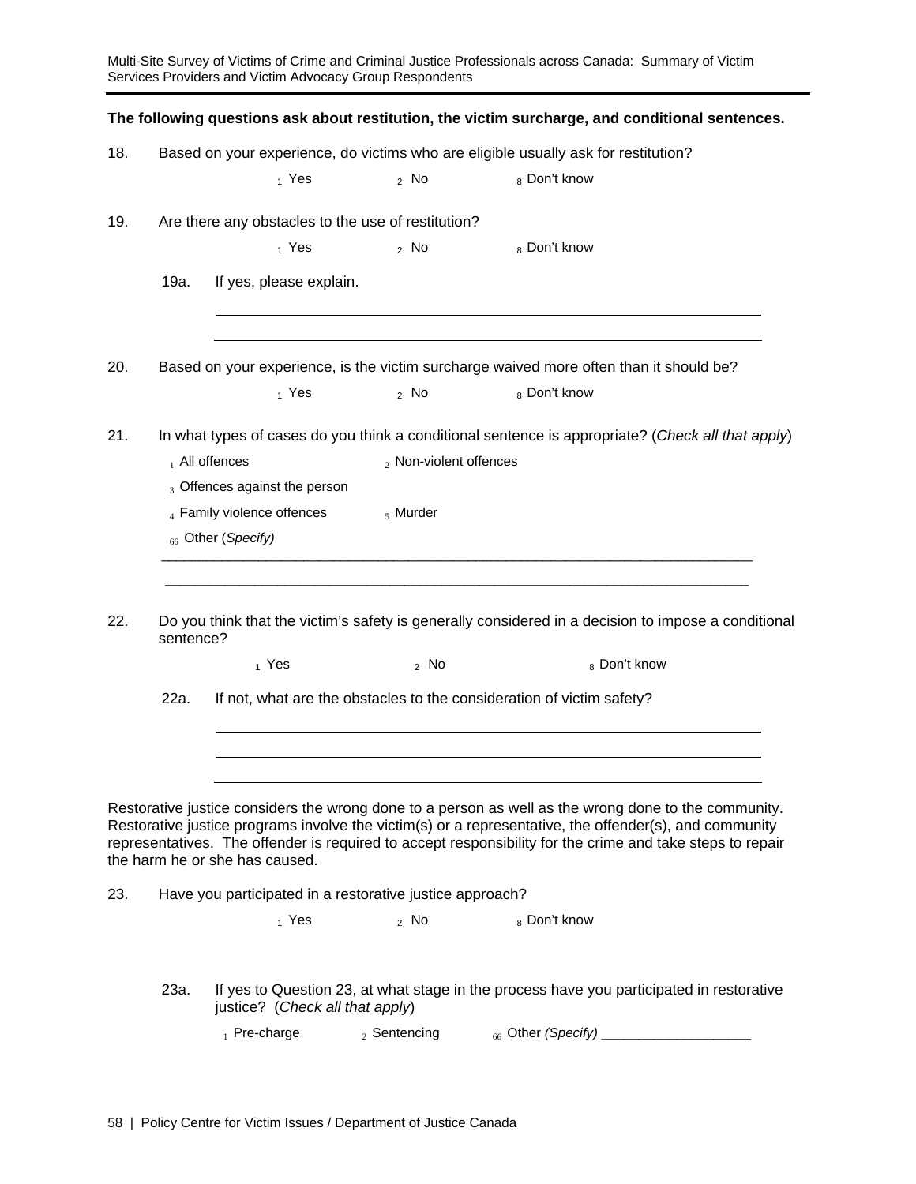**The following questions ask about restitution, the victim surcharge, and conditional sentences.**

18. Based on your experience, do victims who are eligible usually ask for restitution?

    1 Yes    2 No    8 Don't know

19. Are there any obstacles to the use of restitution?

    1 Yes    2 No    8 Don't know

    19a. If yes, please explain.

    ______________________________________________________________________

    ______________________________________________________________________

20. Based on your experience, is the victim surcharge waived more often than it should be?

    1 Yes    2 No    8 Don't know

21. In what types of cases do you think a conditional sentence is appropriate? (*Check all that apply*)

    1 All offences    2 Non-violent offences

    3 Offences against the person

    4 Family violence offences    5 Murder

    66 Other (*Specify)*

    ______________________________________________________________________

    ______________________________________________________________________

22. Do you think that the victim's safety is generally considered in a decision to impose a conditional sentence?

    1 Yes    2 No    8 Don't know

    22a. If not, what are the obstacles to the consideration of victim safety?

    ______________________________________________________________________

    ______________________________________________________________________

    ______________________________________________________________________

Restorative justice considers the wrong done to a person as well as the wrong done to the community. Restorative justice programs involve the victim(s) or a representative, the offender(s), and community representatives. The offender is required to accept responsibility for the crime and take steps to repair the harm he or she has caused.

23. Have you participated in a restorative justice approach?

    1 Yes    2 No    8 Don't know

    23a. If yes to Question 23, at what stage in the process have you participated in restorative justice? (*Check all that apply*)

    1 Pre-charge    2 Sentencing    66 Other *(Specify)* ____________________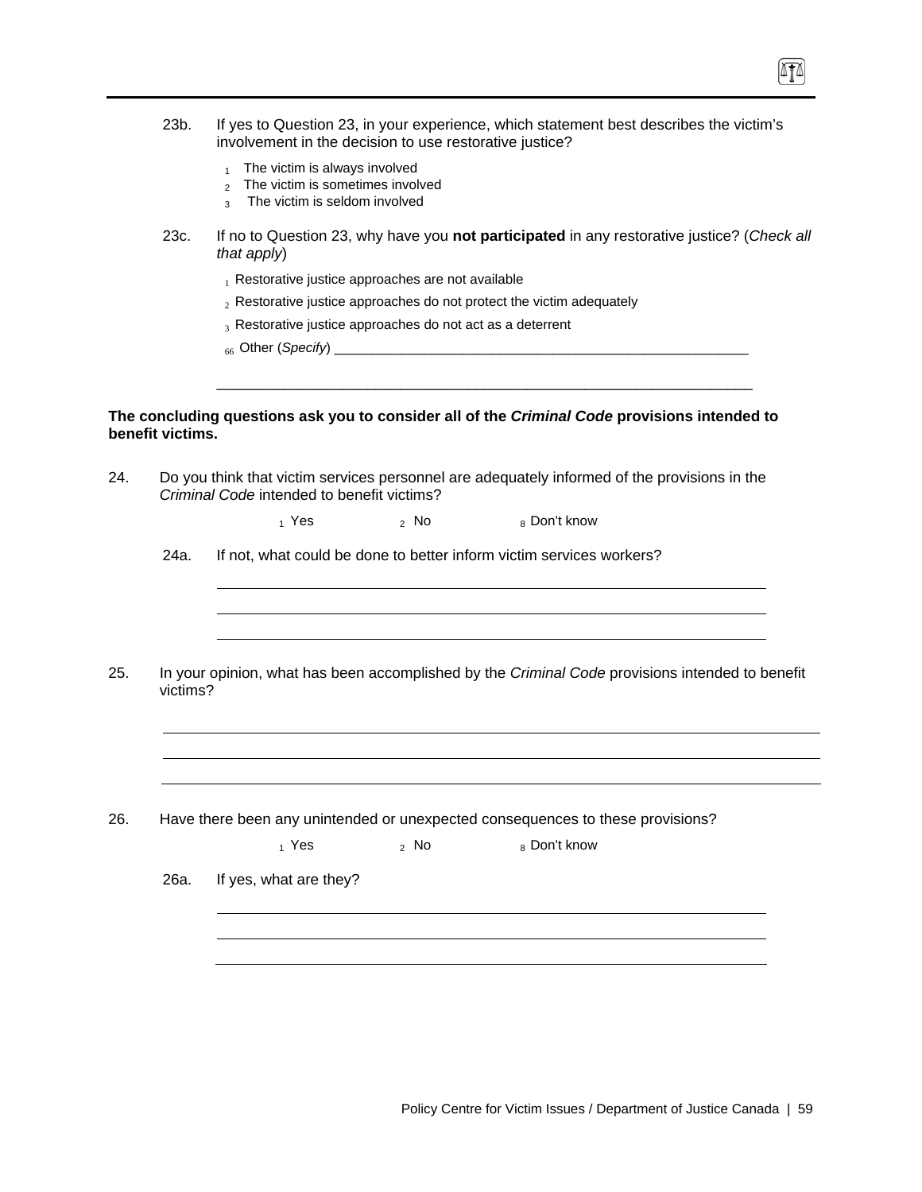23b. If yes to Question 23, in your experience, which statement best describes the victim's involvement in the decision to use restorative justice?

- 1 The victim is always involved
- 2 The victim is sometimes involved
- 3 The victim is seldom involved

23c. If no to Question 23, why have you **not participated** in any restorative justice? (*Check all that apply*)

- 1 Restorative justice approaches are not available
- 2 Restorative justice approaches do not protect the victim adequately
- 3 Restorative justice approaches do not act as a deterrent
- 66 Other (*Specify*) ________________________________________________________

________________________________________________________________________

**The concluding questions ask you to consider all of the *Criminal Code* provisions intended to benefit victims.**

24. Do you think that victim services personnel are adequately informed of the provisions in the *Criminal Code* intended to benefit victims?

1 Yes 2 No 8 Don't know

24a. If not, what could be done to better inform victim services workers?

________________________________________________________________________

________________________________________________________________________

________________________________________________________________________

25. In your opinion, what has been accomplished by the *Criminal Code* provisions intended to benefit victims?

________________________________________________________________________

________________________________________________________________________

________________________________________________________________________

26. Have there been any unintended or unexpected consequences to these provisions?

1 Yes 2 No 8 Don't know

26a. If yes, what are they?

________________________________________________________________________

________________________________________________________________________

________________________________________________________________________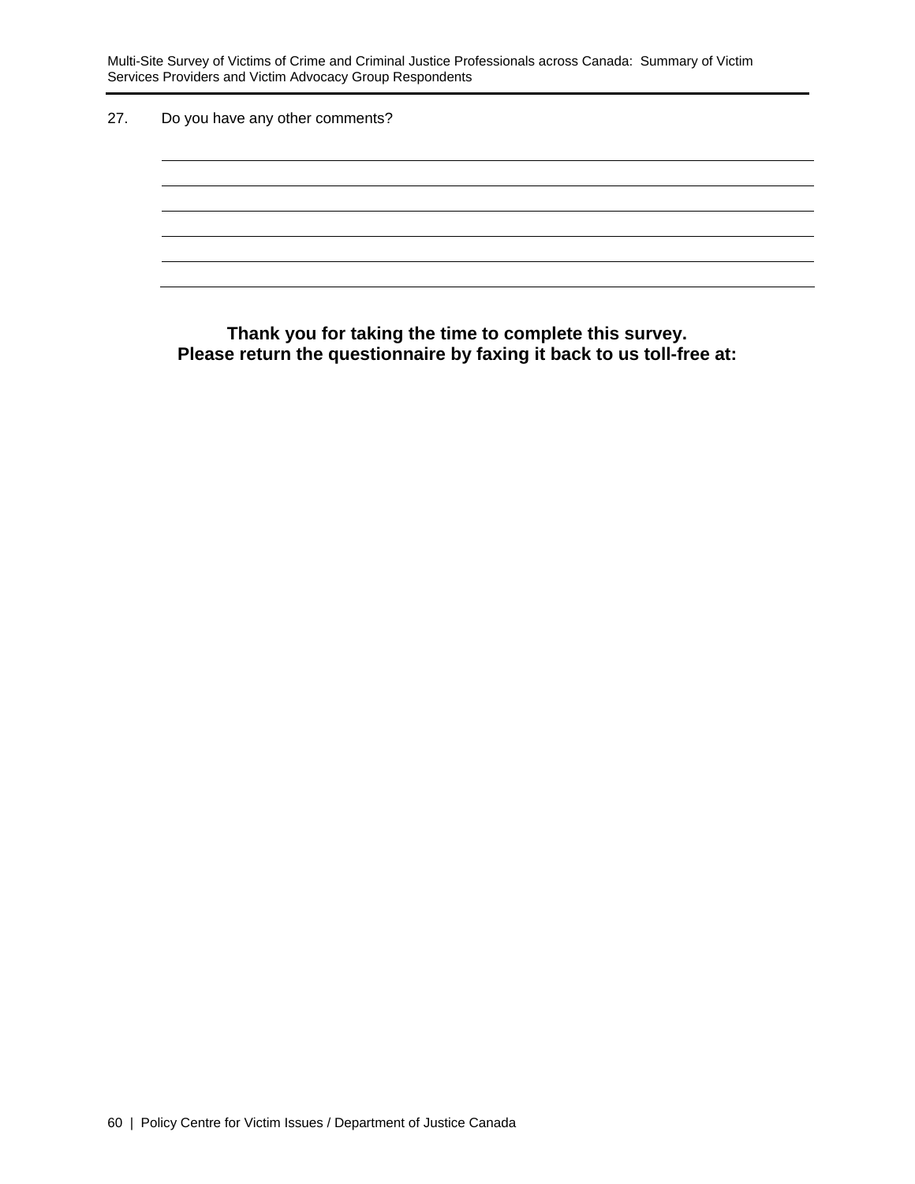27. Do you have any other comments?

______________________________________________________________________

______________________________________________________________________

______________________________________________________________________

______________________________________________________________________

______________________________________________________________________

______________________________________________________________________

**Thank you for taking the time to complete this survey.**
**Please return the questionnaire by faxing it back to us toll-free at:**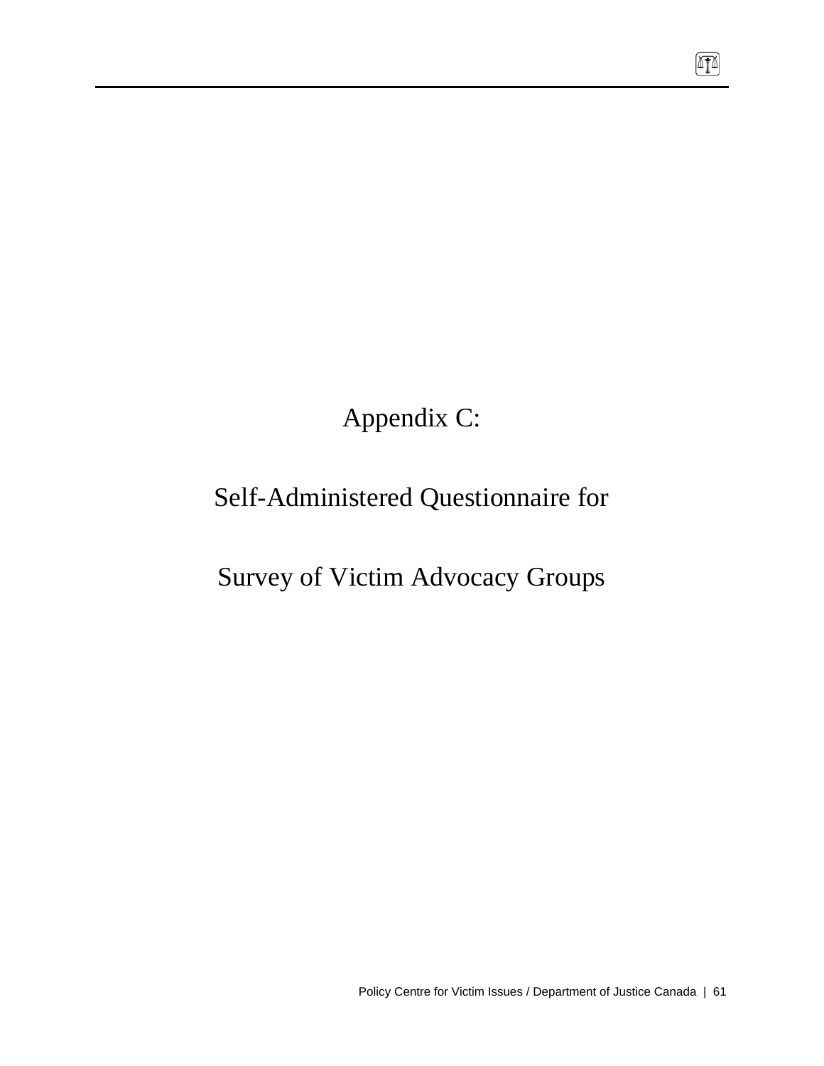# Appendix C:

# Self-Administered Questionnaire for

# Survey of Victim Advocacy Groups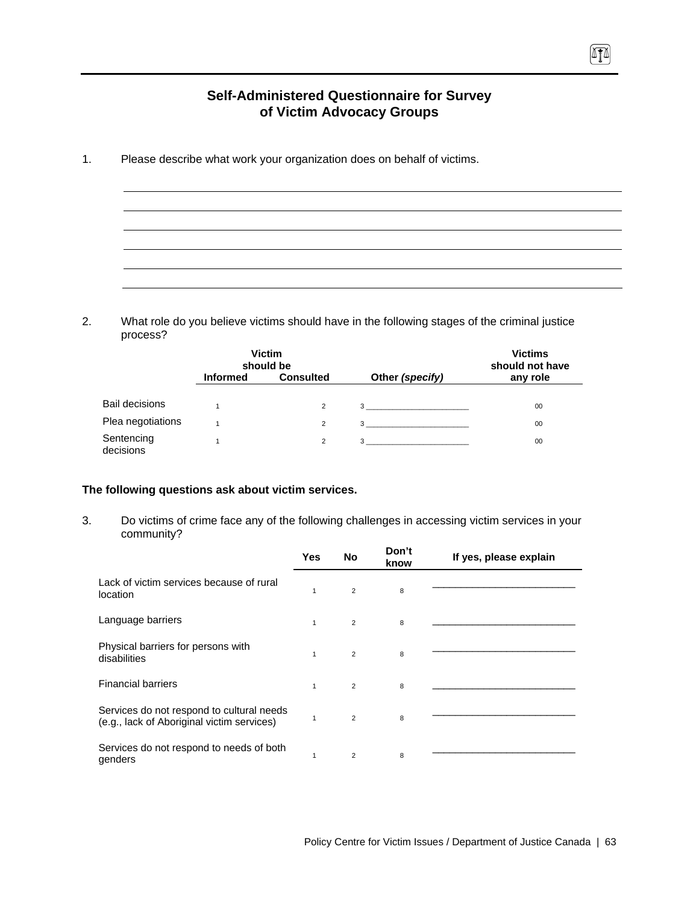## Self-Administered Questionnaire for Survey of Victim Advocacy Groups

1. Please describe what work your organization does on behalf of victims.

______________________________________________________________________

______________________________________________________________________

______________________________________________________________________

______________________________________________________________________

______________________________________________________________________

______________________________________________________________________

2. What role do you believe victims should have in the following stages of the criminal justice process?

| | Victim should be Informed | Victim should be Consulted | Other *(specify)* | Victims should not have any role |
|---|---|---|---|---|
| Bail decisions | 1 | 2 | 3 ______________________ | 00 |
| Plea negotiations | 1 | 2 | 3 ______________________ | 00 |
| Sentencing decisions | 1 | 2 | 3 ______________________ | 00 |

**The following questions ask about victim services.**

3. Do victims of crime face any of the following challenges in accessing victim services in your community?

| | Yes | No | Don't know | If yes, please explain |
|---|---|---|---|---|
| Lack of victim services because of rural location | 1 | 2 | 8 | __________________________ |
| Language barriers | 1 | 2 | 8 | __________________________ |
| Physical barriers for persons with disabilities | 1 | 2 | 8 | __________________________ |
| Financial barriers | 1 | 2 | 8 | __________________________ |
| Services do not respond to cultural needs (e.g., lack of Aboriginal victim services) | 1 | 2 | 8 | __________________________ |
| Services do not respond to needs of both genders | 1 | 2 | 8 | __________________________ |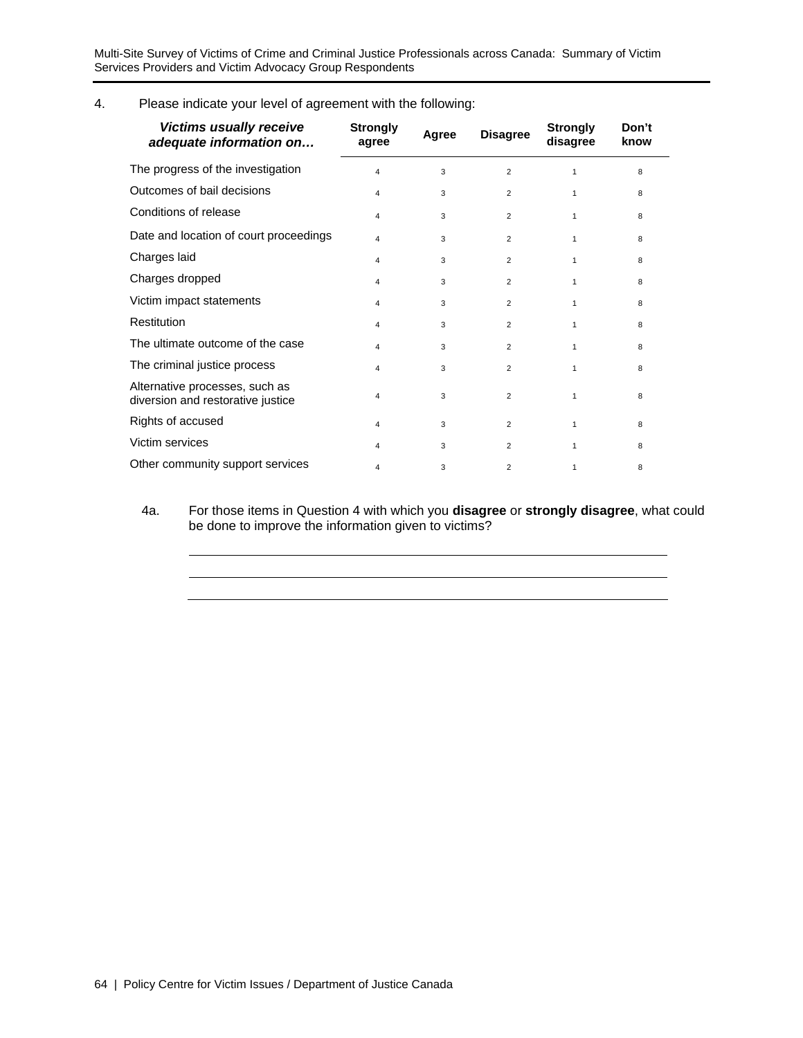4. Please indicate your level of agreement with the following:

| ***Victims usually receive adequate information on…*** | **Strongly agree** | **Agree** | **Disagree** | **Strongly disagree** | **Don't know** |
|---|---|---|---|---|---|
| The progress of the investigation | 4 | 3 | 2 | 1 | 8 |
| Outcomes of bail decisions | 4 | 3 | 2 | 1 | 8 |
| Conditions of release | 4 | 3 | 2 | 1 | 8 |
| Date and location of court proceedings | 4 | 3 | 2 | 1 | 8 |
| Charges laid | 4 | 3 | 2 | 1 | 8 |
| Charges dropped | 4 | 3 | 2 | 1 | 8 |
| Victim impact statements | 4 | 3 | 2 | 1 | 8 |
| Restitution | 4 | 3 | 2 | 1 | 8 |
| The ultimate outcome of the case | 4 | 3 | 2 | 1 | 8 |
| The criminal justice process | 4 | 3 | 2 | 1 | 8 |
| Alternative processes, such as diversion and restorative justice | 4 | 3 | 2 | 1 | 8 |
| Rights of accused | 4 | 3 | 2 | 1 | 8 |
| Victim services | 4 | 3 | 2 | 1 | 8 |
| Other community support services | 4 | 3 | 2 | 1 | 8 |

4a. For those items in Question 4 with which you **disagree** or **strongly disagree**, what could be done to improve the information given to victims?

\_\_\_\_\_\_\_\_\_\_\_\_\_\_\_\_\_\_\_\_\_\_\_\_\_\_\_\_\_\_\_\_\_\_\_\_\_\_\_\_\_\_\_\_\_\_\_\_\_\_\_\_\_\_\_\_\_\_\_\_

\_\_\_\_\_\_\_\_\_\_\_\_\_\_\_\_\_\_\_\_\_\_\_\_\_\_\_\_\_\_\_\_\_\_\_\_\_\_\_\_\_\_\_\_\_\_\_\_\_\_\_\_\_\_\_\_\_\_\_\_

\_\_\_\_\_\_\_\_\_\_\_\_\_\_\_\_\_\_\_\_\_\_\_\_\_\_\_\_\_\_\_\_\_\_\_\_\_\_\_\_\_\_\_\_\_\_\_\_\_\_\_\_\_\_\_\_\_\_\_\_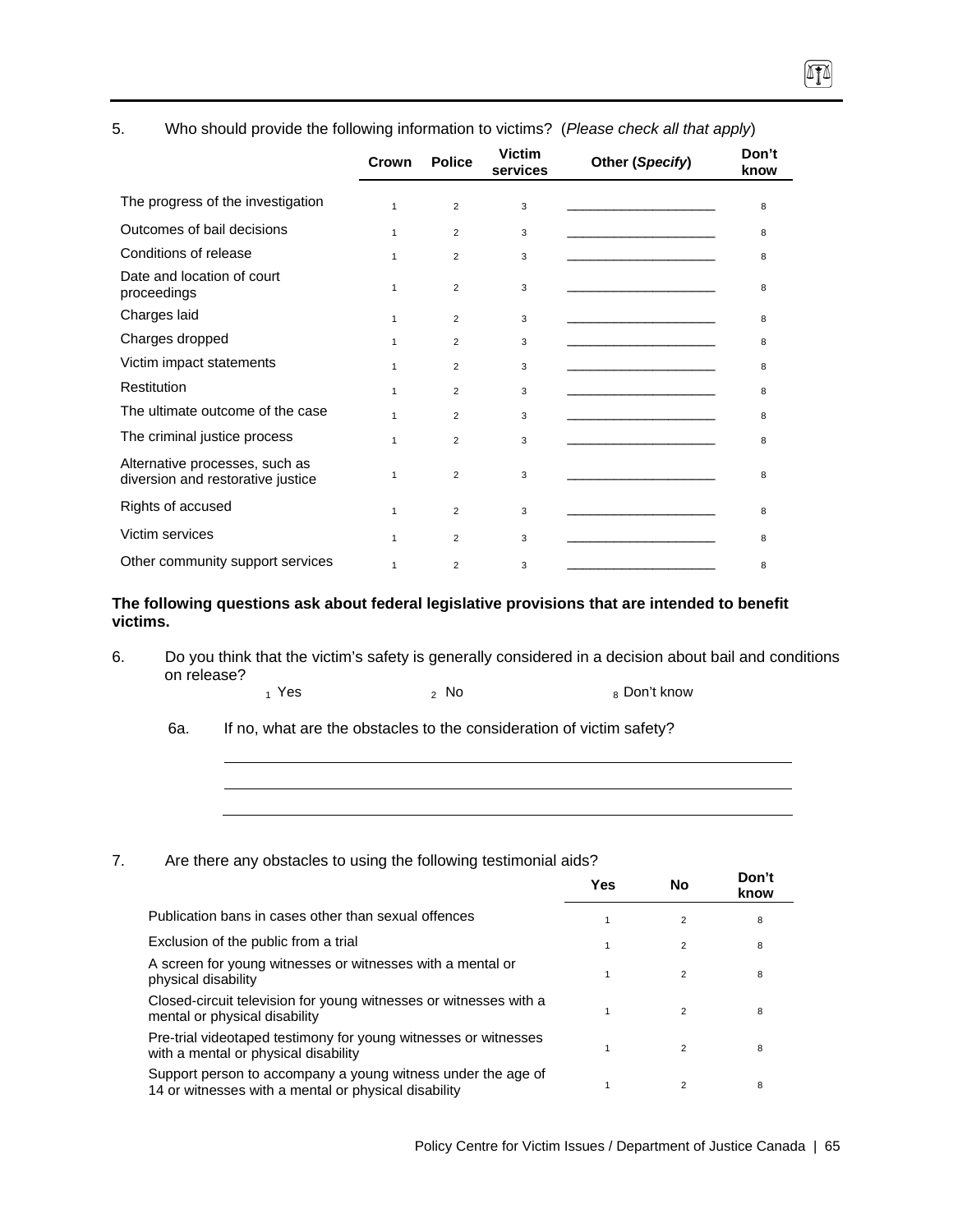5. Who should provide the following information to victims? (*Please check all that apply*)

| | Crown | Police | Victim services | Other (*Specify*) | Don't know |
|---|---|---|---|---|---|
| The progress of the investigation | 1 | 2 | 3 | ____________________ | 8 |
| Outcomes of bail decisions | 1 | 2 | 3 | ____________________ | 8 |
| Conditions of release | 1 | 2 | 3 | ____________________ | 8 |
| Date and location of court proceedings | 1 | 2 | 3 | ____________________ | 8 |
| Charges laid | 1 | 2 | 3 | ____________________ | 8 |
| Charges dropped | 1 | 2 | 3 | ____________________ | 8 |
| Victim impact statements | 1 | 2 | 3 | ____________________ | 8 |
| Restitution | 1 | 2 | 3 | ____________________ | 8 |
| The ultimate outcome of the case | 1 | 2 | 3 | ____________________ | 8 |
| The criminal justice process | 1 | 2 | 3 | ____________________ | 8 |
| Alternative processes, such as diversion and restorative justice | 1 | 2 | 3 | ____________________ | 8 |
| Rights of accused | 1 | 2 | 3 | ____________________ | 8 |
| Victim services | 1 | 2 | 3 | ____________________ | 8 |
| Other community support services | 1 | 2 | 3 | ____________________ | 8 |

**The following questions ask about federal legislative provisions that are intended to benefit victims.**

6. Do you think that the victim's safety is generally considered in a decision about bail and conditions on release?

   1 Yes  2 No  8 Don't know

   6a. If no, what are the obstacles to the consideration of victim safety?

   ____________________________________________________________

   ____________________________________________________________

   ____________________________________________________________

7. Are there any obstacles to using the following testimonial aids?

| | Yes | No | Don't know |
|---|---|---|---|
| Publication bans in cases other than sexual offences | 1 | 2 | 8 |
| Exclusion of the public from a trial | 1 | 2 | 8 |
| A screen for young witnesses or witnesses with a mental or physical disability | 1 | 2 | 8 |
| Closed-circuit television for young witnesses or witnesses with a mental or physical disability | 1 | 2 | 8 |
| Pre-trial videotaped testimony for young witnesses or witnesses with a mental or physical disability | 1 | 2 | 8 |
| Support person to accompany a young witness under the age of 14 or witnesses with a mental or physical disability | 1 | 2 | 8 |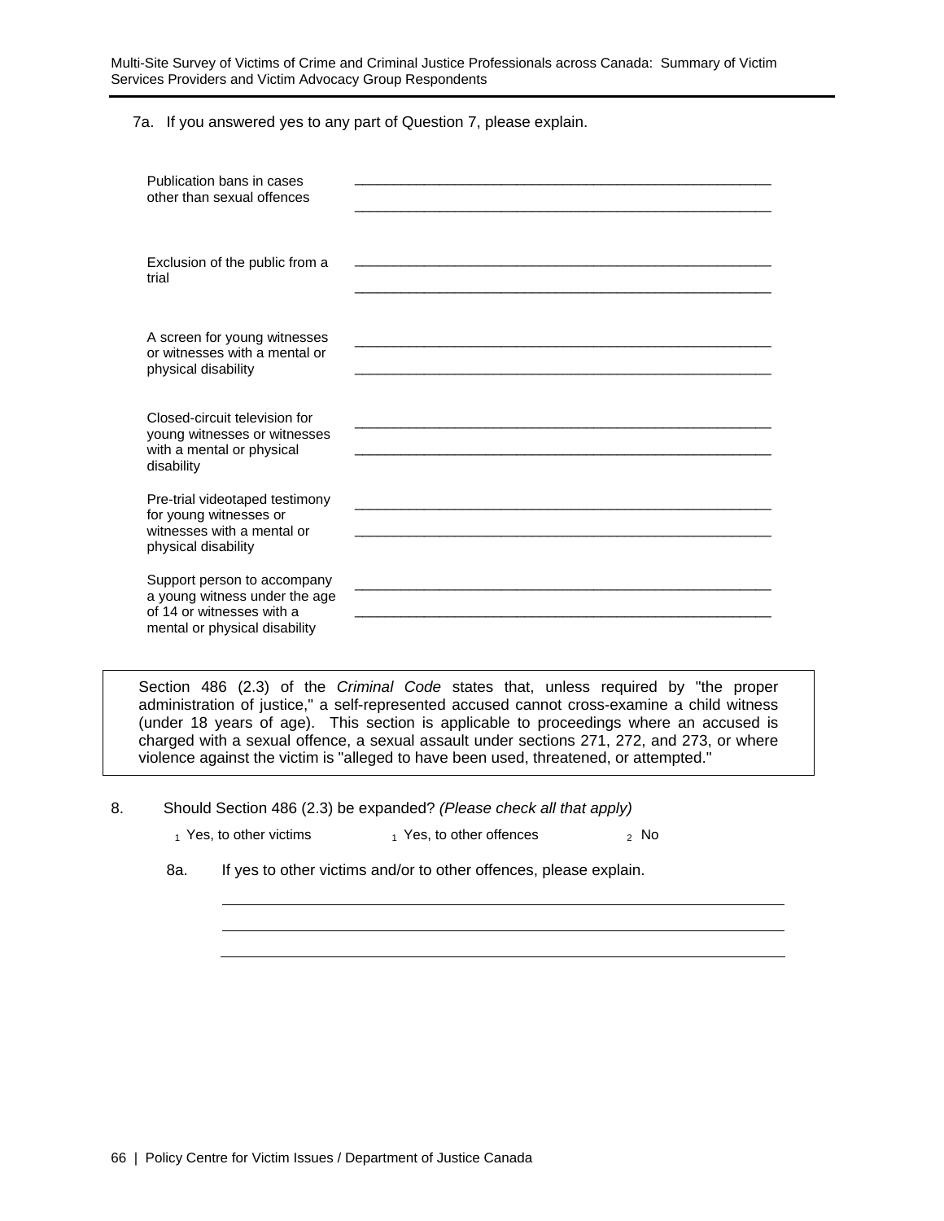7a. If you answered yes to any part of Question 7, please explain.

Publication bans in cases other than sexual offences
_______________________________________________________
_______________________________________________________

Exclusion of the public from a trial
_______________________________________________________
_______________________________________________________

A screen for young witnesses or witnesses with a mental or physical disability
_______________________________________________________
_______________________________________________________

Closed-circuit television for young witnesses or witnesses with a mental or physical disability
_______________________________________________________
_______________________________________________________

Pre-trial videotaped testimony for young witnesses or witnesses with a mental or physical disability
_______________________________________________________
_______________________________________________________

Support person to accompany a young witness under the age of 14 or witnesses with a mental or physical disability
_______________________________________________________
_______________________________________________________

> Section 486 (2.3) of the *Criminal Code* states that, unless required by "the proper administration of justice," a self-represented accused cannot cross-examine a child witness (under 18 years of age). This section is applicable to proceedings where an accused is charged with a sexual offence, a sexual assault under sections 271, 272, and 273, or where violence against the victim is "alleged to have been used, threatened, or attempted."

8. Should Section 486 (2.3) be expanded? *(Please check all that apply)*

   1 Yes, to other victims    1 Yes, to other offences    2 No

   8a. If yes to other victims and/or to other offences, please explain.

   _______________________________________________________
   _______________________________________________________
   _______________________________________________________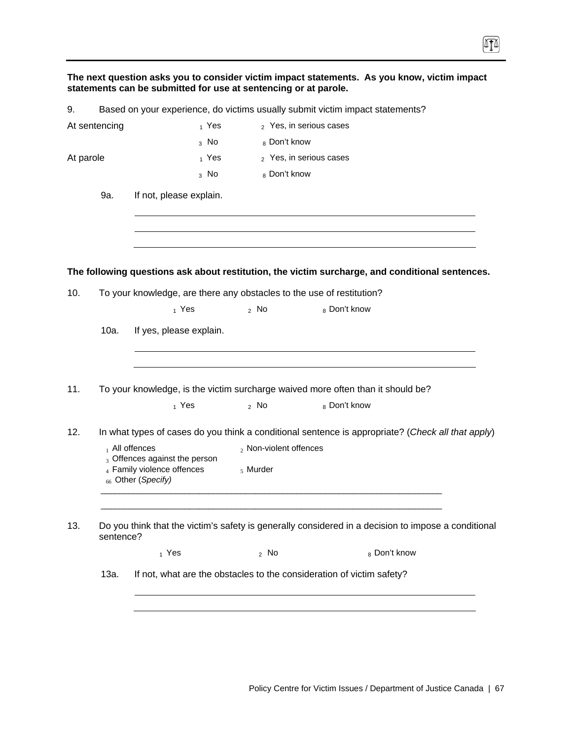**The next question asks you to consider victim impact statements. As you know, victim impact statements can be submitted for use at sentencing or at parole.**

9. Based on your experience, do victims usually submit victim impact statements?

At sentencing

- 1 Yes
- 2 Yes, in serious cases
- 3 No
- 8 Don't know

At parole

- 1 Yes
- 2 Yes, in serious cases
- 3 No
- 8 Don't know

9a. If not, please explain.

______________________________________________________________________

______________________________________________________________________

______________________________________________________________________

**The following questions ask about restitution, the victim surcharge, and conditional sentences.**

10. To your knowledge, are there any obstacles to the use of restitution?

- 1 Yes
- 2 No
- 8 Don't know

10a. If yes, please explain.

______________________________________________________________________

______________________________________________________________________

11. To your knowledge, is the victim surcharge waived more often than it should be?

- 1 Yes
- 2 No
- 8 Don't know

12. In what types of cases do you think a conditional sentence is appropriate? (*Check all that apply*)

- 1 All offences
- 2 Non-violent offences
- 3 Offences against the person
- 4 Family violence offences
- 5 Murder
- 66 Other (*Specify)*

______________________________________________________________________

______________________________________________________________________

13. Do you think that the victim's safety is generally considered in a decision to impose a conditional sentence?

- 1 Yes
- 2 No
- 8 Don't know

13a. If not, what are the obstacles to the consideration of victim safety?

______________________________________________________________________

______________________________________________________________________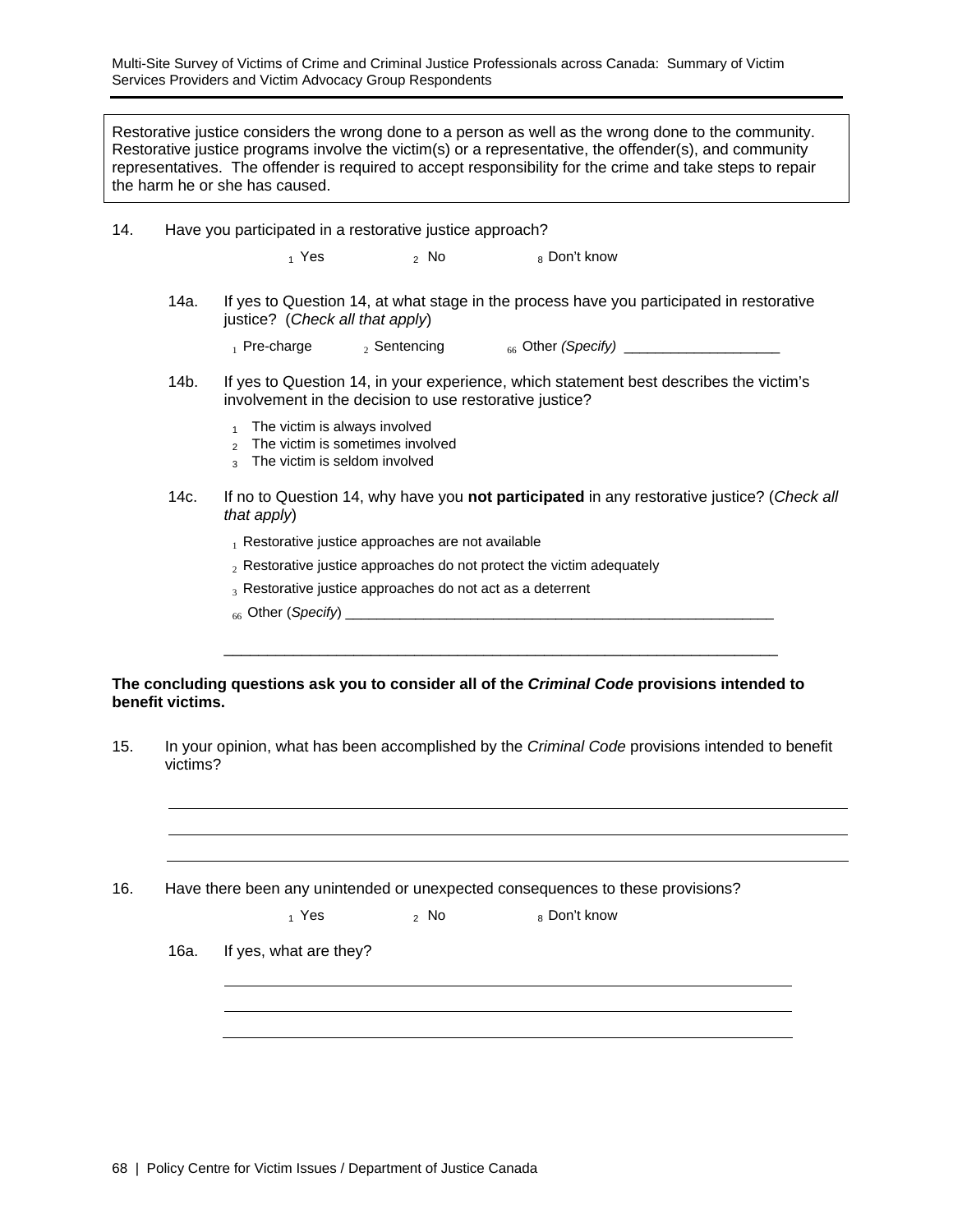Restorative justice considers the wrong done to a person as well as the wrong done to the community. Restorative justice programs involve the victim(s) or a representative, the offender(s), and community representatives. The offender is required to accept responsibility for the crime and take steps to repair the harm he or she has caused.

14. Have you participated in a restorative justice approach?

1 Yes 2 No 8 Don't know

14a. If yes to Question 14, at what stage in the process have you participated in restorative justice? (*Check all that apply*)

1 Pre-charge 2 Sentencing 66 Other *(Specify)* ____________________

14b. If yes to Question 14, in your experience, which statement best describes the victim's involvement in the decision to use restorative justice?

1 The victim is always involved
2 The victim is sometimes involved
3 The victim is seldom involved

14c. If no to Question 14, why have you **not participated** in any restorative justice? (*Check all that apply*)

1 Restorative justice approaches are not available

2 Restorative justice approaches do not protect the victim adequately

3 Restorative justice approaches do not act as a deterrent

66 Other (*Specify*) ________________________________________________________

____________________________________________________________________

**The concluding questions ask you to consider all of the *Criminal Code* provisions intended to benefit victims.**

15. In your opinion, what has been accomplished by the *Criminal Code* provisions intended to benefit victims?

____________________________________________________________________

____________________________________________________________________

____________________________________________________________________

16. Have there been any unintended or unexpected consequences to these provisions?

1 Yes 2 No 8 Don't know

16a. If yes, what are they?

____________________________________________________________________

____________________________________________________________________

____________________________________________________________________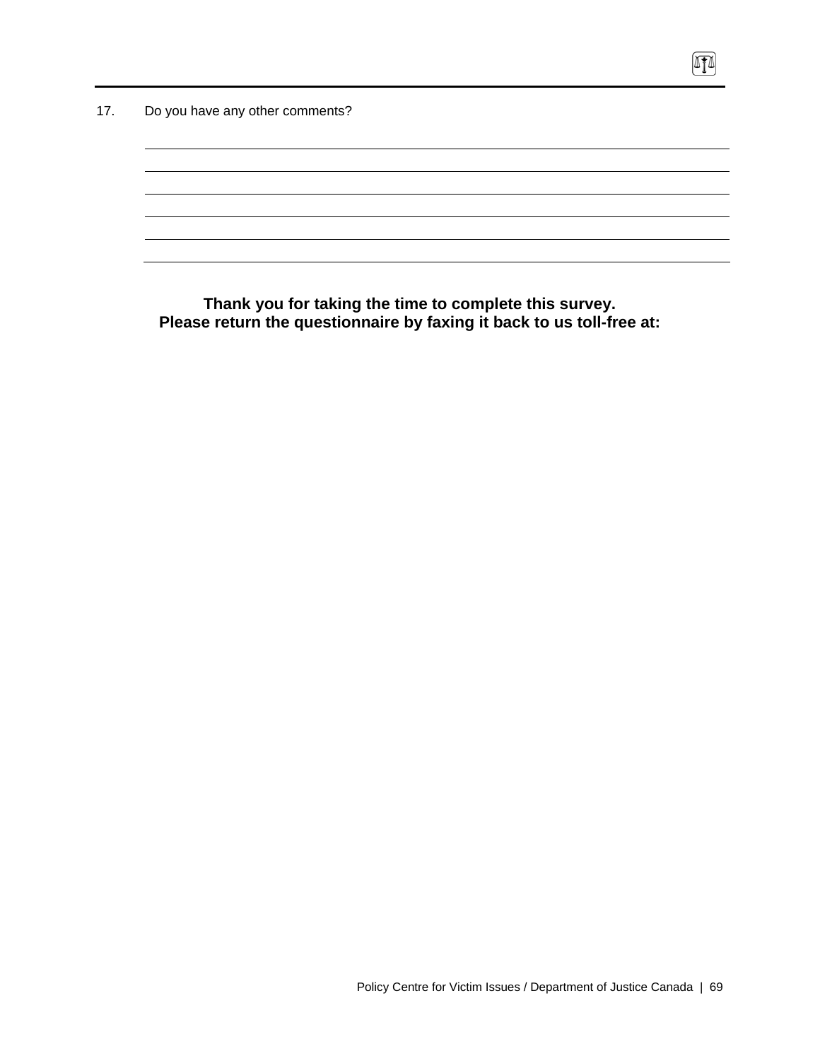17. Do you have any other comments?

______________________________________________________________________

______________________________________________________________________

______________________________________________________________________

______________________________________________________________________

______________________________________________________________________

______________________________________________________________________

**Thank you for taking the time to complete this survey.**
**Please return the questionnaire by faxing it back to us toll-free at:**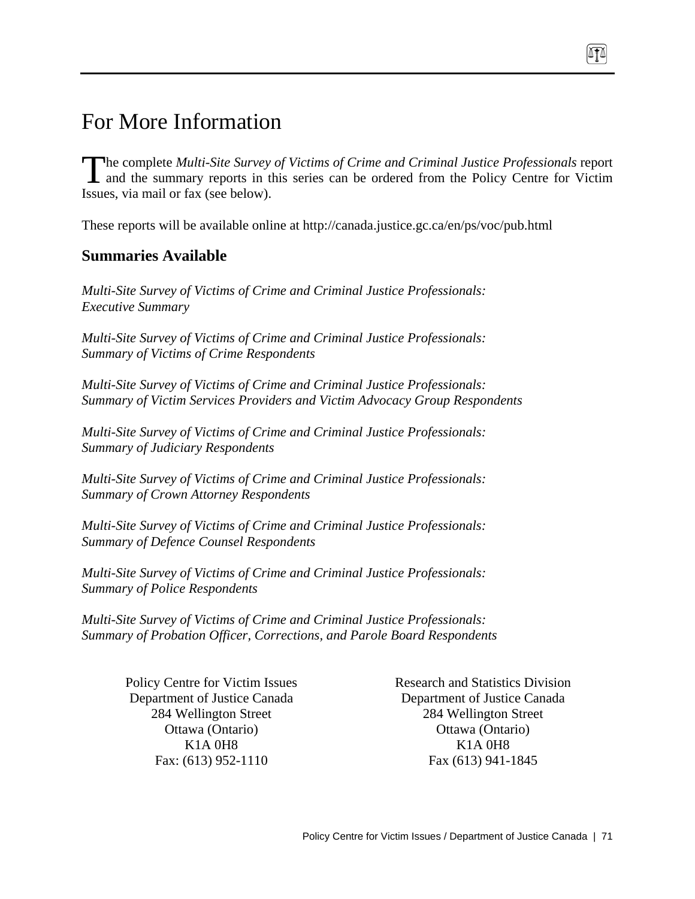# For More Information

The complete *Multi-Site Survey of Victims of Crime and Criminal Justice Professionals* report and the summary reports in this series can be ordered from the Policy Centre for Victim Issues, via mail or fax (see below).

These reports will be available online at http://canada.justice.gc.ca/en/ps/voc/pub.html

## Summaries Available

*Multi-Site Survey of Victims of Crime and Criminal Justice Professionals: Executive Summary*

*Multi-Site Survey of Victims of Crime and Criminal Justice Professionals: Summary of Victims of Crime Respondents*

*Multi-Site Survey of Victims of Crime and Criminal Justice Professionals: Summary of Victim Services Providers and Victim Advocacy Group Respondents*

*Multi-Site Survey of Victims of Crime and Criminal Justice Professionals: Summary of Judiciary Respondents*

*Multi-Site Survey of Victims of Crime and Criminal Justice Professionals: Summary of Crown Attorney Respondents*

*Multi-Site Survey of Victims of Crime and Criminal Justice Professionals: Summary of Defence Counsel Respondents*

*Multi-Site Survey of Victims of Crime and Criminal Justice Professionals: Summary of Police Respondents*

*Multi-Site Survey of Victims of Crime and Criminal Justice Professionals: Summary of Probation Officer, Corrections, and Parole Board Respondents*

Policy Centre for Victim Issues
Department of Justice Canada
284 Wellington Street
Ottawa (Ontario)
K1A 0H8
Fax: (613) 952-1110

Research and Statistics Division
Department of Justice Canada
284 Wellington Street
Ottawa (Ontario)
K1A 0H8
Fax (613) 941-1845